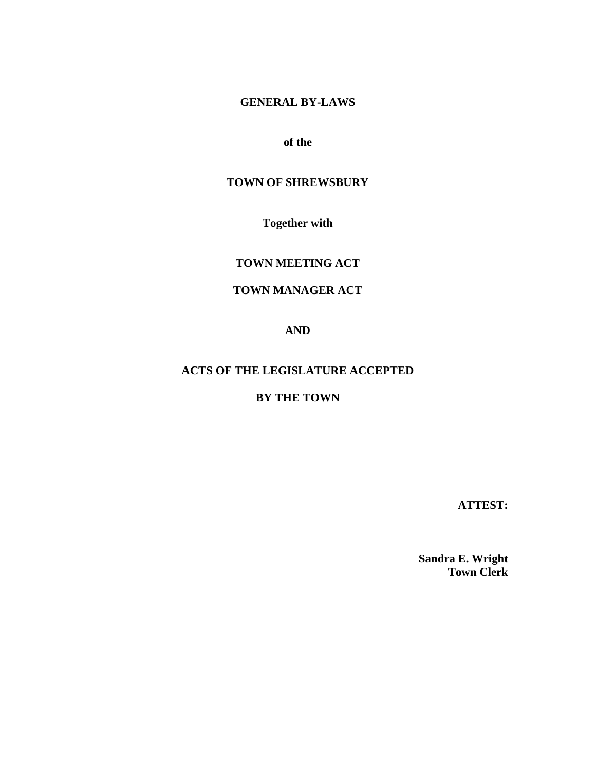# GENERAL BY-LAWS

**of the**

# TOWN OF SHREWSBURY

**Together with**

**TOWN MEETING ACT**

**TOWN MANAGER ACT**

**AND**

**ACTS OF THE LEGISLATURE ACCEPTED**

**BY THE TOWN**

**ATTEST:**

**Sandra E. Wright**
**Town Clerk**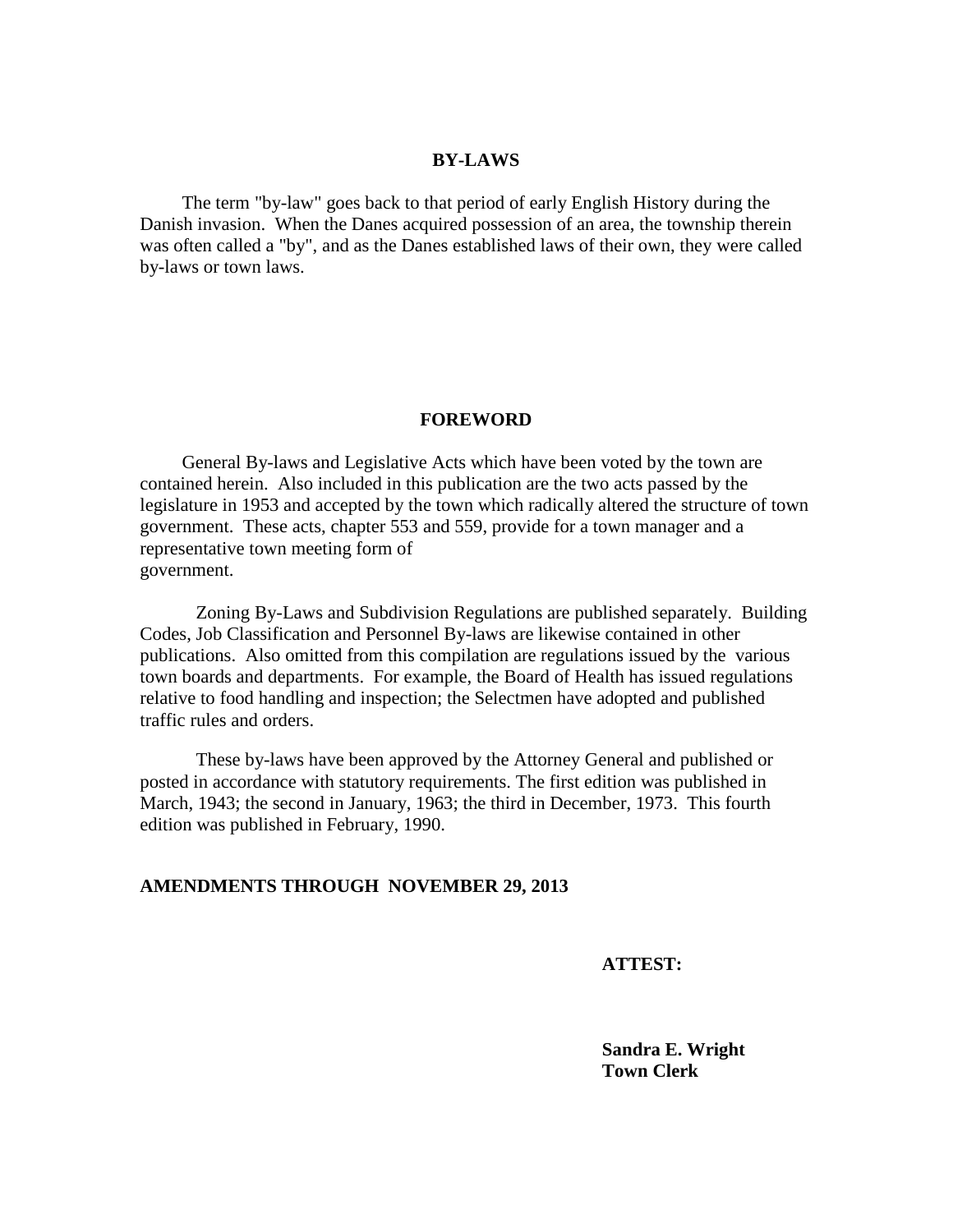## BY-LAWS

The term "by-law" goes back to that period of early English History during the Danish invasion. When the Danes acquired possession of an area, the township therein was often called a "by", and as the Danes established laws of their own, they were called by-laws or town laws.

## FOREWORD

General By-laws and Legislative Acts which have been voted by the town are contained herein. Also included in this publication are the two acts passed by the legislature in 1953 and accepted by the town which radically altered the structure of town government. These acts, chapter 553 and 559, provide for a town manager and a representative town meeting form of government.

Zoning By-Laws and Subdivision Regulations are published separately. Building Codes, Job Classification and Personnel By-laws are likewise contained in other publications. Also omitted from this compilation are regulations issued by the various town boards and departments. For example, the Board of Health has issued regulations relative to food handling and inspection; the Selectmen have adopted and published traffic rules and orders.

These by-laws have been approved by the Attorney General and published or posted in accordance with statutory requirements. The first edition was published in March, 1943; the second in January, 1963; the third in December, 1973. This fourth edition was published in February, 1990.

**AMENDMENTS THROUGH NOVEMBER 29, 2013**

**ATTEST:**

**Sandra E. Wright**
**Town Clerk**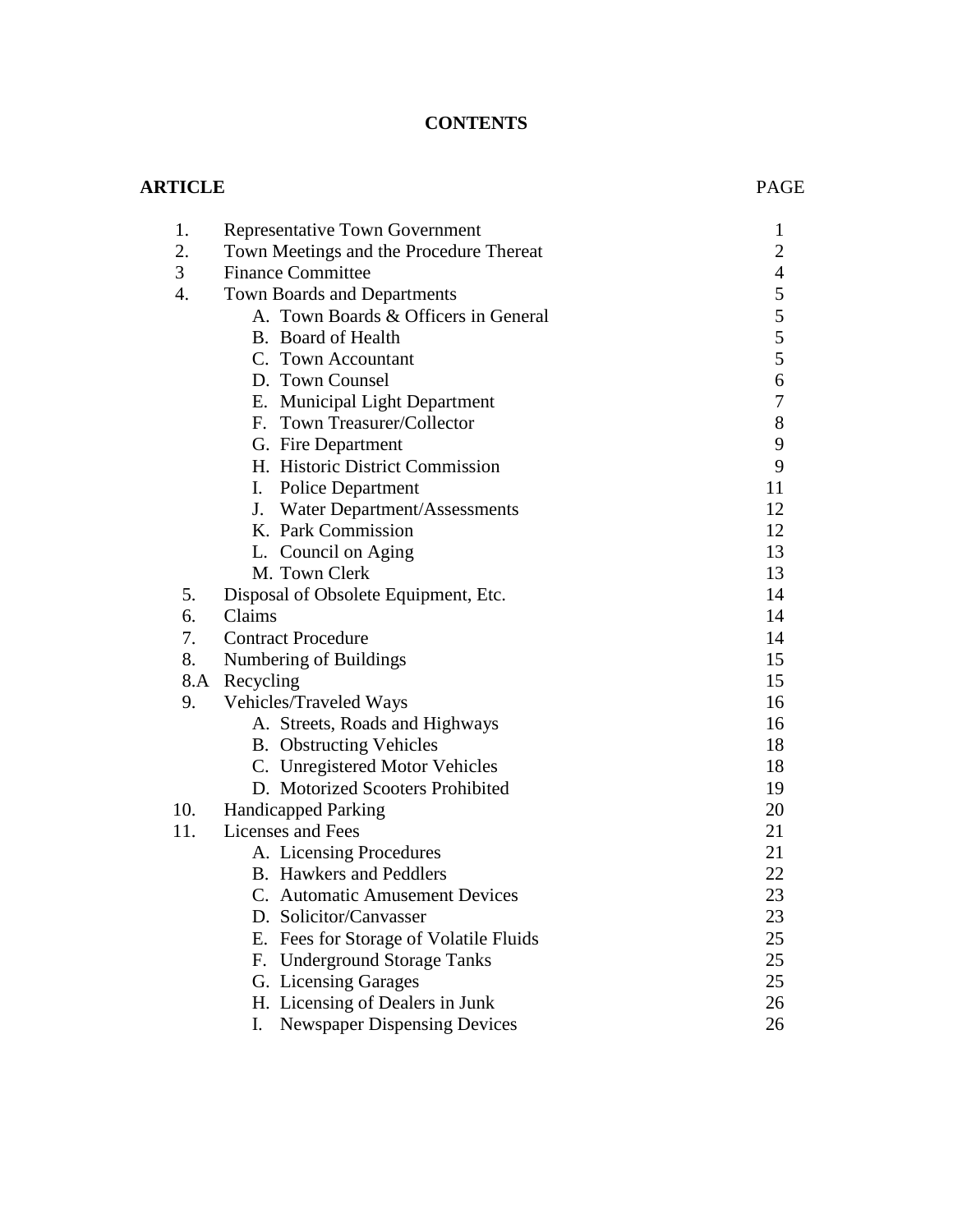# CONTENTS

| ARTICLE | | PAGE |
|---|---|---|
| 1. | Representative Town Government | 1 |
| 2. | Town Meetings and the Procedure Thereat | 2 |
| 3 | Finance Committee | 4 |
| 4. | Town Boards and Departments | 5 |
| | A. Town Boards & Officers in General | 5 |
| | B. Board of Health | 5 |
| | C. Town Accountant | 5 |
| | D. Town Counsel | 6 |
| | E. Municipal Light Department | 7 |
| | F. Town Treasurer/Collector | 8 |
| | G. Fire Department | 9 |
| | H. Historic District Commission | 9 |
| | I. Police Department | 11 |
| | J. Water Department/Assessments | 12 |
| | K. Park Commission | 12 |
| | L. Council on Aging | 13 |
| | M. Town Clerk | 13 |
| 5. | Disposal of Obsolete Equipment, Etc. | 14 |
| 6. | Claims | 14 |
| 7. | Contract Procedure | 14 |
| 8. | Numbering of Buildings | 15 |
| 8.A | Recycling | 15 |
| 9. | Vehicles/Traveled Ways | 16 |
| | A. Streets, Roads and Highways | 16 |
| | B. Obstructing Vehicles | 18 |
| | C. Unregistered Motor Vehicles | 18 |
| | D. Motorized Scooters Prohibited | 19 |
| 10. | Handicapped Parking | 20 |
| 11. | Licenses and Fees | 21 |
| | A. Licensing Procedures | 21 |
| | B. Hawkers and Peddlers | 22 |
| | C. Automatic Amusement Devices | 23 |
| | D. Solicitor/Canvasser | 23 |
| | E. Fees for Storage of Volatile Fluids | 25 |
| | F. Underground Storage Tanks | 25 |
| | G. Licensing Garages | 25 |
| | H. Licensing of Dealers in Junk | 26 |
| | I. Newspaper Dispensing Devices | 26 |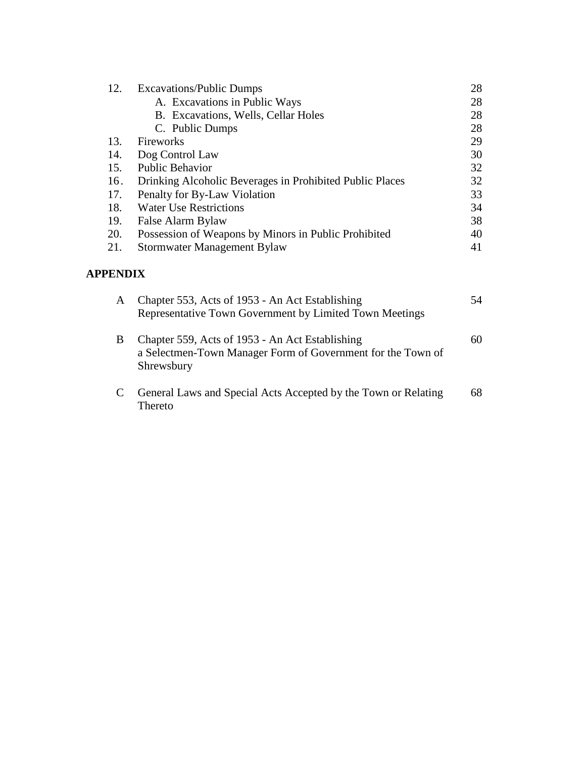| | | |
|---|---|---|
| 12. | Excavations/Public Dumps | 28 |
| | A. Excavations in Public Ways | 28 |
| | B. Excavations, Wells, Cellar Holes | 28 |
| | C. Public Dumps | 28 |
| 13. | Fireworks | 29 |
| 14. | Dog Control Law | 30 |
| 15. | Public Behavior | 32 |
| 16. | Drinking Alcoholic Beverages in Prohibited Public Places | 32 |
| 17. | Penalty for By-Law Violation | 33 |
| 18. | Water Use Restrictions | 34 |
| 19. | False Alarm Bylaw | 38 |
| 20. | Possession of Weapons by Minors in Public Prohibited | 40 |
| 21. | Stormwater Management Bylaw | 41 |

**APPENDIX**

| | | |
|---|---|---|
| A | Chapter 553, Acts of 1953 - An Act Establishing Representative Town Government by Limited Town Meetings | 54 |
| B | Chapter 559, Acts of 1953 - An Act Establishing a Selectmen-Town Manager Form of Government for the Town of Shrewsbury | 60 |
| C | General Laws and Special Acts Accepted by the Town or Relating Thereto | 68 |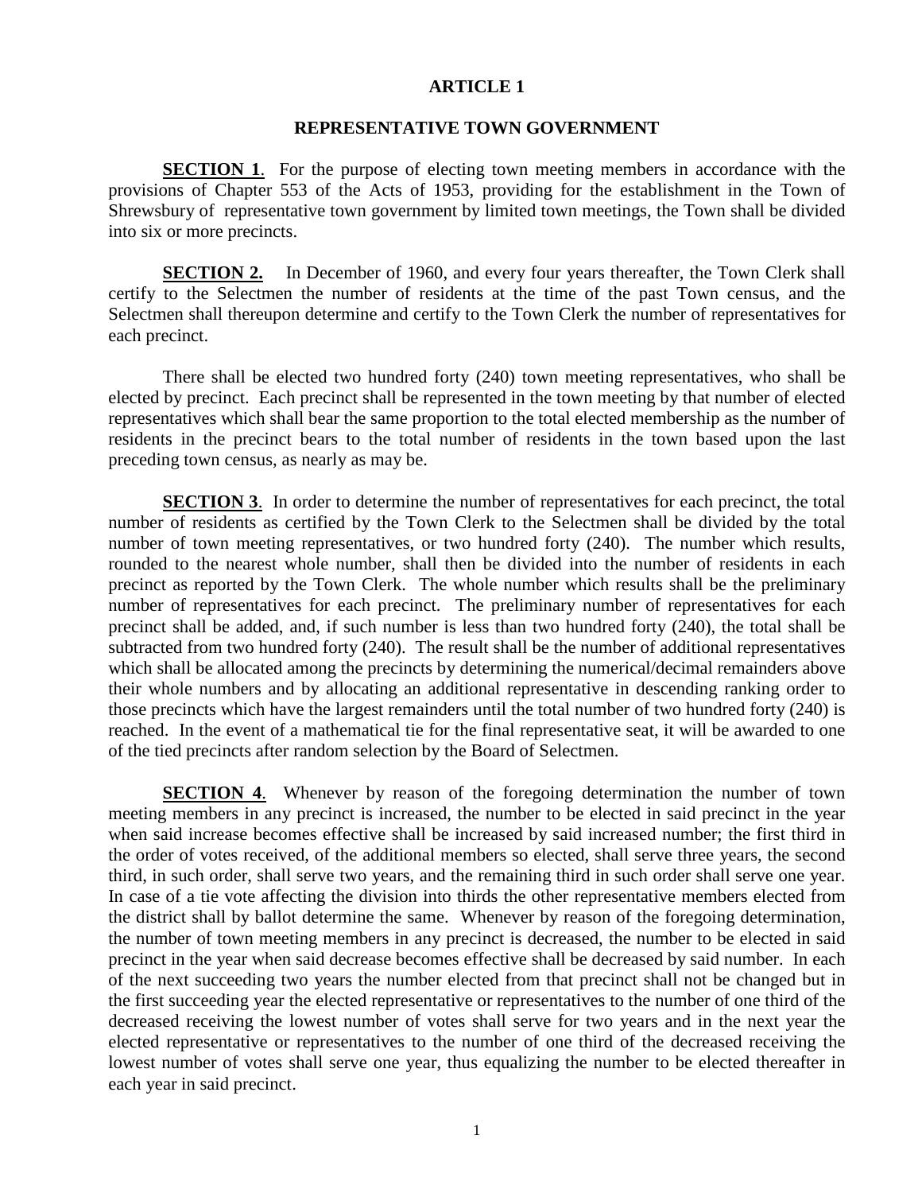# ARTICLE 1

## REPRESENTATIVE TOWN GOVERNMENT

**SECTION 1**. For the purpose of electing town meeting members in accordance with the provisions of Chapter 553 of the Acts of 1953, providing for the establishment in the Town of Shrewsbury of representative town government by limited town meetings, the Town shall be divided into six or more precincts.

**SECTION 2.** In December of 1960, and every four years thereafter, the Town Clerk shall certify to the Selectmen the number of residents at the time of the past Town census, and the Selectmen shall thereupon determine and certify to the Town Clerk the number of representatives for each precinct.

There shall be elected two hundred forty (240) town meeting representatives, who shall be elected by precinct. Each precinct shall be represented in the town meeting by that number of elected representatives which shall bear the same proportion to the total elected membership as the number of residents in the precinct bears to the total number of residents in the town based upon the last preceding town census, as nearly as may be.

**SECTION 3**. In order to determine the number of representatives for each precinct, the total number of residents as certified by the Town Clerk to the Selectmen shall be divided by the total number of town meeting representatives, or two hundred forty (240). The number which results, rounded to the nearest whole number, shall then be divided into the number of residents in each precinct as reported by the Town Clerk. The whole number which results shall be the preliminary number of representatives for each precinct. The preliminary number of representatives for each precinct shall be added, and, if such number is less than two hundred forty (240), the total shall be subtracted from two hundred forty (240). The result shall be the number of additional representatives which shall be allocated among the precincts by determining the numerical/decimal remainders above their whole numbers and by allocating an additional representative in descending ranking order to those precincts which have the largest remainders until the total number of two hundred forty (240) is reached. In the event of a mathematical tie for the final representative seat, it will be awarded to one of the tied precincts after random selection by the Board of Selectmen.

**SECTION 4**. Whenever by reason of the foregoing determination the number of town meeting members in any precinct is increased, the number to be elected in said precinct in the year when said increase becomes effective shall be increased by said increased number; the first third in the order of votes received, of the additional members so elected, shall serve three years, the second third, in such order, shall serve two years, and the remaining third in such order shall serve one year. In case of a tie vote affecting the division into thirds the other representative members elected from the district shall by ballot determine the same. Whenever by reason of the foregoing determination, the number of town meeting members in any precinct is decreased, the number to be elected in said precinct in the year when said decrease becomes effective shall be decreased by said number. In each of the next succeeding two years the number elected from that precinct shall not be changed but in the first succeeding year the elected representative or representatives to the number of one third of the decreased receiving the lowest number of votes shall serve for two years and in the next year the elected representative or representatives to the number of one third of the decreased receiving the lowest number of votes shall serve one year, thus equalizing the number to be elected thereafter in each year in said precinct.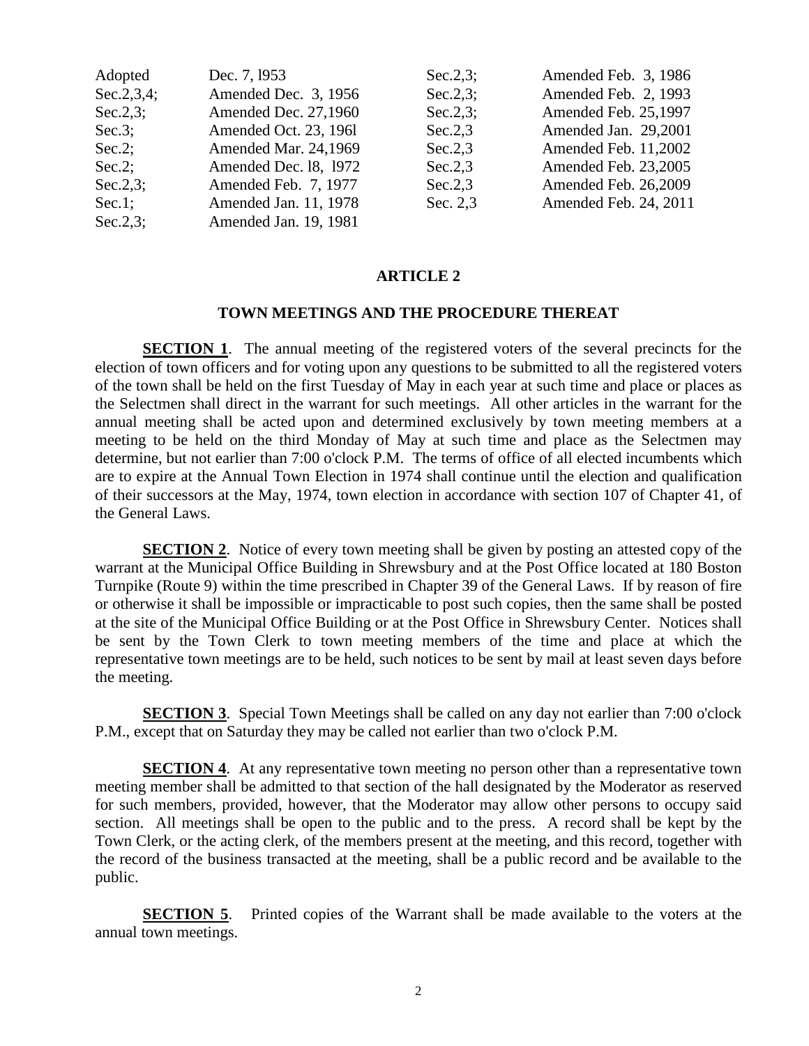| | | | |
|---|---|---|---|
| Adopted | Dec. 7, l953 | Sec.2,3; | Amended Feb. 3, 1986 |
| Sec.2,3,4; | Amended Dec. 3, 1956 | Sec.2,3; | Amended Feb. 2, 1993 |
| Sec.2,3; | Amended Dec. 27,1960 | Sec.2,3; | Amended Feb. 25,1997 |
| Sec.3; | Amended Oct. 23, 196l | Sec.2,3 | Amended Jan. 29,2001 |
| Sec.2; | Amended Mar. 24,1969 | Sec.2,3 | Amended Feb. 11,2002 |
| Sec.2; | Amended Dec. l8, l972 | Sec.2,3 | Amended Feb. 23,2005 |
| Sec.2,3; | Amended Feb. 7, 1977 | Sec.2,3 | Amended Feb. 26,2009 |
| Sec.1; | Amended Jan. 11, 1978 | Sec. 2,3 | Amended Feb. 24, 2011 |
| Sec.2,3; | Amended Jan. 19, 1981 | | |

# ARTICLE 2

## TOWN MEETINGS AND THE PROCEDURE THEREAT

**SECTION 1**. The annual meeting of the registered voters of the several precincts for the election of town officers and for voting upon any questions to be submitted to all the registered voters of the town shall be held on the first Tuesday of May in each year at such time and place or places as the Selectmen shall direct in the warrant for such meetings. All other articles in the warrant for the annual meeting shall be acted upon and determined exclusively by town meeting members at a meeting to be held on the third Monday of May at such time and place as the Selectmen may determine, but not earlier than 7:00 o'clock P.M. The terms of office of all elected incumbents which are to expire at the Annual Town Election in 1974 shall continue until the election and qualification of their successors at the May, 1974, town election in accordance with section 107 of Chapter 41, of the General Laws.

**SECTION 2**. Notice of every town meeting shall be given by posting an attested copy of the warrant at the Municipal Office Building in Shrewsbury and at the Post Office located at 180 Boston Turnpike (Route 9) within the time prescribed in Chapter 39 of the General Laws. If by reason of fire or otherwise it shall be impossible or impracticable to post such copies, then the same shall be posted at the site of the Municipal Office Building or at the Post Office in Shrewsbury Center. Notices shall be sent by the Town Clerk to town meeting members of the time and place at which the representative town meetings are to be held, such notices to be sent by mail at least seven days before the meeting.

**SECTION 3**. Special Town Meetings shall be called on any day not earlier than 7:00 o'clock P.M., except that on Saturday they may be called not earlier than two o'clock P.M.

**SECTION 4**. At any representative town meeting no person other than a representative town meeting member shall be admitted to that section of the hall designated by the Moderator as reserved for such members, provided, however, that the Moderator may allow other persons to occupy said section. All meetings shall be open to the public and to the press. A record shall be kept by the Town Clerk, or the acting clerk, of the members present at the meeting, and this record, together with the record of the business transacted at the meeting, shall be a public record and be available to the public.

**SECTION 5**. Printed copies of the Warrant shall be made available to the voters at the annual town meetings.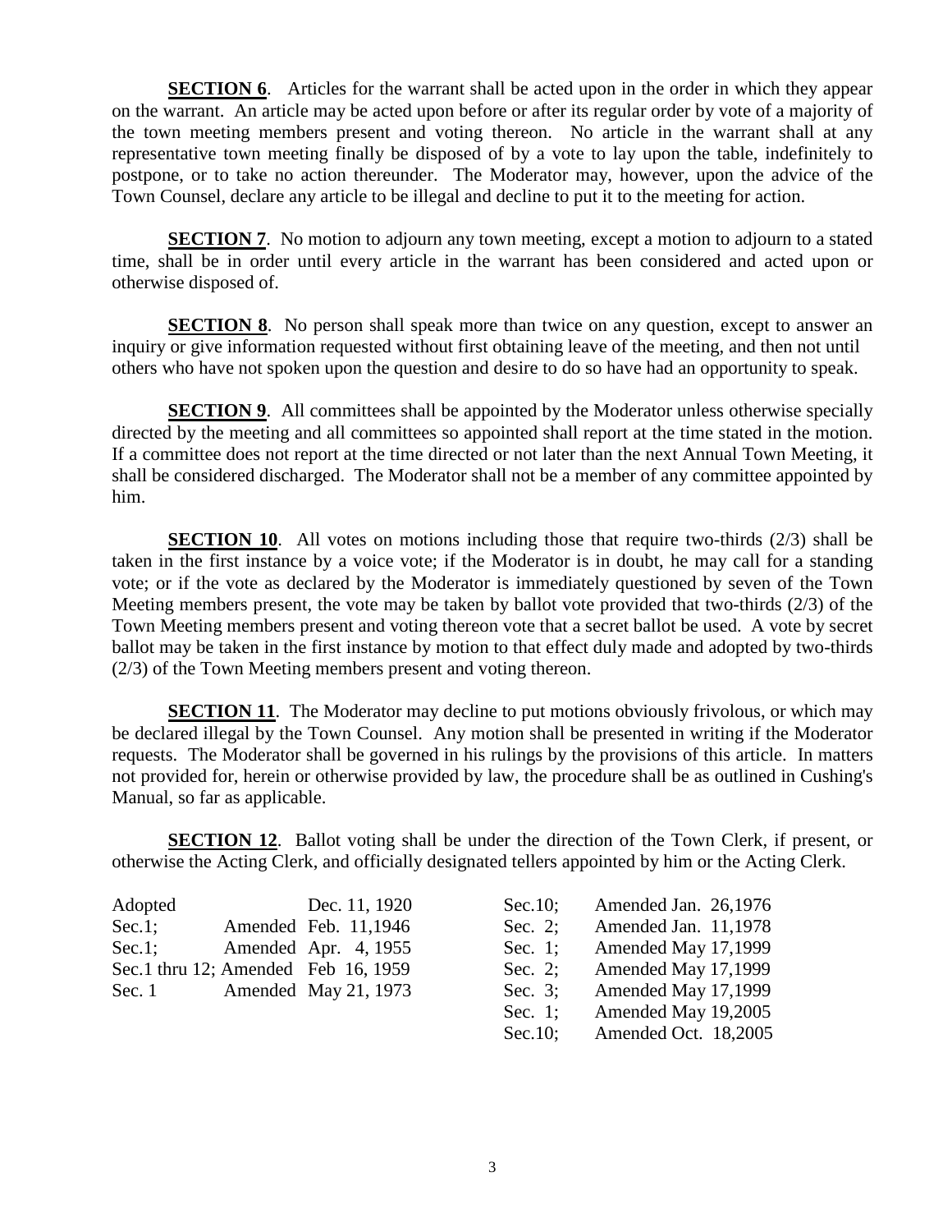**SECTION 6**. Articles for the warrant shall be acted upon in the order in which they appear on the warrant. An article may be acted upon before or after its regular order by vote of a majority of the town meeting members present and voting thereon. No article in the warrant shall at any representative town meeting finally be disposed of by a vote to lay upon the table, indefinitely to postpone, or to take no action thereunder. The Moderator may, however, upon the advice of the Town Counsel, declare any article to be illegal and decline to put it to the meeting for action.

**SECTION 7**. No motion to adjourn any town meeting, except a motion to adjourn to a stated time, shall be in order until every article in the warrant has been considered and acted upon or otherwise disposed of.

**SECTION 8**. No person shall speak more than twice on any question, except to answer an inquiry or give information requested without first obtaining leave of the meeting, and then not until others who have not spoken upon the question and desire to do so have had an opportunity to speak.

**SECTION 9**. All committees shall be appointed by the Moderator unless otherwise specially directed by the meeting and all committees so appointed shall report at the time stated in the motion. If a committee does not report at the time directed or not later than the next Annual Town Meeting, it shall be considered discharged. The Moderator shall not be a member of any committee appointed by him.

**SECTION 10**. All votes on motions including those that require two-thirds (2/3) shall be taken in the first instance by a voice vote; if the Moderator is in doubt, he may call for a standing vote; or if the vote as declared by the Moderator is immediately questioned by seven of the Town Meeting members present, the vote may be taken by ballot vote provided that two-thirds (2/3) of the Town Meeting members present and voting thereon vote that a secret ballot be used. A vote by secret ballot may be taken in the first instance by motion to that effect duly made and adopted by two-thirds (2/3) of the Town Meeting members present and voting thereon.

**SECTION 11**. The Moderator may decline to put motions obviously frivolous, or which may be declared illegal by the Town Counsel. Any motion shall be presented in writing if the Moderator requests. The Moderator shall be governed in his rulings by the provisions of this article. In matters not provided for, herein or otherwise provided by law, the procedure shall be as outlined in Cushing's Manual, so far as applicable.

**SECTION 12**. Ballot voting shall be under the direction of the Town Clerk, if present, or otherwise the Acting Clerk, and officially designated tellers appointed by him or the Acting Clerk.

Adopted Dec. 11, 1920
Sec.1; Amended Feb. 11,1946
Sec.1; Amended Apr. 4, 1955
Sec.1 thru 12; Amended Feb 16, 1959
Sec. 1 Amended May 21, 1973
Sec.10; Amended Jan. 26,1976
Sec. 2; Amended Jan. 11,1978
Sec. 1; Amended May 17,1999
Sec. 2; Amended May 17,1999
Sec. 3; Amended May 17,1999
Sec. 1; Amended May 19,2005
Sec.10; Amended Oct. 18,2005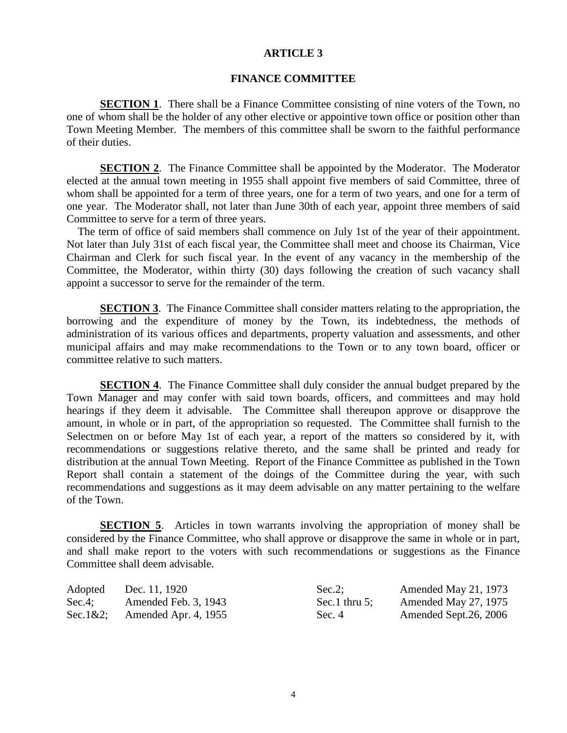# ARTICLE 3

## FINANCE COMMITTEE

**SECTION 1**. There shall be a Finance Committee consisting of nine voters of the Town, no one of whom shall be the holder of any other elective or appointive town office or position other than Town Meeting Member. The members of this committee shall be sworn to the faithful performance of their duties.

**SECTION 2**. The Finance Committee shall be appointed by the Moderator. The Moderator elected at the annual town meeting in 1955 shall appoint five members of said Committee, three of whom shall be appointed for a term of three years, one for a term of two years, and one for a term of one year. The Moderator shall, not later than June 30th of each year, appoint three members of said Committee to serve for a term of three years.

The term of office of said members shall commence on July 1st of the year of their appointment. Not later than July 31st of each fiscal year, the Committee shall meet and choose its Chairman, Vice Chairman and Clerk for such fiscal year. In the event of any vacancy in the membership of the Committee, the Moderator, within thirty (30) days following the creation of such vacancy shall appoint a successor to serve for the remainder of the term.

**SECTION 3**. The Finance Committee shall consider matters relating to the appropriation, the borrowing and the expenditure of money by the Town, its indebtedness, the methods of administration of its various offices and departments, property valuation and assessments, and other municipal affairs and may make recommendations to the Town or to any town board, officer or committee relative to such matters.

**SECTION 4**. The Finance Committee shall duly consider the annual budget prepared by the Town Manager and may confer with said town boards, officers, and committees and may hold hearings if they deem it advisable. The Committee shall thereupon approve or disapprove the amount, in whole or in part, of the appropriation so requested. The Committee shall furnish to the Selectmen on or before May 1st of each year, a report of the matters so considered by it, with recommendations or suggestions relative thereto, and the same shall be printed and ready for distribution at the annual Town Meeting. Report of the Finance Committee as published in the Town Report shall contain a statement of the doings of the Committee during the year, with such recommendations and suggestions as it may deem advisable on any matter pertaining to the welfare of the Town.

**SECTION 5**. Articles in town warrants involving the appropriation of money shall be considered by the Finance Committee, who shall approve or disapprove the same in whole or in part, and shall make report to the voters with such recommendations or suggestions as the Finance Committee shall deem advisable.

| | | | |
|---|---|---|---|
| Adopted | Dec. 11, 1920 | Sec.2; | Amended May 21, 1973 |
| Sec.4; | Amended Feb. 3, 1943 | Sec.1 thru 5; | Amended May 27, 1975 |
| Sec.1&2; | Amended Apr. 4, 1955 | Sec. 4 | Amended Sept.26, 2006 |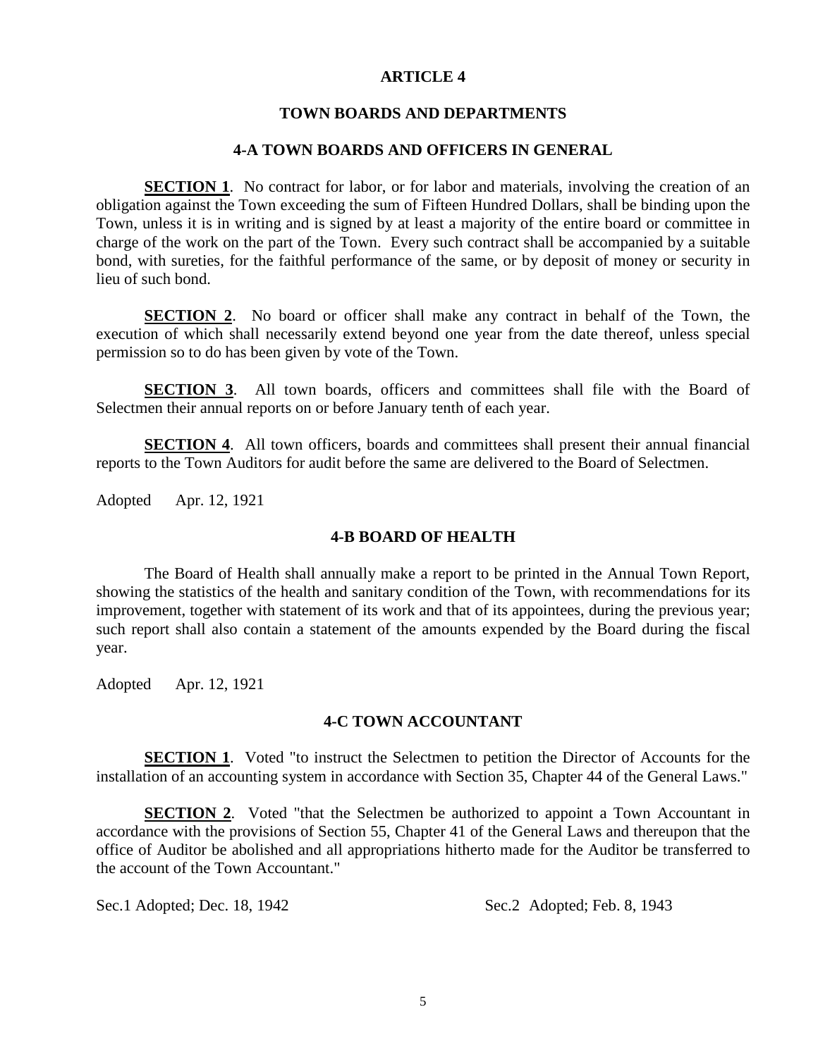# ARTICLE 4

## TOWN BOARDS AND DEPARTMENTS

### 4-A TOWN BOARDS AND OFFICERS IN GENERAL

**SECTION 1**. No contract for labor, or for labor and materials, involving the creation of an obligation against the Town exceeding the sum of Fifteen Hundred Dollars, shall be binding upon the Town, unless it is in writing and is signed by at least a majority of the entire board or committee in charge of the work on the part of the Town. Every such contract shall be accompanied by a suitable bond, with sureties, for the faithful performance of the same, or by deposit of money or security in lieu of such bond.

**SECTION 2**. No board or officer shall make any contract in behalf of the Town, the execution of which shall necessarily extend beyond one year from the date thereof, unless special permission so to do has been given by vote of the Town.

**SECTION 3**. All town boards, officers and committees shall file with the Board of Selectmen their annual reports on or before January tenth of each year.

**SECTION 4**. All town officers, boards and committees shall present their annual financial reports to the Town Auditors for audit before the same are delivered to the Board of Selectmen.

Adopted Apr. 12, 1921

### 4-B BOARD OF HEALTH

The Board of Health shall annually make a report to be printed in the Annual Town Report, showing the statistics of the health and sanitary condition of the Town, with recommendations for its improvement, together with statement of its work and that of its appointees, during the previous year; such report shall also contain a statement of the amounts expended by the Board during the fiscal year.

Adopted Apr. 12, 1921

### 4-C TOWN ACCOUNTANT

**SECTION 1**. Voted "to instruct the Selectmen to petition the Director of Accounts for the installation of an accounting system in accordance with Section 35, Chapter 44 of the General Laws."

**SECTION 2**. Voted "that the Selectmen be authorized to appoint a Town Accountant in accordance with the provisions of Section 55, Chapter 41 of the General Laws and thereupon that the office of Auditor be abolished and all appropriations hitherto made for the Auditor be transferred to the account of the Town Accountant."

Sec.1 Adopted; Dec. 18, 1942 Sec.2 Adopted; Feb. 8, 1943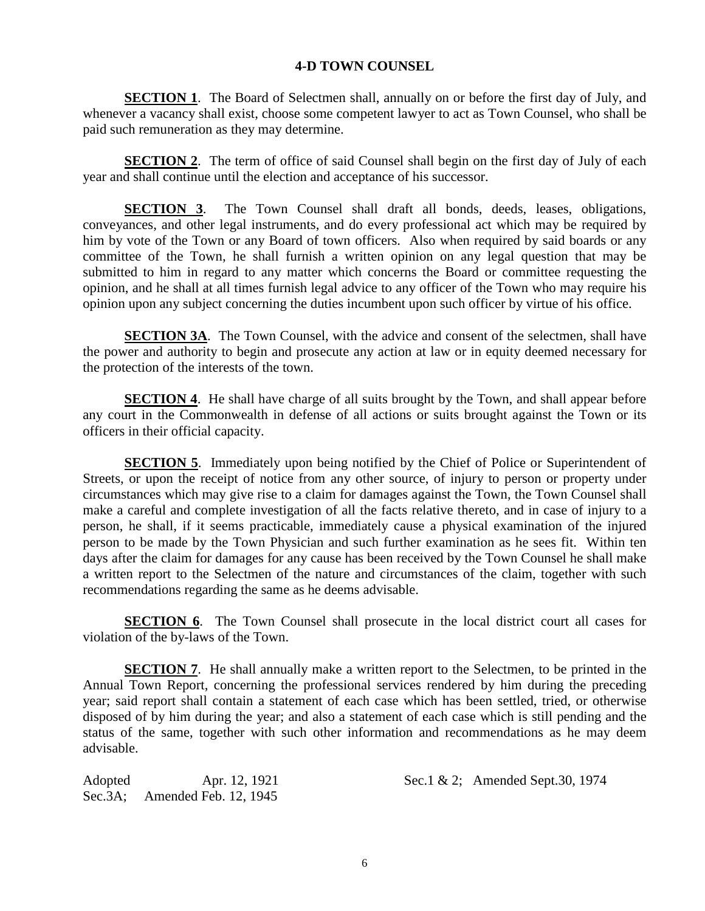## 4-D TOWN COUNSEL

**SECTION 1**. The Board of Selectmen shall, annually on or before the first day of July, and whenever a vacancy shall exist, choose some competent lawyer to act as Town Counsel, who shall be paid such remuneration as they may determine.

**SECTION 2**. The term of office of said Counsel shall begin on the first day of July of each year and shall continue until the election and acceptance of his successor.

**SECTION 3**. The Town Counsel shall draft all bonds, deeds, leases, obligations, conveyances, and other legal instruments, and do every professional act which may be required by him by vote of the Town or any Board of town officers. Also when required by said boards or any committee of the Town, he shall furnish a written opinion on any legal question that may be submitted to him in regard to any matter which concerns the Board or committee requesting the opinion, and he shall at all times furnish legal advice to any officer of the Town who may require his opinion upon any subject concerning the duties incumbent upon such officer by virtue of his office.

**SECTION 3A**. The Town Counsel, with the advice and consent of the selectmen, shall have the power and authority to begin and prosecute any action at law or in equity deemed necessary for the protection of the interests of the town.

**SECTION 4**. He shall have charge of all suits brought by the Town, and shall appear before any court in the Commonwealth in defense of all actions or suits brought against the Town or its officers in their official capacity.

**SECTION 5**. Immediately upon being notified by the Chief of Police or Superintendent of Streets, or upon the receipt of notice from any other source, of injury to person or property under circumstances which may give rise to a claim for damages against the Town, the Town Counsel shall make a careful and complete investigation of all the facts relative thereto, and in case of injury to a person, he shall, if it seems practicable, immediately cause a physical examination of the injured person to be made by the Town Physician and such further examination as he sees fit. Within ten days after the claim for damages for any cause has been received by the Town Counsel he shall make a written report to the Selectmen of the nature and circumstances of the claim, together with such recommendations regarding the same as he deems advisable.

**SECTION 6**. The Town Counsel shall prosecute in the local district court all cases for violation of the by-laws of the Town.

**SECTION 7**. He shall annually make a written report to the Selectmen, to be printed in the Annual Town Report, concerning the professional services rendered by him during the preceding year; said report shall contain a statement of each case which has been settled, tried, or otherwise disposed of by him during the year; and also a statement of each case which is still pending and the status of the same, together with such other information and recommendations as he may deem advisable.

Adopted Apr. 12, 1921 — Sec.1 & 2; Amended Sept.30, 1974
Sec.3A; Amended Feb. 12, 1945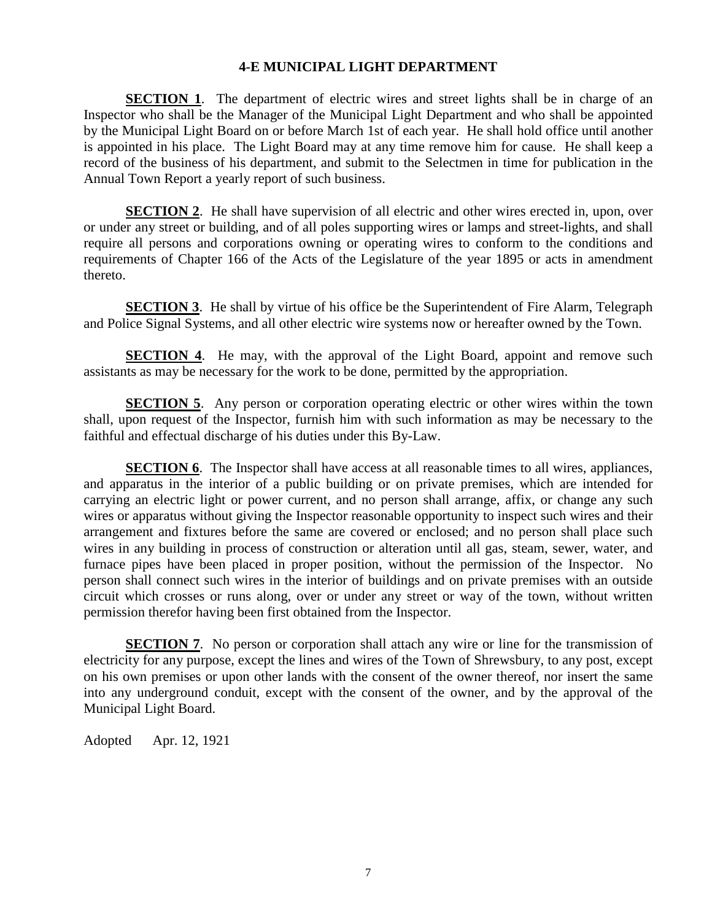# 4-E MUNICIPAL LIGHT DEPARTMENT

**SECTION 1**. The department of electric wires and street lights shall be in charge of an Inspector who shall be the Manager of the Municipal Light Department and who shall be appointed by the Municipal Light Board on or before March 1st of each year. He shall hold office until another is appointed in his place. The Light Board may at any time remove him for cause. He shall keep a record of the business of his department, and submit to the Selectmen in time for publication in the Annual Town Report a yearly report of such business.

**SECTION 2**. He shall have supervision of all electric and other wires erected in, upon, over or under any street or building, and of all poles supporting wires or lamps and street-lights, and shall require all persons and corporations owning or operating wires to conform to the conditions and requirements of Chapter 166 of the Acts of the Legislature of the year 1895 or acts in amendment thereto.

**SECTION 3**. He shall by virtue of his office be the Superintendent of Fire Alarm, Telegraph and Police Signal Systems, and all other electric wire systems now or hereafter owned by the Town.

**SECTION 4**. He may, with the approval of the Light Board, appoint and remove such assistants as may be necessary for the work to be done, permitted by the appropriation.

**SECTION 5**. Any person or corporation operating electric or other wires within the town shall, upon request of the Inspector, furnish him with such information as may be necessary to the faithful and effectual discharge of his duties under this By-Law.

**SECTION 6**. The Inspector shall have access at all reasonable times to all wires, appliances, and apparatus in the interior of a public building or on private premises, which are intended for carrying an electric light or power current, and no person shall arrange, affix, or change any such wires or apparatus without giving the Inspector reasonable opportunity to inspect such wires and their arrangement and fixtures before the same are covered or enclosed; and no person shall place such wires in any building in process of construction or alteration until all gas, steam, sewer, water, and furnace pipes have been placed in proper position, without the permission of the Inspector. No person shall connect such wires in the interior of buildings and on private premises with an outside circuit which crosses or runs along, over or under any street or way of the town, without written permission therefor having been first obtained from the Inspector.

**SECTION 7**. No person or corporation shall attach any wire or line for the transmission of electricity for any purpose, except the lines and wires of the Town of Shrewsbury, to any post, except on his own premises or upon other lands with the consent of the owner thereof, nor insert the same into any underground conduit, except with the consent of the owner, and by the approval of the Municipal Light Board.

Adopted Apr. 12, 1921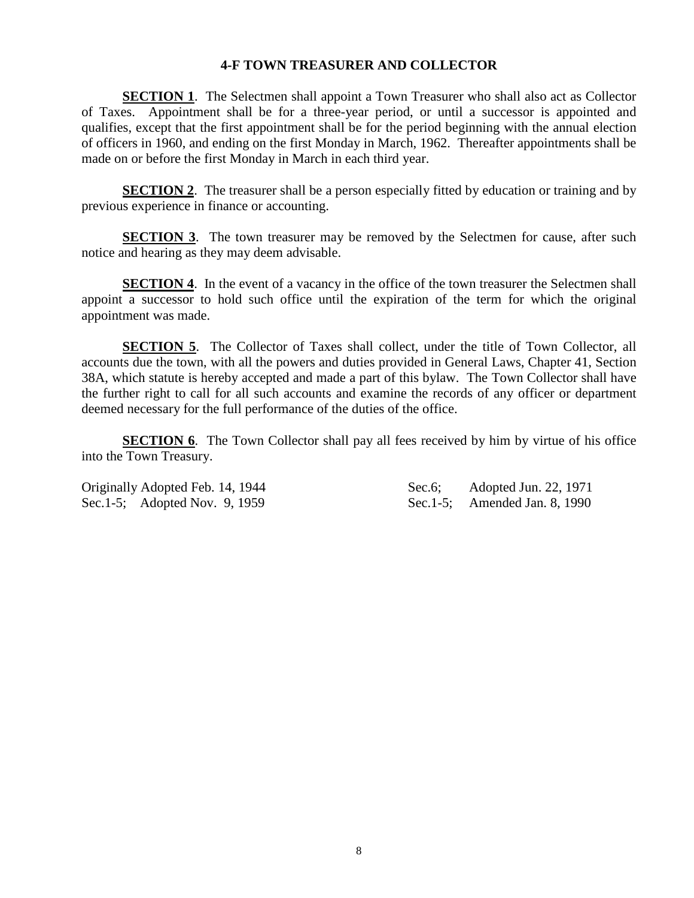## 4-F TOWN TREASURER AND COLLECTOR

**SECTION 1**. The Selectmen shall appoint a Town Treasurer who shall also act as Collector of Taxes. Appointment shall be for a three-year period, or until a successor is appointed and qualifies, except that the first appointment shall be for the period beginning with the annual election of officers in 1960, and ending on the first Monday in March, 1962. Thereafter appointments shall be made on or before the first Monday in March in each third year.

**SECTION 2**. The treasurer shall be a person especially fitted by education or training and by previous experience in finance or accounting.

**SECTION 3**. The town treasurer may be removed by the Selectmen for cause, after such notice and hearing as they may deem advisable.

**SECTION 4**. In the event of a vacancy in the office of the town treasurer the Selectmen shall appoint a successor to hold such office until the expiration of the term for which the original appointment was made.

**SECTION 5**. The Collector of Taxes shall collect, under the title of Town Collector, all accounts due the town, with all the powers and duties provided in General Laws, Chapter 41, Section 38A, which statute is hereby accepted and made a part of this bylaw. The Town Collector shall have the further right to call for all such accounts and examine the records of any officer or department deemed necessary for the full performance of the duties of the office.

**SECTION 6**. The Town Collector shall pay all fees received by him by virtue of his office into the Town Treasury.

Originally Adopted Feb. 14, 1944
Sec.1-5; Adopted Nov. 9, 1959
Sec.6; Adopted Jun. 22, 1971
Sec.1-5; Amended Jan. 8, 1990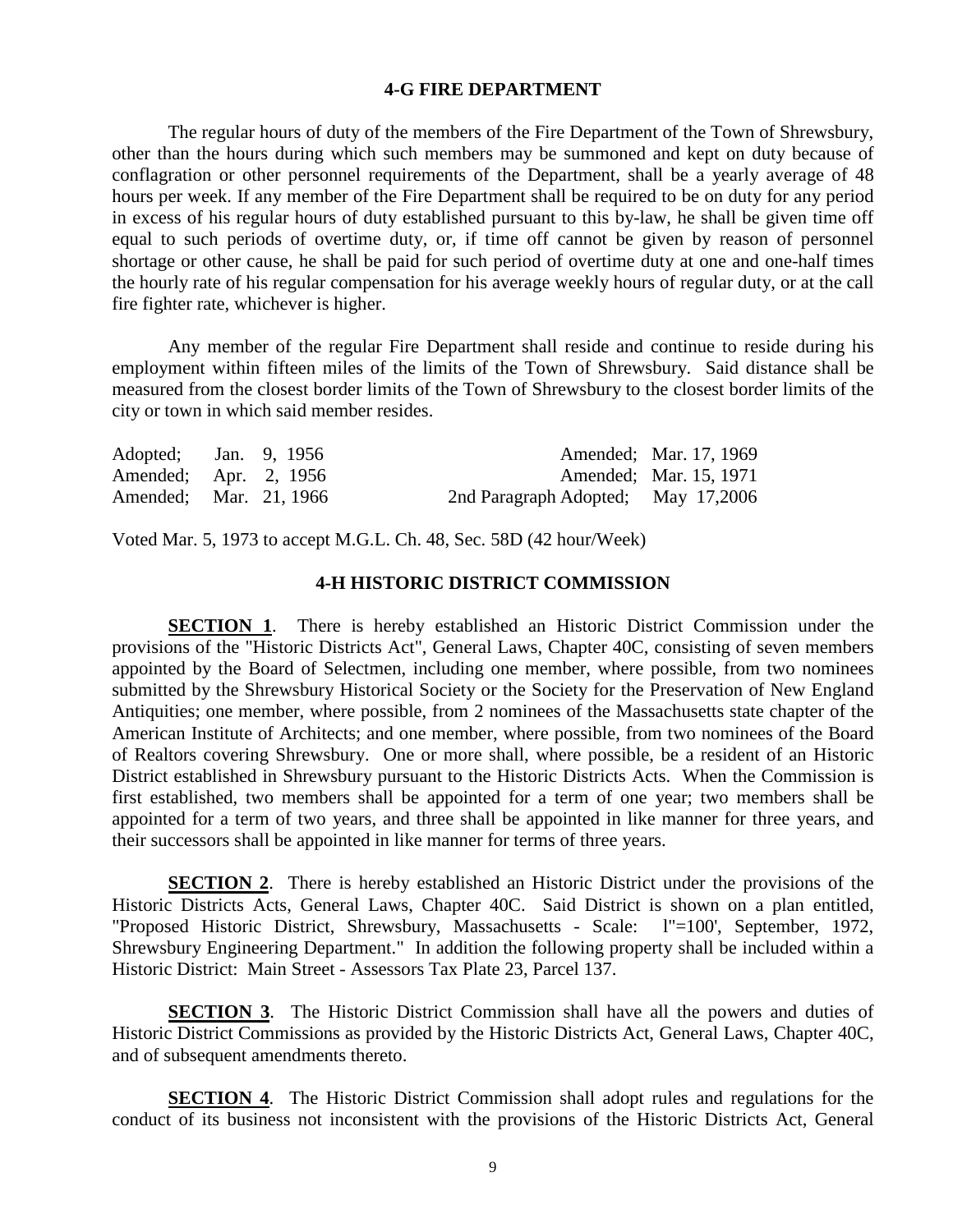## 4-G FIRE DEPARTMENT

The regular hours of duty of the members of the Fire Department of the Town of Shrewsbury, other than the hours during which such members may be summoned and kept on duty because of conflagration or other personnel requirements of the Department, shall be a yearly average of 48 hours per week. If any member of the Fire Department shall be required to be on duty for any period in excess of his regular hours of duty established pursuant to this by-law, he shall be given time off equal to such periods of overtime duty, or, if time off cannot be given by reason of personnel shortage or other cause, he shall be paid for such period of overtime duty at one and one-half times the hourly rate of his regular compensation for his average weekly hours of regular duty, or at the call fire fighter rate, whichever is higher.

Any member of the regular Fire Department shall reside and continue to reside during his employment within fifteen miles of the limits of the Town of Shrewsbury. Said distance shall be measured from the closest border limits of the Town of Shrewsbury to the closest border limits of the city or town in which said member resides.

| | |
|---|---|
| Adopted; Jan. 9, 1956 | Amended; Mar. 17, 1969 |
| Amended; Apr. 2, 1956 | Amended; Mar. 15, 1971 |
| Amended; Mar. 21, 1966 | 2nd Paragraph Adopted; May 17,2006 |

Voted Mar. 5, 1973 to accept M.G.L. Ch. 48, Sec. 58D (42 hour/Week)

## 4-H HISTORIC DISTRICT COMMISSION

**SECTION 1**. There is hereby established an Historic District Commission under the provisions of the "Historic Districts Act", General Laws, Chapter 40C, consisting of seven members appointed by the Board of Selectmen, including one member, where possible, from two nominees submitted by the Shrewsbury Historical Society or the Society for the Preservation of New England Antiquities; one member, where possible, from 2 nominees of the Massachusetts state chapter of the American Institute of Architects; and one member, where possible, from two nominees of the Board of Realtors covering Shrewsbury. One or more shall, where possible, be a resident of an Historic District established in Shrewsbury pursuant to the Historic Districts Acts. When the Commission is first established, two members shall be appointed for a term of one year; two members shall be appointed for a term of two years, and three shall be appointed in like manner for three years, and their successors shall be appointed in like manner for terms of three years.

**SECTION 2**. There is hereby established an Historic District under the provisions of the Historic Districts Acts, General Laws, Chapter 40C. Said District is shown on a plan entitled, "Proposed Historic District, Shrewsbury, Massachusetts - Scale: l"=100', September, 1972, Shrewsbury Engineering Department." In addition the following property shall be included within a Historic District: Main Street - Assessors Tax Plate 23, Parcel 137.

**SECTION 3**. The Historic District Commission shall have all the powers and duties of Historic District Commissions as provided by the Historic Districts Act, General Laws, Chapter 40C, and of subsequent amendments thereto.

**SECTION 4**. The Historic District Commission shall adopt rules and regulations for the conduct of its business not inconsistent with the provisions of the Historic Districts Act, General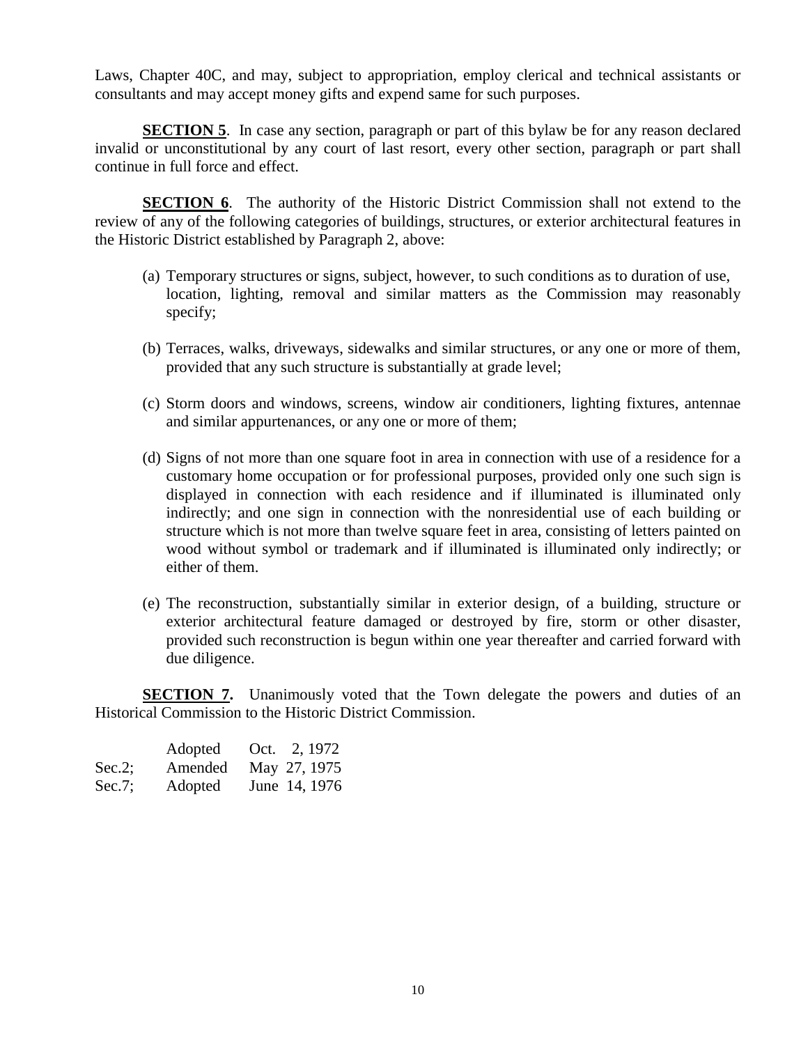Laws, Chapter 40C, and may, subject to appropriation, employ clerical and technical assistants or consultants and may accept money gifts and expend same for such purposes.

**SECTION 5**. In case any section, paragraph or part of this bylaw be for any reason declared invalid or unconstitutional by any court of last resort, every other section, paragraph or part shall continue in full force and effect.

**SECTION 6**. The authority of the Historic District Commission shall not extend to the review of any of the following categories of buildings, structures, or exterior architectural features in the Historic District established by Paragraph 2, above:

(a) Temporary structures or signs, subject, however, to such conditions as to duration of use, location, lighting, removal and similar matters as the Commission may reasonably specify;

(b) Terraces, walks, driveways, sidewalks and similar structures, or any one or more of them, provided that any such structure is substantially at grade level;

(c) Storm doors and windows, screens, window air conditioners, lighting fixtures, antennae and similar appurtenances, or any one or more of them;

(d) Signs of not more than one square foot in area in connection with use of a residence for a customary home occupation or for professional purposes, provided only one such sign is displayed in connection with each residence and if illuminated is illuminated only indirectly; and one sign in connection with the nonresidential use of each building or structure which is not more than twelve square feet in area, consisting of letters painted on wood without symbol or trademark and if illuminated is illuminated only indirectly; or either of them.

(e) The reconstruction, substantially similar in exterior design, of a building, structure or exterior architectural feature damaged or destroyed by fire, storm or other disaster, provided such reconstruction is begun within one year thereafter and carried forward with due diligence.

**SECTION 7.** Unanimously voted that the Town delegate the powers and duties of an Historical Commission to the Historic District Commission.

| | | |
|---|---|---|
| | Adopted | Oct. 2, 1972 |
| Sec.2; | Amended | May 27, 1975 |
| Sec.7; | Adopted | June 14, 1976 |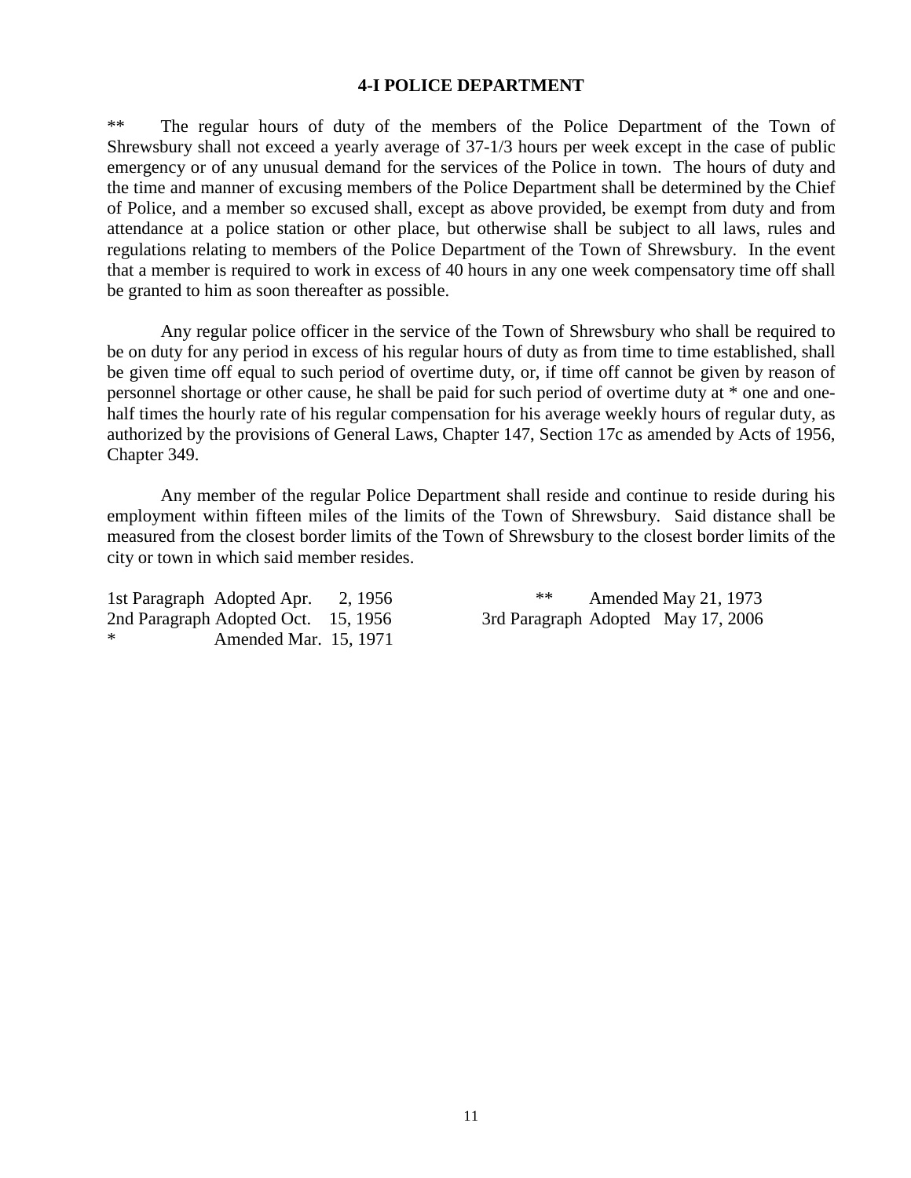## 4-I POLICE DEPARTMENT

** The regular hours of duty of the members of the Police Department of the Town of Shrewsbury shall not exceed a yearly average of 37-1/3 hours per week except in the case of public emergency or of any unusual demand for the services of the Police in town. The hours of duty and the time and manner of excusing members of the Police Department shall be determined by the Chief of Police, and a member so excused shall, except as above provided, be exempt from duty and from attendance at a police station or other place, but otherwise shall be subject to all laws, rules and regulations relating to members of the Police Department of the Town of Shrewsbury. In the event that a member is required to work in excess of 40 hours in any one week compensatory time off shall be granted to him as soon thereafter as possible.

Any regular police officer in the service of the Town of Shrewsbury who shall be required to be on duty for any period in excess of his regular hours of duty as from time to time established, shall be given time off equal to such period of overtime duty, or, if time off cannot be given by reason of personnel shortage or other cause, he shall be paid for such period of overtime duty at * one and one-half times the hourly rate of his regular compensation for his average weekly hours of regular duty, as authorized by the provisions of General Laws, Chapter 147, Section 17c as amended by Acts of 1956, Chapter 349.

Any member of the regular Police Department shall reside and continue to reside during his employment within fifteen miles of the limits of the Town of Shrewsbury. Said distance shall be measured from the closest border limits of the Town of Shrewsbury to the closest border limits of the city or town in which said member resides.

1st Paragraph Adopted Apr. 2, 1956
2nd Paragraph Adopted Oct. 15, 1956
\* Amended Mar. 15, 1971
** Amended May 21, 1973
3rd Paragraph Adopted May 17, 2006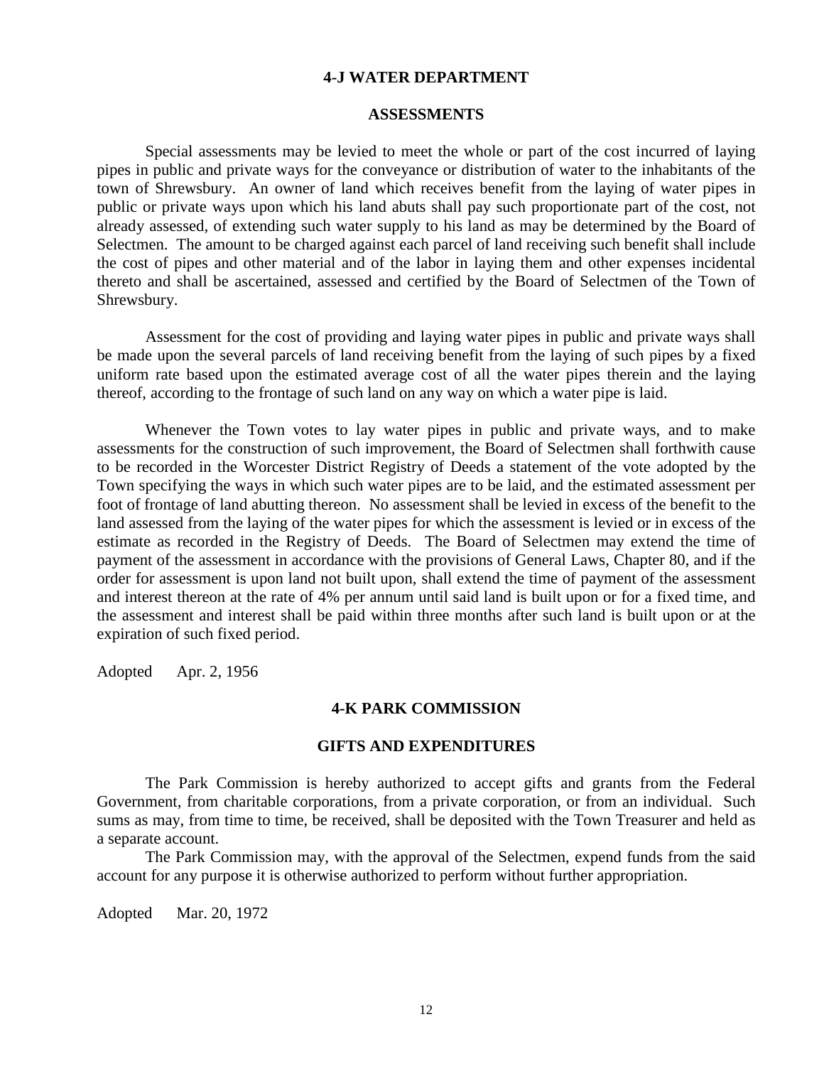## 4-J WATER DEPARTMENT

### ASSESSMENTS

Special assessments may be levied to meet the whole or part of the cost incurred of laying pipes in public and private ways for the conveyance or distribution of water to the inhabitants of the town of Shrewsbury. An owner of land which receives benefit from the laying of water pipes in public or private ways upon which his land abuts shall pay such proportionate part of the cost, not already assessed, of extending such water supply to his land as may be determined by the Board of Selectmen. The amount to be charged against each parcel of land receiving such benefit shall include the cost of pipes and other material and of the labor in laying them and other expenses incidental thereto and shall be ascertained, assessed and certified by the Board of Selectmen of the Town of Shrewsbury.

Assessment for the cost of providing and laying water pipes in public and private ways shall be made upon the several parcels of land receiving benefit from the laying of such pipes by a fixed uniform rate based upon the estimated average cost of all the water pipes therein and the laying thereof, according to the frontage of such land on any way on which a water pipe is laid.

Whenever the Town votes to lay water pipes in public and private ways, and to make assessments for the construction of such improvement, the Board of Selectmen shall forthwith cause to be recorded in the Worcester District Registry of Deeds a statement of the vote adopted by the Town specifying the ways in which such water pipes are to be laid, and the estimated assessment per foot of frontage of land abutting thereon. No assessment shall be levied in excess of the benefit to the land assessed from the laying of the water pipes for which the assessment is levied or in excess of the estimate as recorded in the Registry of Deeds. The Board of Selectmen may extend the time of payment of the assessment in accordance with the provisions of General Laws, Chapter 80, and if the order for assessment is upon land not built upon, shall extend the time of payment of the assessment and interest thereon at the rate of 4% per annum until said land is built upon or for a fixed time, and the assessment and interest shall be paid within three months after such land is built upon or at the expiration of such fixed period.

Adopted Apr. 2, 1956

## 4-K PARK COMMISSION

### GIFTS AND EXPENDITURES

The Park Commission is hereby authorized to accept gifts and grants from the Federal Government, from charitable corporations, from a private corporation, or from an individual. Such sums as may, from time to time, be received, shall be deposited with the Town Treasurer and held as a separate account.

The Park Commission may, with the approval of the Selectmen, expend funds from the said account for any purpose it is otherwise authorized to perform without further appropriation.

Adopted Mar. 20, 1972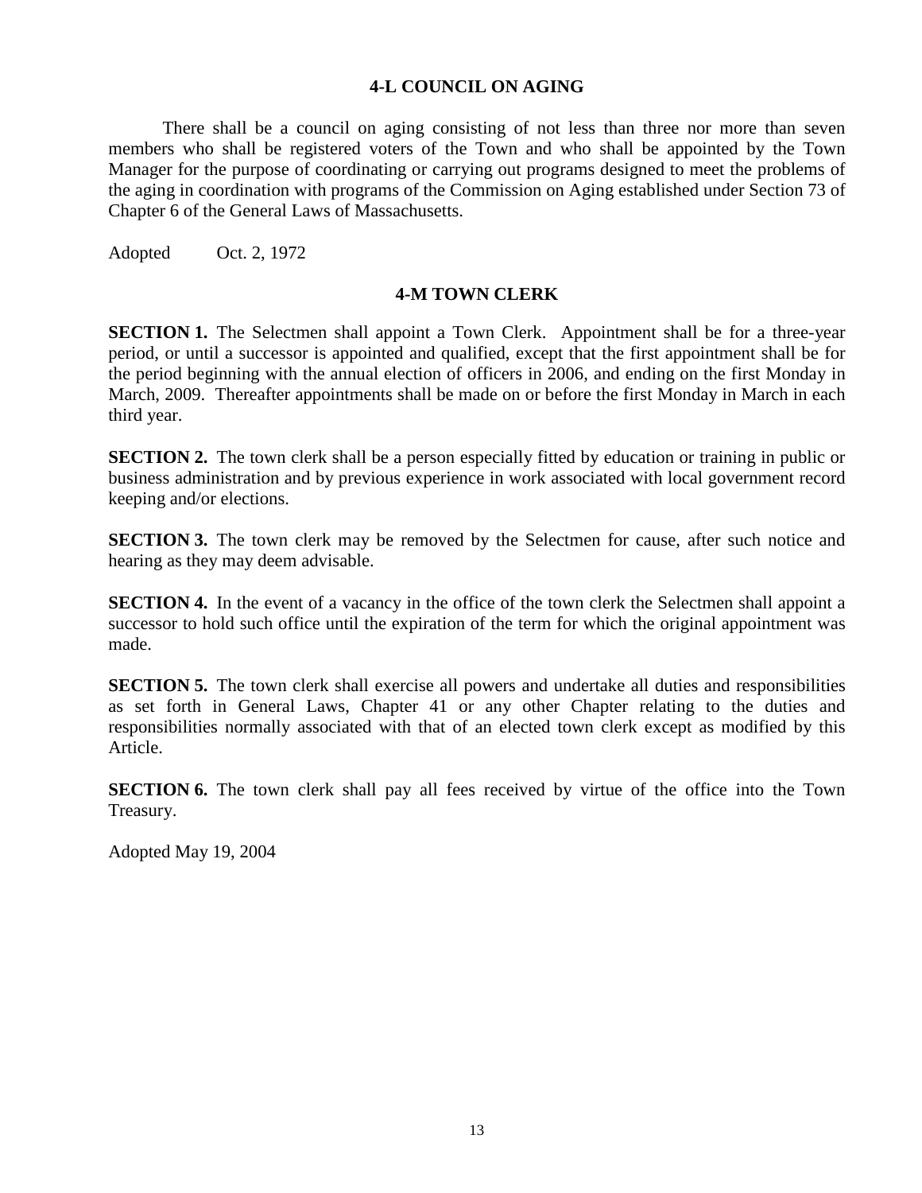## 4-L COUNCIL ON AGING

There shall be a council on aging consisting of not less than three nor more than seven members who shall be registered voters of the Town and who shall be appointed by the Town Manager for the purpose of coordinating or carrying out programs designed to meet the problems of the aging in coordination with programs of the Commission on Aging established under Section 73 of Chapter 6 of the General Laws of Massachusetts.

Adopted Oct. 2, 1972

## 4-M TOWN CLERK

**SECTION 1.** The Selectmen shall appoint a Town Clerk. Appointment shall be for a three-year period, or until a successor is appointed and qualified, except that the first appointment shall be for the period beginning with the annual election of officers in 2006, and ending on the first Monday in March, 2009. Thereafter appointments shall be made on or before the first Monday in March in each third year.

**SECTION 2.** The town clerk shall be a person especially fitted by education or training in public or business administration and by previous experience in work associated with local government record keeping and/or elections.

**SECTION 3.** The town clerk may be removed by the Selectmen for cause, after such notice and hearing as they may deem advisable.

**SECTION 4.** In the event of a vacancy in the office of the town clerk the Selectmen shall appoint a successor to hold such office until the expiration of the term for which the original appointment was made.

**SECTION 5.** The town clerk shall exercise all powers and undertake all duties and responsibilities as set forth in General Laws, Chapter 41 or any other Chapter relating to the duties and responsibilities normally associated with that of an elected town clerk except as modified by this Article.

**SECTION 6.** The town clerk shall pay all fees received by virtue of the office into the Town Treasury.

Adopted May 19, 2004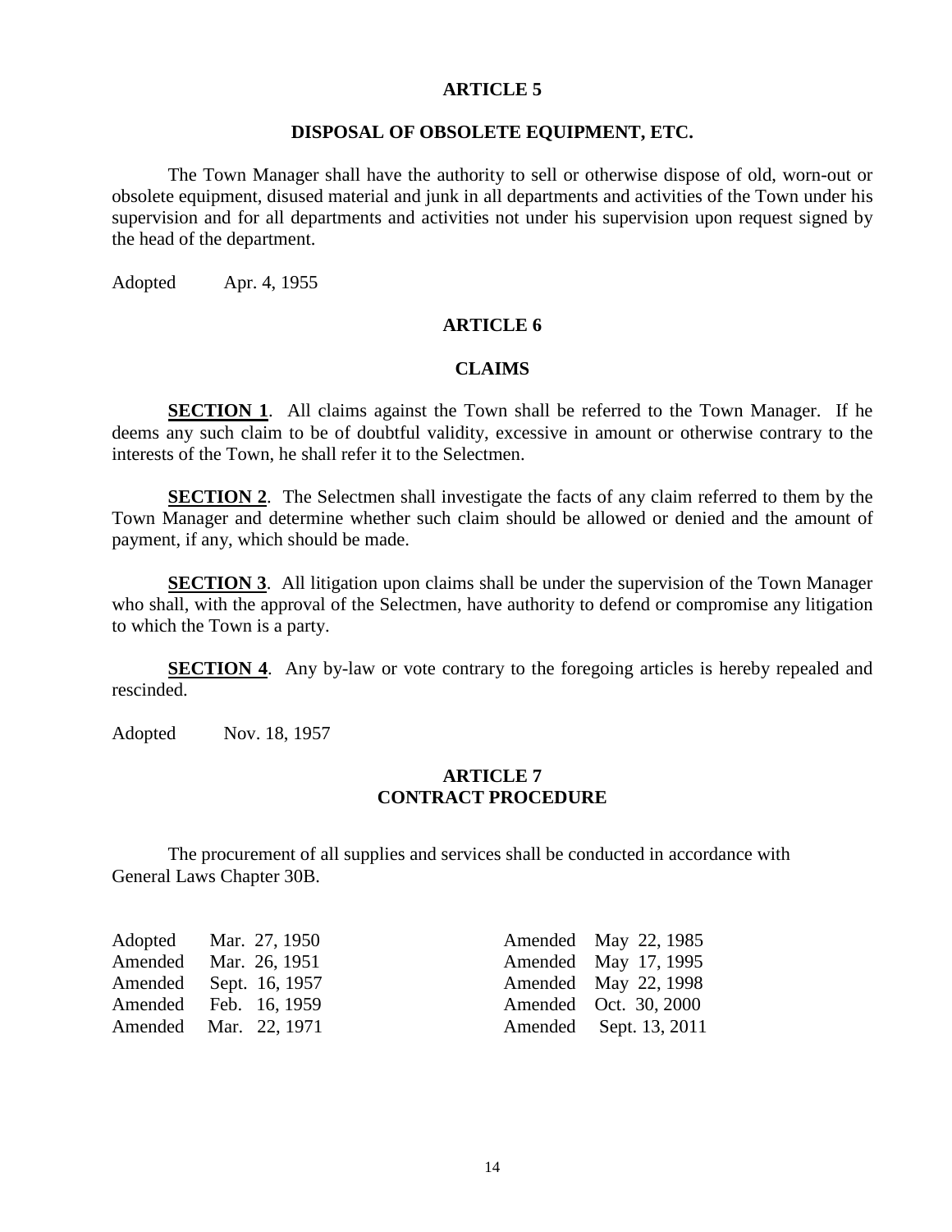## ARTICLE 5

### DISPOSAL OF OBSOLETE EQUIPMENT, ETC.

The Town Manager shall have the authority to sell or otherwise dispose of old, worn-out or obsolete equipment, disused material and junk in all departments and activities of the Town under his supervision and for all departments and activities not under his supervision upon request signed by the head of the department.

Adopted Apr. 4, 1955

## ARTICLE 6

### CLAIMS

**SECTION 1**. All claims against the Town shall be referred to the Town Manager. If he deems any such claim to be of doubtful validity, excessive in amount or otherwise contrary to the interests of the Town, he shall refer it to the Selectmen.

**SECTION 2**. The Selectmen shall investigate the facts of any claim referred to them by the Town Manager and determine whether such claim should be allowed or denied and the amount of payment, if any, which should be made.

**SECTION 3**. All litigation upon claims shall be under the supervision of the Town Manager who shall, with the approval of the Selectmen, have authority to defend or compromise any litigation to which the Town is a party.

**SECTION 4**. Any by-law or vote contrary to the foregoing articles is hereby repealed and rescinded.

Adopted Nov. 18, 1957

## ARTICLE 7
### CONTRACT PROCEDURE

The procurement of all supplies and services shall be conducted in accordance with General Laws Chapter 30B.

Adopted Mar. 27, 1950
Amended Mar. 26, 1951
Amended Sept. 16, 1957
Amended Feb. 16, 1959
Amended Mar. 22, 1971
Amended May 22, 1985
Amended May 17, 1995
Amended May 22, 1998
Amended Oct. 30, 2000
Amended Sept. 13, 2011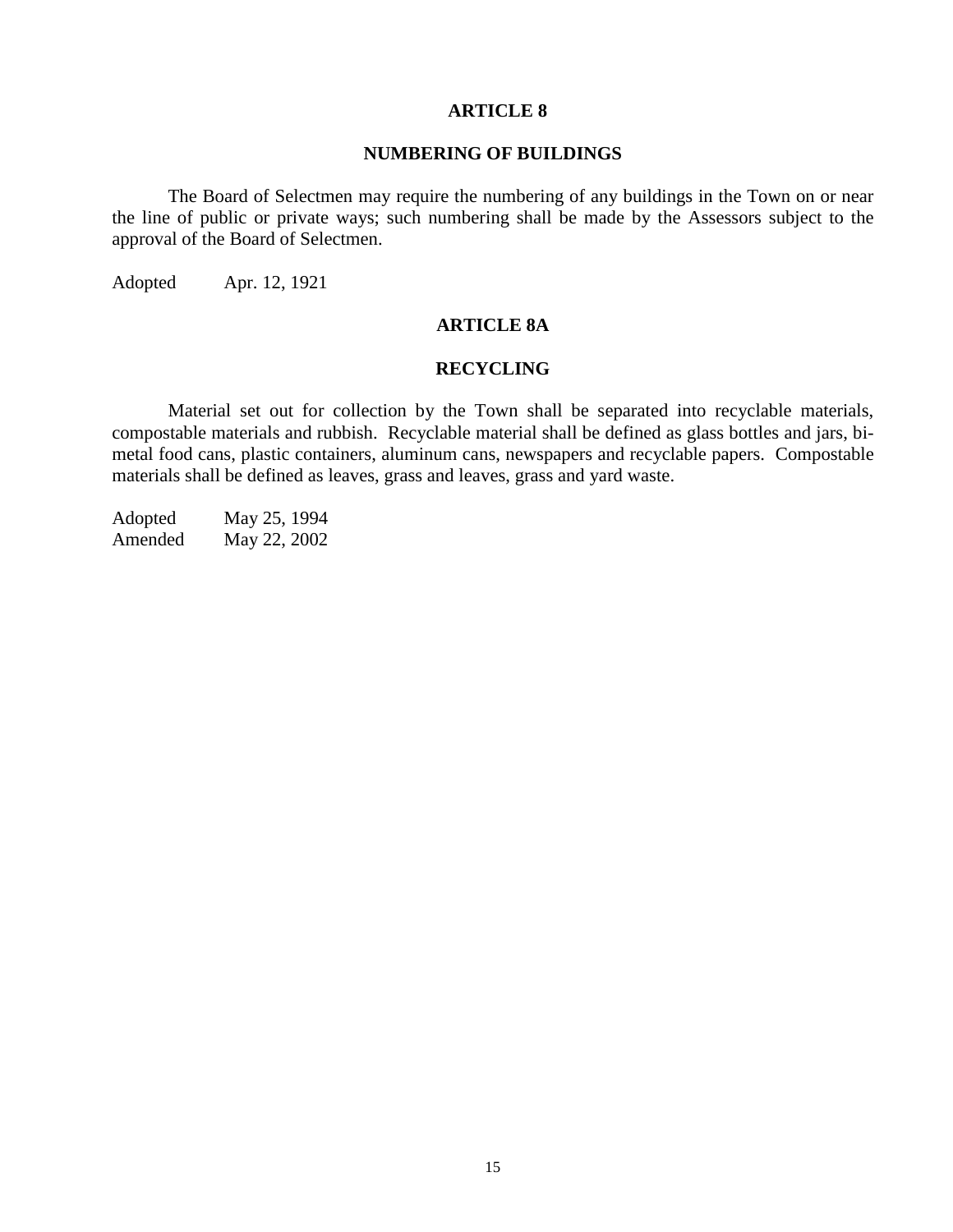## ARTICLE 8

## NUMBERING OF BUILDINGS

The Board of Selectmen may require the numbering of any buildings in the Town on or near the line of public or private ways; such numbering shall be made by the Assessors subject to the approval of the Board of Selectmen.

Adopted Apr. 12, 1921

## ARTICLE 8A

## RECYCLING

Material set out for collection by the Town shall be separated into recyclable materials, compostable materials and rubbish. Recyclable material shall be defined as glass bottles and jars, bi-metal food cans, plastic containers, aluminum cans, newspapers and recyclable papers. Compostable materials shall be defined as leaves, grass and leaves, grass and yard waste.

Adopted May 25, 1994
Amended May 22, 2002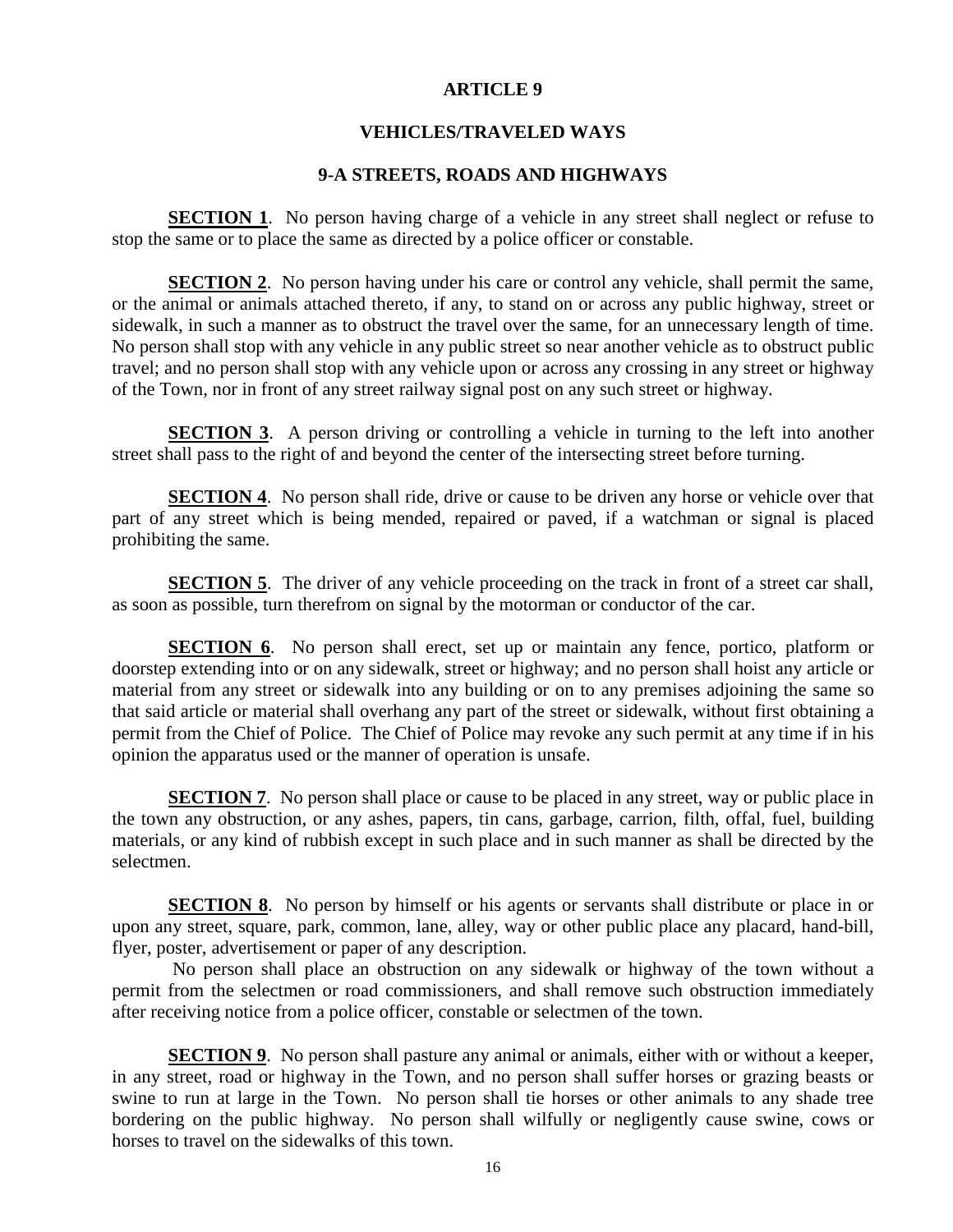# ARTICLE 9

## VEHICLES/TRAVELED WAYS

### 9-A STREETS, ROADS AND HIGHWAYS

**SECTION 1**. No person having charge of a vehicle in any street shall neglect or refuse to stop the same or to place the same as directed by a police officer or constable.

**SECTION 2**. No person having under his care or control any vehicle, shall permit the same, or the animal or animals attached thereto, if any, to stand on or across any public highway, street or sidewalk, in such a manner as to obstruct the travel over the same, for an unnecessary length of time. No person shall stop with any vehicle in any public street so near another vehicle as to obstruct public travel; and no person shall stop with any vehicle upon or across any crossing in any street or highway of the Town, nor in front of any street railway signal post on any such street or highway.

**SECTION 3**. A person driving or controlling a vehicle in turning to the left into another street shall pass to the right of and beyond the center of the intersecting street before turning.

**SECTION 4**. No person shall ride, drive or cause to be driven any horse or vehicle over that part of any street which is being mended, repaired or paved, if a watchman or signal is placed prohibiting the same.

**SECTION 5**. The driver of any vehicle proceeding on the track in front of a street car shall, as soon as possible, turn therefrom on signal by the motorman or conductor of the car.

**SECTION 6**. No person shall erect, set up or maintain any fence, portico, platform or doorstep extending into or on any sidewalk, street or highway; and no person shall hoist any article or material from any street or sidewalk into any building or on to any premises adjoining the same so that said article or material shall overhang any part of the street or sidewalk, without first obtaining a permit from the Chief of Police. The Chief of Police may revoke any such permit at any time if in his opinion the apparatus used or the manner of operation is unsafe.

**SECTION 7**. No person shall place or cause to be placed in any street, way or public place in the town any obstruction, or any ashes, papers, tin cans, garbage, carrion, filth, offal, fuel, building materials, or any kind of rubbish except in such place and in such manner as shall be directed by the selectmen.

**SECTION 8**. No person by himself or his agents or servants shall distribute or place in or upon any street, square, park, common, lane, alley, way or other public place any placard, hand-bill, flyer, poster, advertisement or paper of any description.

No person shall place an obstruction on any sidewalk or highway of the town without a permit from the selectmen or road commissioners, and shall remove such obstruction immediately after receiving notice from a police officer, constable or selectmen of the town.

**SECTION 9**. No person shall pasture any animal or animals, either with or without a keeper, in any street, road or highway in the Town, and no person shall suffer horses or grazing beasts or swine to run at large in the Town. No person shall tie horses or other animals to any shade tree bordering on the public highway. No person shall wilfully or negligently cause swine, cows or horses to travel on the sidewalks of this town.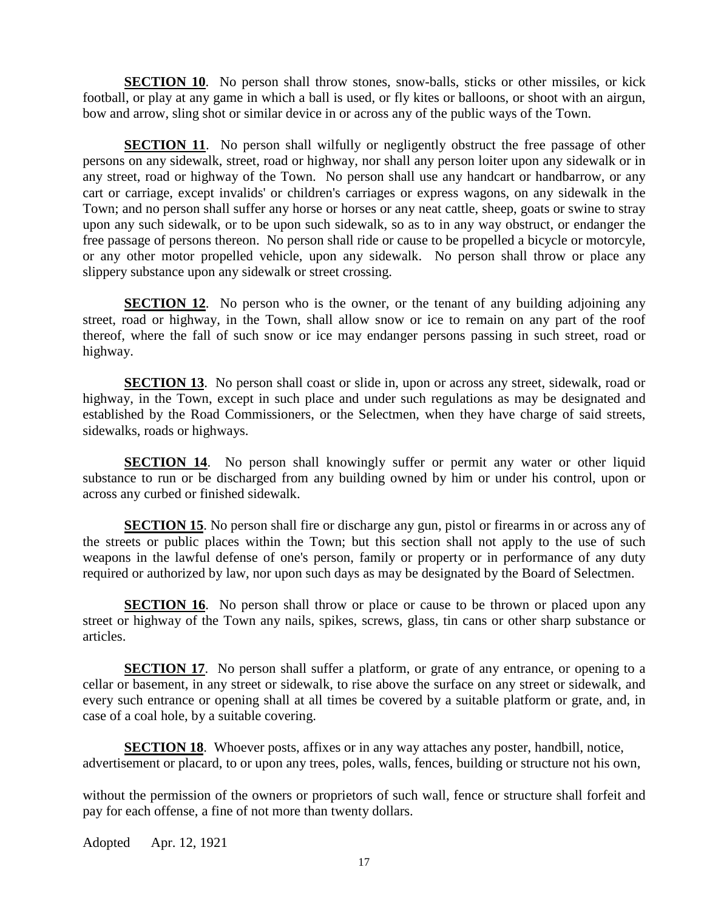**SECTION 10**. No person shall throw stones, snow-balls, sticks or other missiles, or kick football, or play at any game in which a ball is used, or fly kites or balloons, or shoot with an airgun, bow and arrow, sling shot or similar device in or across any of the public ways of the Town.

**SECTION 11**. No person shall wilfully or negligently obstruct the free passage of other persons on any sidewalk, street, road or highway, nor shall any person loiter upon any sidewalk or in any street, road or highway of the Town. No person shall use any handcart or handbarrow, or any cart or carriage, except invalids' or children's carriages or express wagons, on any sidewalk in the Town; and no person shall suffer any horse or horses or any neat cattle, sheep, goats or swine to stray upon any such sidewalk, or to be upon such sidewalk, so as to in any way obstruct, or endanger the free passage of persons thereon. No person shall ride or cause to be propelled a bicycle or motorcyle, or any other motor propelled vehicle, upon any sidewalk. No person shall throw or place any slippery substance upon any sidewalk or street crossing.

**SECTION 12**. No person who is the owner, or the tenant of any building adjoining any street, road or highway, in the Town, shall allow snow or ice to remain on any part of the roof thereof, where the fall of such snow or ice may endanger persons passing in such street, road or highway.

**SECTION 13**. No person shall coast or slide in, upon or across any street, sidewalk, road or highway, in the Town, except in such place and under such regulations as may be designated and established by the Road Commissioners, or the Selectmen, when they have charge of said streets, sidewalks, roads or highways.

**SECTION 14**. No person shall knowingly suffer or permit any water or other liquid substance to run or be discharged from any building owned by him or under his control, upon or across any curbed or finished sidewalk.

**SECTION 15**. No person shall fire or discharge any gun, pistol or firearms in or across any of the streets or public places within the Town; but this section shall not apply to the use of such weapons in the lawful defense of one's person, family or property or in performance of any duty required or authorized by law, nor upon such days as may be designated by the Board of Selectmen.

**SECTION 16**. No person shall throw or place or cause to be thrown or placed upon any street or highway of the Town any nails, spikes, screws, glass, tin cans or other sharp substance or articles.

**SECTION 17**. No person shall suffer a platform, or grate of any entrance, or opening to a cellar or basement, in any street or sidewalk, to rise above the surface on any street or sidewalk, and every such entrance or opening shall at all times be covered by a suitable platform or grate, and, in case of a coal hole, by a suitable covering.

**SECTION 18**. Whoever posts, affixes or in any way attaches any poster, handbill, notice, advertisement or placard, to or upon any trees, poles, walls, fences, building or structure not his own, without the permission of the owners or proprietors of such wall, fence or structure shall forfeit and pay for each offense, a fine of not more than twenty dollars.

Adopted Apr. 12, 1921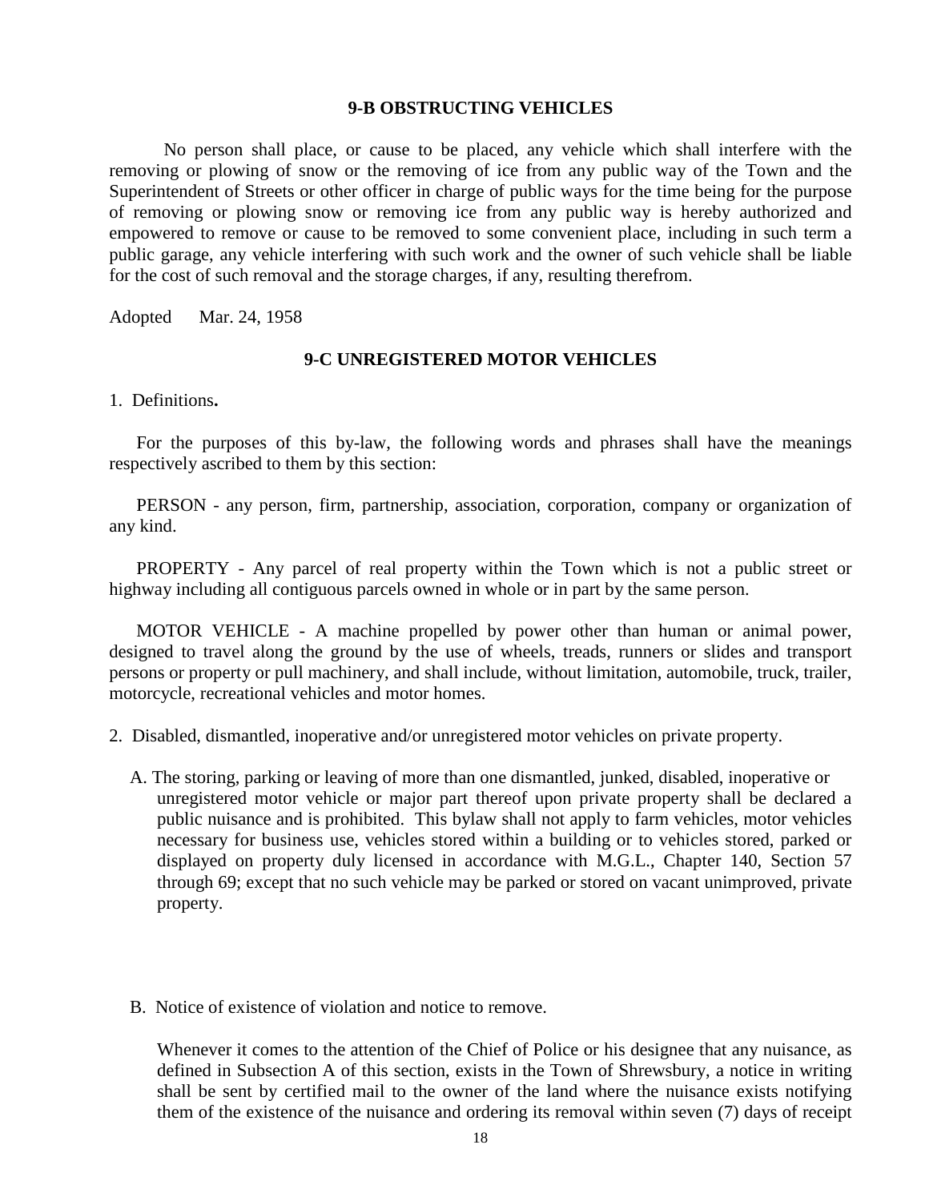## 9-B OBSTRUCTING VEHICLES

No person shall place, or cause to be placed, any vehicle which shall interfere with the removing or plowing of snow or the removing of ice from any public way of the Town and the Superintendent of Streets or other officer in charge of public ways for the time being for the purpose of removing or plowing snow or removing ice from any public way is hereby authorized and empowered to remove or cause to be removed to some convenient place, including in such term a public garage, any vehicle interfering with such work and the owner of such vehicle shall be liable for the cost of such removal and the storage charges, if any, resulting therefrom.

Adopted Mar. 24, 1958

## 9-C UNREGISTERED MOTOR VEHICLES

1. Definitions**.**

For the purposes of this by-law, the following words and phrases shall have the meanings respectively ascribed to them by this section:

PERSON - any person, firm, partnership, association, corporation, company or organization of any kind.

PROPERTY - Any parcel of real property within the Town which is not a public street or highway including all contiguous parcels owned in whole or in part by the same person.

MOTOR VEHICLE - A machine propelled by power other than human or animal power, designed to travel along the ground by the use of wheels, treads, runners or slides and transport persons or property or pull machinery, and shall include, without limitation, automobile, truck, trailer, motorcycle, recreational vehicles and motor homes.

2. Disabled, dismantled, inoperative and/or unregistered motor vehicles on private property.

A. The storing, parking or leaving of more than one dismantled, junked, disabled, inoperative or unregistered motor vehicle or major part thereof upon private property shall be declared a public nuisance and is prohibited. This bylaw shall not apply to farm vehicles, motor vehicles necessary for business use, vehicles stored within a building or to vehicles stored, parked or displayed on property duly licensed in accordance with M.G.L., Chapter 140, Section 57 through 69; except that no such vehicle may be parked or stored on vacant unimproved, private property.

B. Notice of existence of violation and notice to remove.

Whenever it comes to the attention of the Chief of Police or his designee that any nuisance, as defined in Subsection A of this section, exists in the Town of Shrewsbury, a notice in writing shall be sent by certified mail to the owner of the land where the nuisance exists notifying them of the existence of the nuisance and ordering its removal within seven (7) days of receipt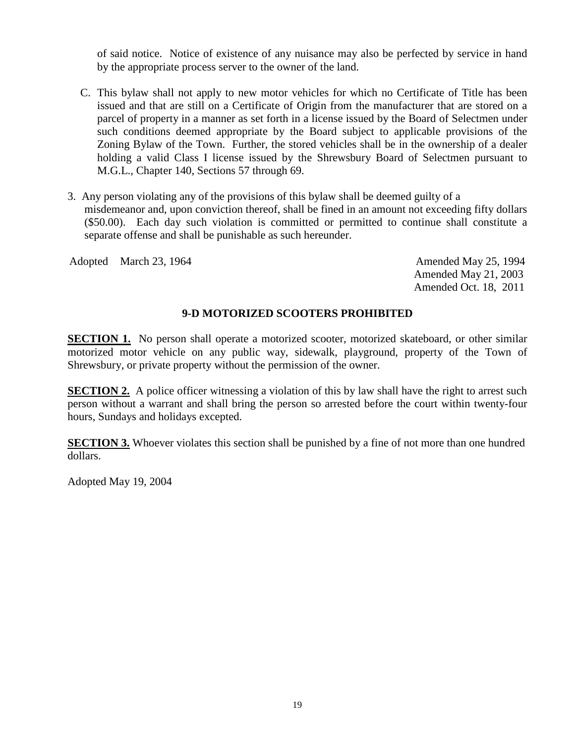of said notice. Notice of existence of any nuisance may also be perfected by service in hand by the appropriate process server to the owner of the land.

C. This bylaw shall not apply to new motor vehicles for which no Certificate of Title has been issued and that are still on a Certificate of Origin from the manufacturer that are stored on a parcel of property in a manner as set forth in a license issued by the Board of Selectmen under such conditions deemed appropriate by the Board subject to applicable provisions of the Zoning Bylaw of the Town. Further, the stored vehicles shall be in the ownership of a dealer holding a valid Class I license issued by the Shrewsbury Board of Selectmen pursuant to M.G.L., Chapter 140, Sections 57 through 69.

3. Any person violating any of the provisions of this bylaw shall be deemed guilty of a misdemeanor and, upon conviction thereof, shall be fined in an amount not exceeding fifty dollars ($50.00). Each day such violation is committed or permitted to continue shall constitute a separate offense and shall be punishable as such hereunder.

Adopted March 23, 1964

Amended May 25, 1994
Amended May 21, 2003
Amended Oct. 18, 2011

## 9-D MOTORIZED SCOOTERS PROHIBITED

**SECTION 1.** No person shall operate a motorized scooter, motorized skateboard, or other similar motorized motor vehicle on any public way, sidewalk, playground, property of the Town of Shrewsbury, or private property without the permission of the owner.

**SECTION 2.** A police officer witnessing a violation of this by law shall have the right to arrest such person without a warrant and shall bring the person so arrested before the court within twenty-four hours, Sundays and holidays excepted.

**SECTION 3.** Whoever violates this section shall be punished by a fine of not more than one hundred dollars.

Adopted May 19, 2004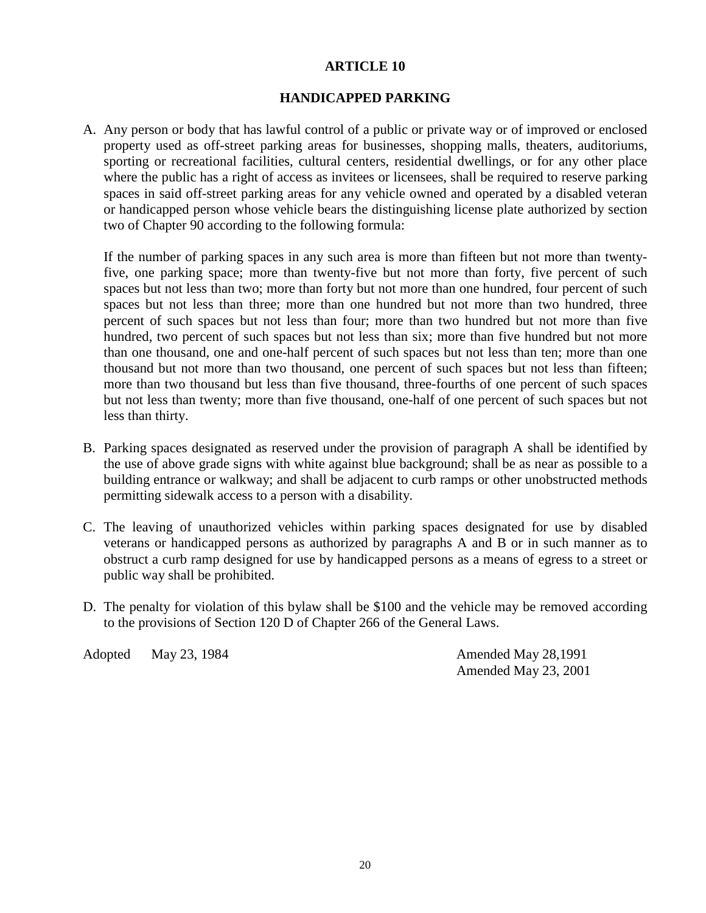# ARTICLE 10

## HANDICAPPED PARKING

A. Any person or body that has lawful control of a public or private way or of improved or enclosed property used as off-street parking areas for businesses, shopping malls, theaters, auditoriums, sporting or recreational facilities, cultural centers, residential dwellings, or for any other place where the public has a right of access as invitees or licensees, shall be required to reserve parking spaces in said off-street parking areas for any vehicle owned and operated by a disabled veteran or handicapped person whose vehicle bears the distinguishing license plate authorized by section two of Chapter 90 according to the following formula:

   If the number of parking spaces in any such area is more than fifteen but not more than twenty-five, one parking space; more than twenty-five but not more than forty, five percent of such spaces but not less than two; more than forty but not more than one hundred, four percent of such spaces but not less than three; more than one hundred but not more than two hundred, three percent of such spaces but not less than four; more than two hundred but not more than five hundred, two percent of such spaces but not less than six; more than five hundred but not more than one thousand, one and one-half percent of such spaces but not less than ten; more than one thousand but not more than two thousand, one percent of such spaces but not less than fifteen; more than two thousand but less than five thousand, three-fourths of one percent of such spaces but not less than twenty; more than five thousand, one-half of one percent of such spaces but not less than thirty.

B. Parking spaces designated as reserved under the provision of paragraph A shall be identified by the use of above grade signs with white against blue background; shall be as near as possible to a building entrance or walkway; and shall be adjacent to curb ramps or other unobstructed methods permitting sidewalk access to a person with a disability.

C. The leaving of unauthorized vehicles within parking spaces designated for use by disabled veterans or handicapped persons as authorized by paragraphs A and B or in such manner as to obstruct a curb ramp designed for use by handicapped persons as a means of egress to a street or public way shall be prohibited.

D. The penalty for violation of this bylaw shall be $100 and the vehicle may be removed according to the provisions of Section 120 D of Chapter 266 of the General Laws.

Adopted May 23, 1984

Amended May 28,1991
Amended May 23, 2001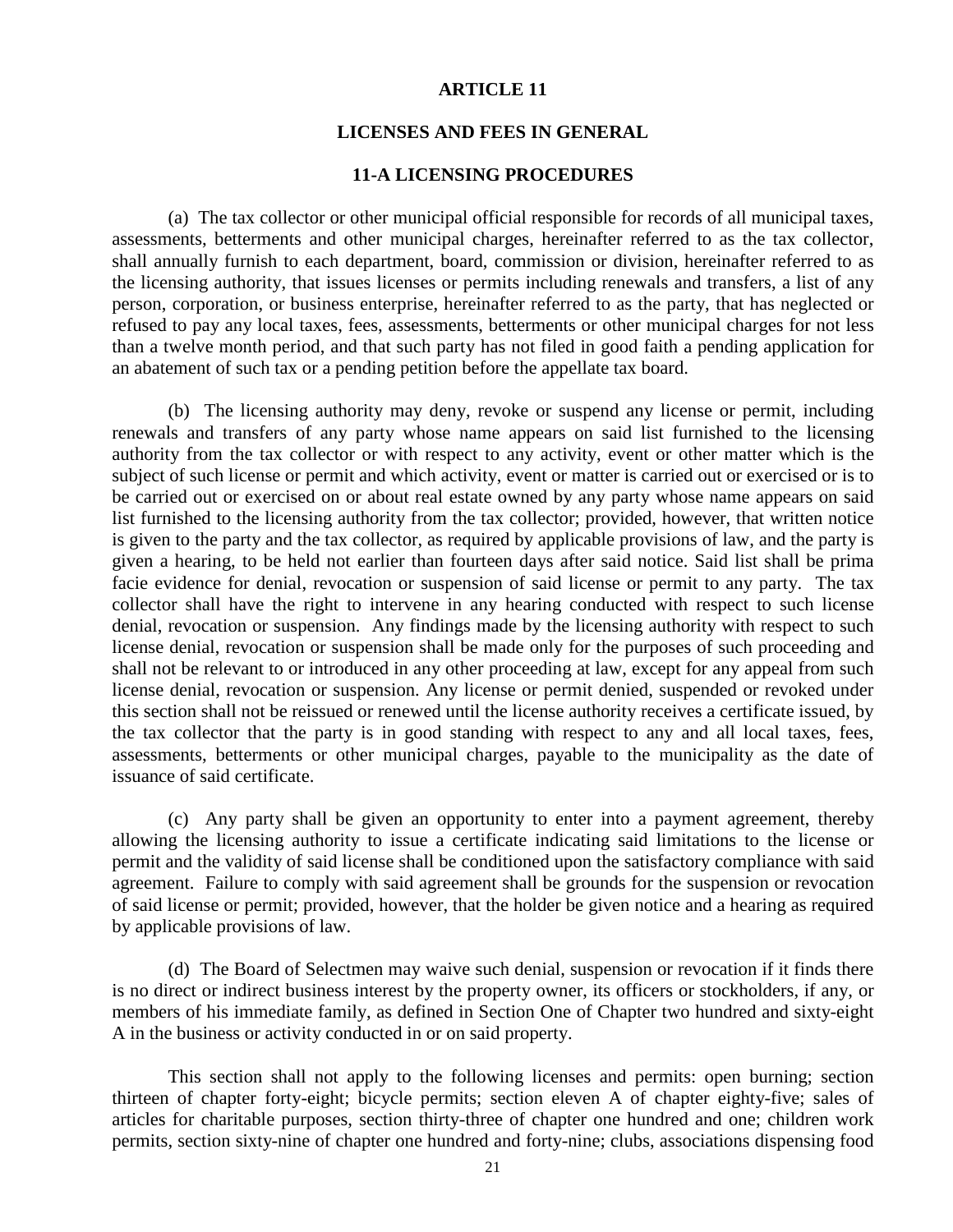# ARTICLE 11

## LICENSES AND FEES IN GENERAL

### 11-A LICENSING PROCEDURES

(a) The tax collector or other municipal official responsible for records of all municipal taxes, assessments, betterments and other municipal charges, hereinafter referred to as the tax collector, shall annually furnish to each department, board, commission or division, hereinafter referred to as the licensing authority, that issues licenses or permits including renewals and transfers, a list of any person, corporation, or business enterprise, hereinafter referred to as the party, that has neglected or refused to pay any local taxes, fees, assessments, betterments or other municipal charges for not less than a twelve month period, and that such party has not filed in good faith a pending application for an abatement of such tax or a pending petition before the appellate tax board.

(b) The licensing authority may deny, revoke or suspend any license or permit, including renewals and transfers of any party whose name appears on said list furnished to the licensing authority from the tax collector or with respect to any activity, event or other matter which is the subject of such license or permit and which activity, event or matter is carried out or exercised or is to be carried out or exercised on or about real estate owned by any party whose name appears on said list furnished to the licensing authority from the tax collector; provided, however, that written notice is given to the party and the tax collector, as required by applicable provisions of law, and the party is given a hearing, to be held not earlier than fourteen days after said notice. Said list shall be prima facie evidence for denial, revocation or suspension of said license or permit to any party. The tax collector shall have the right to intervene in any hearing conducted with respect to such license denial, revocation or suspension. Any findings made by the licensing authority with respect to such license denial, revocation or suspension shall be made only for the purposes of such proceeding and shall not be relevant to or introduced in any other proceeding at law, except for any appeal from such license denial, revocation or suspension. Any license or permit denied, suspended or revoked under this section shall not be reissued or renewed until the license authority receives a certificate issued, by the tax collector that the party is in good standing with respect to any and all local taxes, fees, assessments, betterments or other municipal charges, payable to the municipality as the date of issuance of said certificate.

(c) Any party shall be given an opportunity to enter into a payment agreement, thereby allowing the licensing authority to issue a certificate indicating said limitations to the license or permit and the validity of said license shall be conditioned upon the satisfactory compliance with said agreement. Failure to comply with said agreement shall be grounds for the suspension or revocation of said license or permit; provided, however, that the holder be given notice and a hearing as required by applicable provisions of law.

(d) The Board of Selectmen may waive such denial, suspension or revocation if it finds there is no direct or indirect business interest by the property owner, its officers or stockholders, if any, or members of his immediate family, as defined in Section One of Chapter two hundred and sixty-eight A in the business or activity conducted in or on said property.

This section shall not apply to the following licenses and permits: open burning; section thirteen of chapter forty-eight; bicycle permits; section eleven A of chapter eighty-five; sales of articles for charitable purposes, section thirty-three of chapter one hundred and one; children work permits, section sixty-nine of chapter one hundred and forty-nine; clubs, associations dispensing food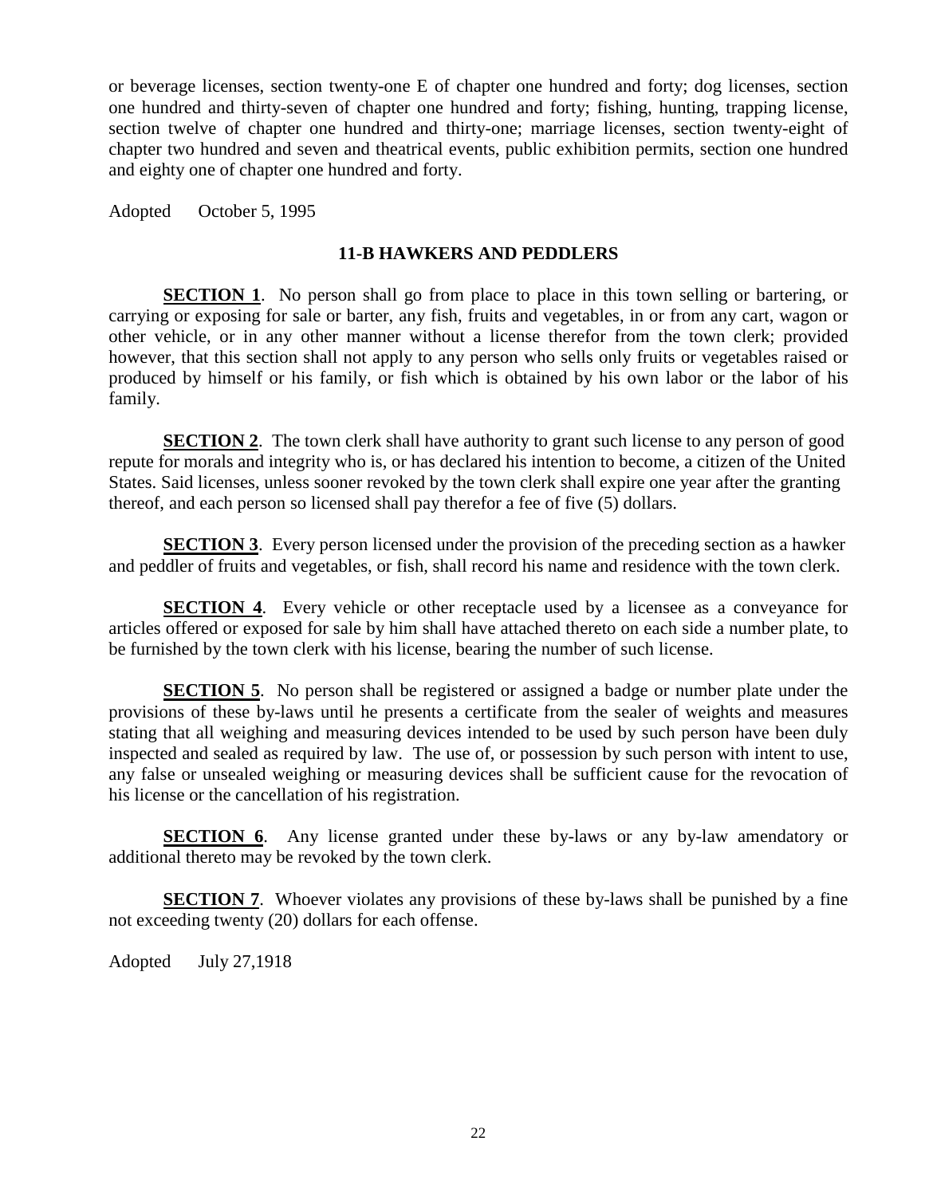or beverage licenses, section twenty-one E of chapter one hundred and forty; dog licenses, section one hundred and thirty-seven of chapter one hundred and forty; fishing, hunting, trapping license, section twelve of chapter one hundred and thirty-one; marriage licenses, section twenty-eight of chapter two hundred and seven and theatrical events, public exhibition permits, section one hundred and eighty one of chapter one hundred and forty.

Adopted October 5, 1995

## 11-B HAWKERS AND PEDDLERS

**SECTION 1**. No person shall go from place to place in this town selling or bartering, or carrying or exposing for sale or barter, any fish, fruits and vegetables, in or from any cart, wagon or other vehicle, or in any other manner without a license therefor from the town clerk; provided however, that this section shall not apply to any person who sells only fruits or vegetables raised or produced by himself or his family, or fish which is obtained by his own labor or the labor of his family.

**SECTION 2**. The town clerk shall have authority to grant such license to any person of good repute for morals and integrity who is, or has declared his intention to become, a citizen of the United States. Said licenses, unless sooner revoked by the town clerk shall expire one year after the granting thereof, and each person so licensed shall pay therefor a fee of five (5) dollars.

**SECTION 3**. Every person licensed under the provision of the preceding section as a hawker and peddler of fruits and vegetables, or fish, shall record his name and residence with the town clerk.

**SECTION 4**. Every vehicle or other receptacle used by a licensee as a conveyance for articles offered or exposed for sale by him shall have attached thereto on each side a number plate, to be furnished by the town clerk with his license, bearing the number of such license.

**SECTION 5**. No person shall be registered or assigned a badge or number plate under the provisions of these by-laws until he presents a certificate from the sealer of weights and measures stating that all weighing and measuring devices intended to be used by such person have been duly inspected and sealed as required by law. The use of, or possession by such person with intent to use, any false or unsealed weighing or measuring devices shall be sufficient cause for the revocation of his license or the cancellation of his registration.

**SECTION 6**. Any license granted under these by-laws or any by-law amendatory or additional thereto may be revoked by the town clerk.

**SECTION 7**. Whoever violates any provisions of these by-laws shall be punished by a fine not exceeding twenty (20) dollars for each offense.

Adopted July 27,1918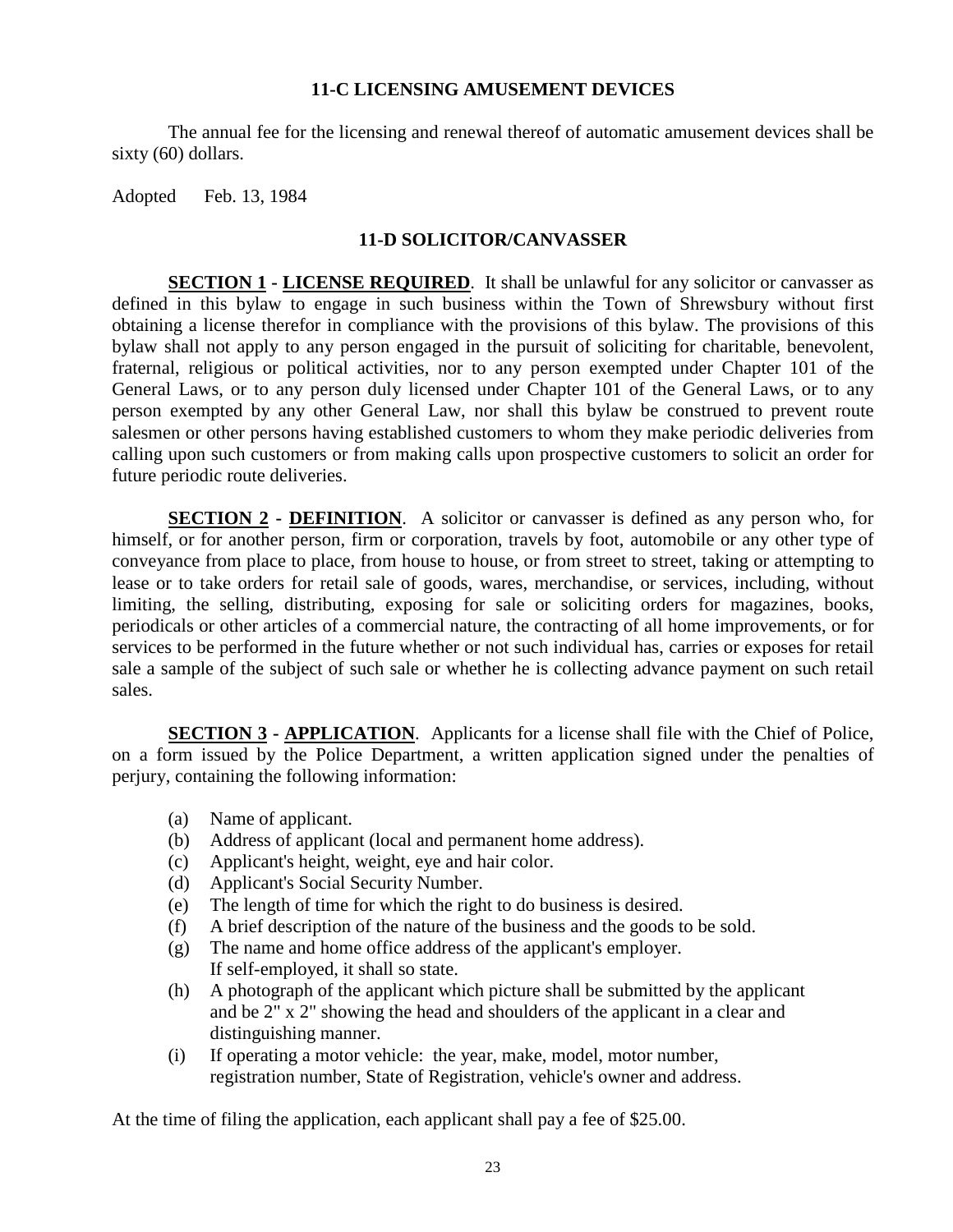## 11-C LICENSING AMUSEMENT DEVICES

The annual fee for the licensing and renewal thereof of automatic amusement devices shall be sixty (60) dollars.

Adopted Feb. 13, 1984

## 11-D SOLICITOR/CANVASSER

**SECTION 1 - LICENSE REQUIRED**. It shall be unlawful for any solicitor or canvasser as defined in this bylaw to engage in such business within the Town of Shrewsbury without first obtaining a license therefor in compliance with the provisions of this bylaw. The provisions of this bylaw shall not apply to any person engaged in the pursuit of soliciting for charitable, benevolent, fraternal, religious or political activities, nor to any person exempted under Chapter 101 of the General Laws, or to any person duly licensed under Chapter 101 of the General Laws, or to any person exempted by any other General Law, nor shall this bylaw be construed to prevent route salesmen or other persons having established customers to whom they make periodic deliveries from calling upon such customers or from making calls upon prospective customers to solicit an order for future periodic route deliveries.

**SECTION 2 - DEFINITION**. A solicitor or canvasser is defined as any person who, for himself, or for another person, firm or corporation, travels by foot, automobile or any other type of conveyance from place to place, from house to house, or from street to street, taking or attempting to lease or to take orders for retail sale of goods, wares, merchandise, or services, including, without limiting, the selling, distributing, exposing for sale or soliciting orders for magazines, books, periodicals or other articles of a commercial nature, the contracting of all home improvements, or for services to be performed in the future whether or not such individual has, carries or exposes for retail sale a sample of the subject of such sale or whether he is collecting advance payment on such retail sales.

**SECTION 3 - APPLICATION**. Applicants for a license shall file with the Chief of Police, on a form issued by the Police Department, a written application signed under the penalties of perjury, containing the following information:

(a) Name of applicant.
(b) Address of applicant (local and permanent home address).
(c) Applicant's height, weight, eye and hair color.
(d) Applicant's Social Security Number.
(e) The length of time for which the right to do business is desired.
(f) A brief description of the nature of the business and the goods to be sold.
(g) The name and home office address of the applicant's employer. If self-employed, it shall so state.
(h) A photograph of the applicant which picture shall be submitted by the applicant and be 2" x 2" showing the head and shoulders of the applicant in a clear and distinguishing manner.
(i) If operating a motor vehicle: the year, make, model, motor number, registration number, State of Registration, vehicle's owner and address.

At the time of filing the application, each applicant shall pay a fee of $25.00.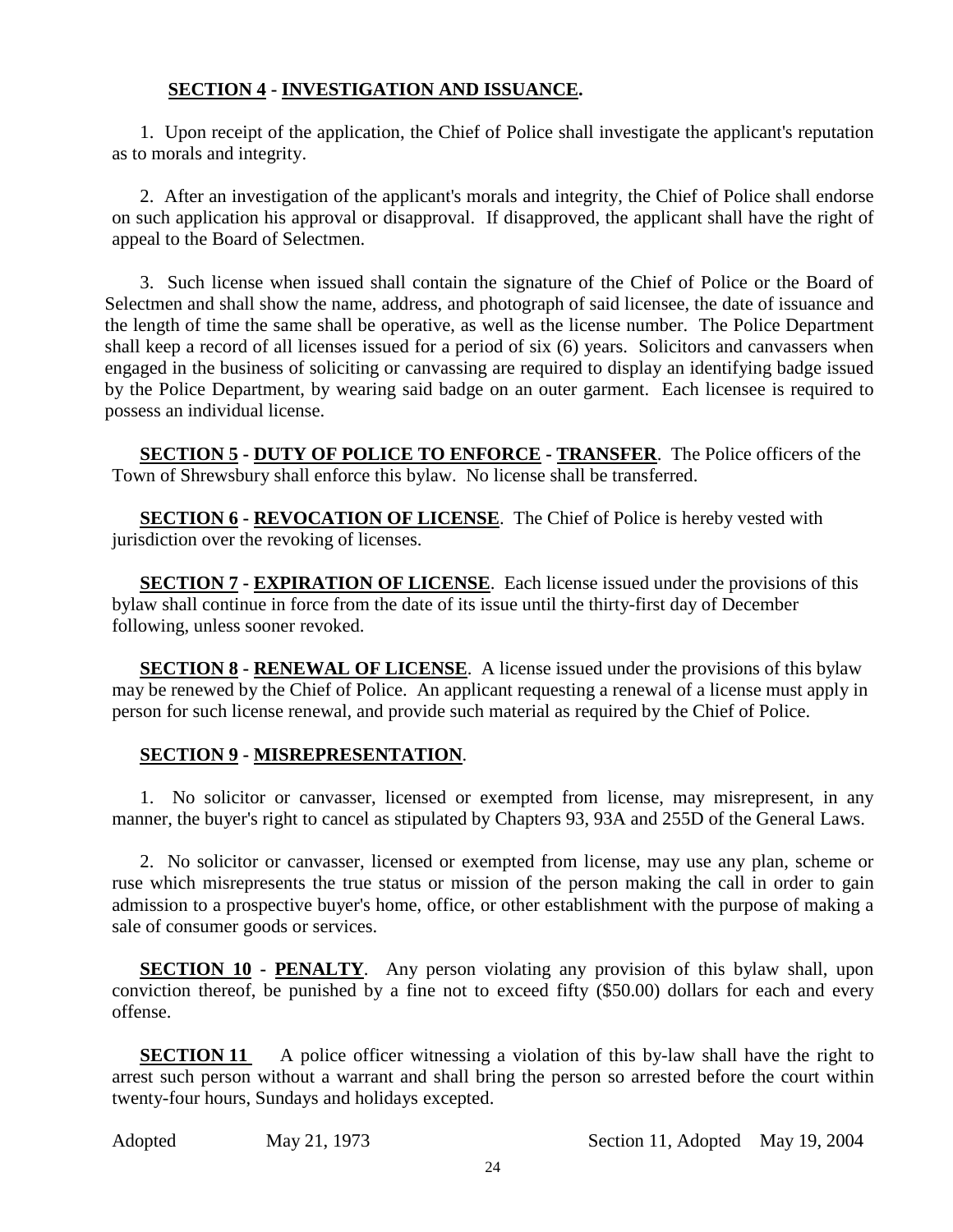**SECTION 4 - INVESTIGATION AND ISSUANCE.**

1. Upon receipt of the application, the Chief of Police shall investigate the applicant's reputation as to morals and integrity.

2. After an investigation of the applicant's morals and integrity, the Chief of Police shall endorse on such application his approval or disapproval. If disapproved, the applicant shall have the right of appeal to the Board of Selectmen.

3. Such license when issued shall contain the signature of the Chief of Police or the Board of Selectmen and shall show the name, address, and photograph of said licensee, the date of issuance and the length of time the same shall be operative, as well as the license number. The Police Department shall keep a record of all licenses issued for a period of six (6) years. Solicitors and canvassers when engaged in the business of soliciting or canvassing are required to display an identifying badge issued by the Police Department, by wearing said badge on an outer garment. Each licensee is required to possess an individual license.

**SECTION 5 - DUTY OF POLICE TO ENFORCE - TRANSFER**. The Police officers of the Town of Shrewsbury shall enforce this bylaw. No license shall be transferred.

**SECTION 6 - REVOCATION OF LICENSE**. The Chief of Police is hereby vested with jurisdiction over the revoking of licenses.

**SECTION 7 - EXPIRATION OF LICENSE**. Each license issued under the provisions of this bylaw shall continue in force from the date of its issue until the thirty-first day of December following, unless sooner revoked.

**SECTION 8 - RENEWAL OF LICENSE**. A license issued under the provisions of this bylaw may be renewed by the Chief of Police. An applicant requesting a renewal of a license must apply in person for such license renewal, and provide such material as required by the Chief of Police.

**SECTION 9 - MISREPRESENTATION**.

1. No solicitor or canvasser, licensed or exempted from license, may misrepresent, in any manner, the buyer's right to cancel as stipulated by Chapters 93, 93A and 255D of the General Laws.

2. No solicitor or canvasser, licensed or exempted from license, may use any plan, scheme or ruse which misrepresents the true status or mission of the person making the call in order to gain admission to a prospective buyer's home, office, or other establishment with the purpose of making a sale of consumer goods or services.

**SECTION 10 - PENALTY**. Any person violating any provision of this bylaw shall, upon conviction thereof, be punished by a fine not to exceed fifty ($50.00) dollars for each and every offense.

**SECTION 11** A police officer witnessing a violation of this by-law shall have the right to arrest such person without a warrant and shall bring the person so arrested before the court within twenty-four hours, Sundays and holidays excepted.

Adopted May 21, 1973 Section 11, Adopted May 19, 2004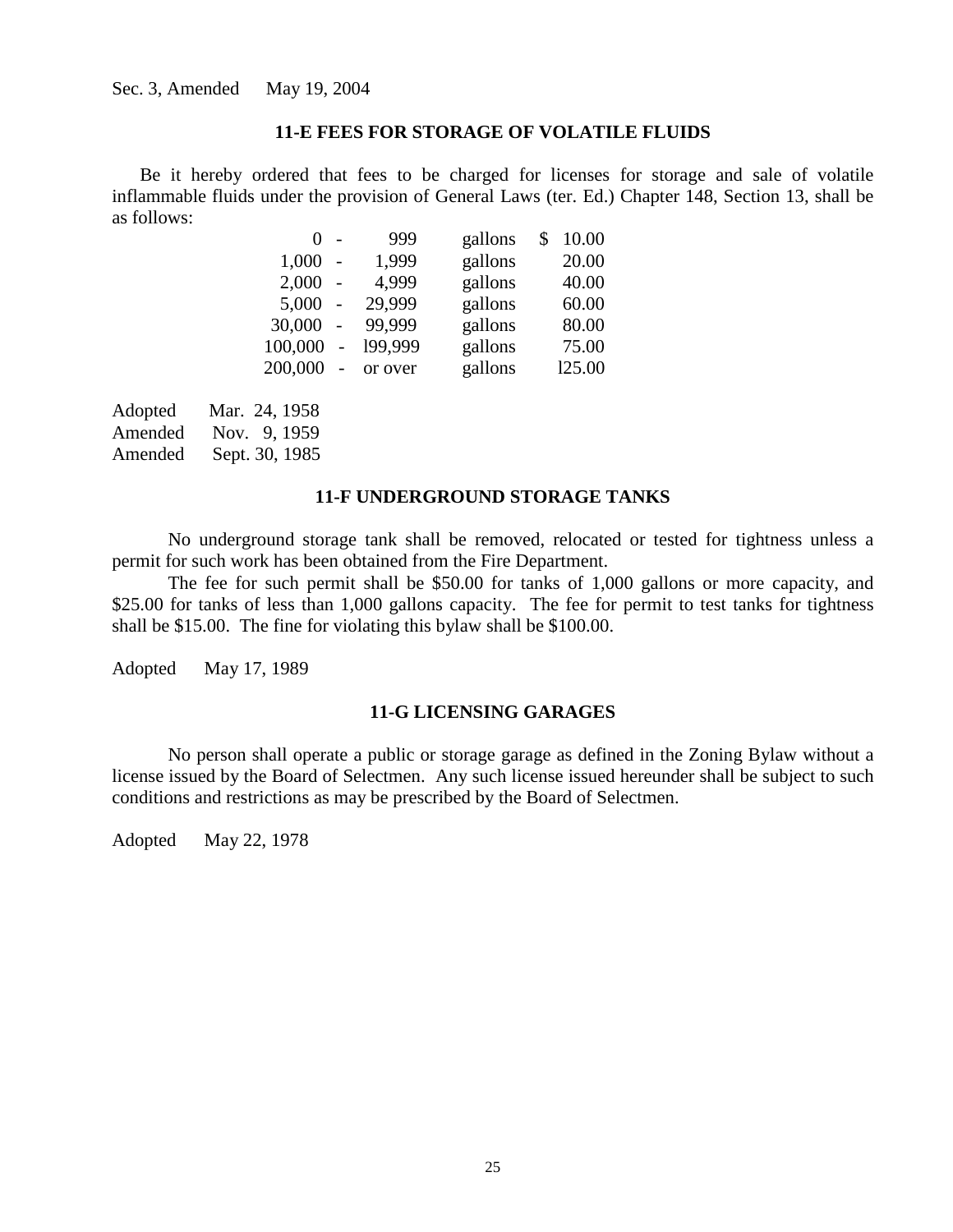Sec. 3, Amended May 19, 2004

### 11-E FEES FOR STORAGE OF VOLATILE FLUIDS

Be it hereby ordered that fees to be charged for licenses for storage and sale of volatile inflammable fluids under the provision of General Laws (ter. Ed.) Chapter 148, Section 13, shall be as follows:

| | | | | |
|---|---|---|---|---|
| 0 | - | 999 | gallons | $ 10.00 |
| 1,000 | - | 1,999 | gallons | 20.00 |
| 2,000 | - | 4,999 | gallons | 40.00 |
| 5,000 | - | 29,999 | gallons | 60.00 |
| 30,000 | - | 99,999 | gallons | 80.00 |
| 100,000 | - | l99,999 | gallons | 75.00 |
| 200,000 | - | or over | gallons | l25.00 |

Adopted Mar. 24, 1958
Amended Nov. 9, 1959
Amended Sept. 30, 1985

### 11-F UNDERGROUND STORAGE TANKS

No underground storage tank shall be removed, relocated or tested for tightness unless a permit for such work has been obtained from the Fire Department.

The fee for such permit shall be $50.00 for tanks of 1,000 gallons or more capacity, and $25.00 for tanks of less than 1,000 gallons capacity. The fee for permit to test tanks for tightness shall be $15.00. The fine for violating this bylaw shall be $100.00.

Adopted May 17, 1989

### 11-G LICENSING GARAGES

No person shall operate a public or storage garage as defined in the Zoning Bylaw without a license issued by the Board of Selectmen. Any such license issued hereunder shall be subject to such conditions and restrictions as may be prescribed by the Board of Selectmen.

Adopted May 22, 1978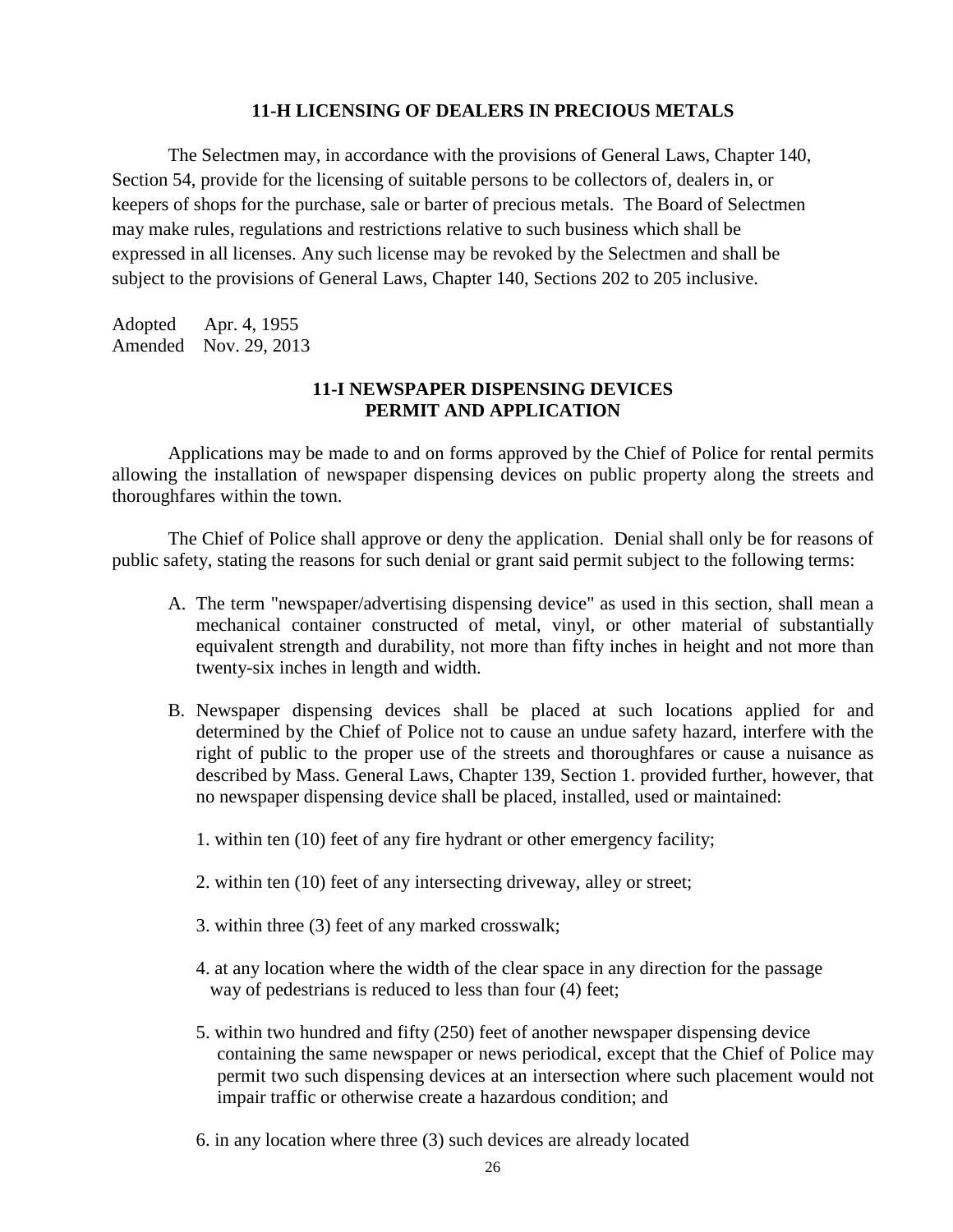## 11-H LICENSING OF DEALERS IN PRECIOUS METALS

The Selectmen may, in accordance with the provisions of General Laws, Chapter 140, Section 54, provide for the licensing of suitable persons to be collectors of, dealers in, or keepers of shops for the purchase, sale or barter of precious metals. The Board of Selectmen may make rules, regulations and restrictions relative to such business which shall be expressed in all licenses. Any such license may be revoked by the Selectmen and shall be subject to the provisions of General Laws, Chapter 140, Sections 202 to 205 inclusive.

Adopted Apr. 4, 1955
Amended Nov. 29, 2013

## 11-I NEWSPAPER DISPENSING DEVICES PERMIT AND APPLICATION

Applications may be made to and on forms approved by the Chief of Police for rental permits allowing the installation of newspaper dispensing devices on public property along the streets and thoroughfares within the town.

The Chief of Police shall approve or deny the application. Denial shall only be for reasons of public safety, stating the reasons for such denial or grant said permit subject to the following terms:

A. The term "newspaper/advertising dispensing device" as used in this section, shall mean a mechanical container constructed of metal, vinyl, or other material of substantially equivalent strength and durability, not more than fifty inches in height and not more than twenty-six inches in length and width.

B. Newspaper dispensing devices shall be placed at such locations applied for and determined by the Chief of Police not to cause an undue safety hazard, interfere with the right of public to the proper use of the streets and thoroughfares or cause a nuisance as described by Mass. General Laws, Chapter 139, Section 1. provided further, however, that no newspaper dispensing device shall be placed, installed, used or maintained:

   1. within ten (10) feet of any fire hydrant or other emergency facility;

   2. within ten (10) feet of any intersecting driveway, alley or street;

   3. within three (3) feet of any marked crosswalk;

   4. at any location where the width of the clear space in any direction for the passage way of pedestrians is reduced to less than four (4) feet;

   5. within two hundred and fifty (250) feet of another newspaper dispensing device containing the same newspaper or news periodical, except that the Chief of Police may permit two such dispensing devices at an intersection where such placement would not impair traffic or otherwise create a hazardous condition; and

   6. in any location where three (3) such devices are already located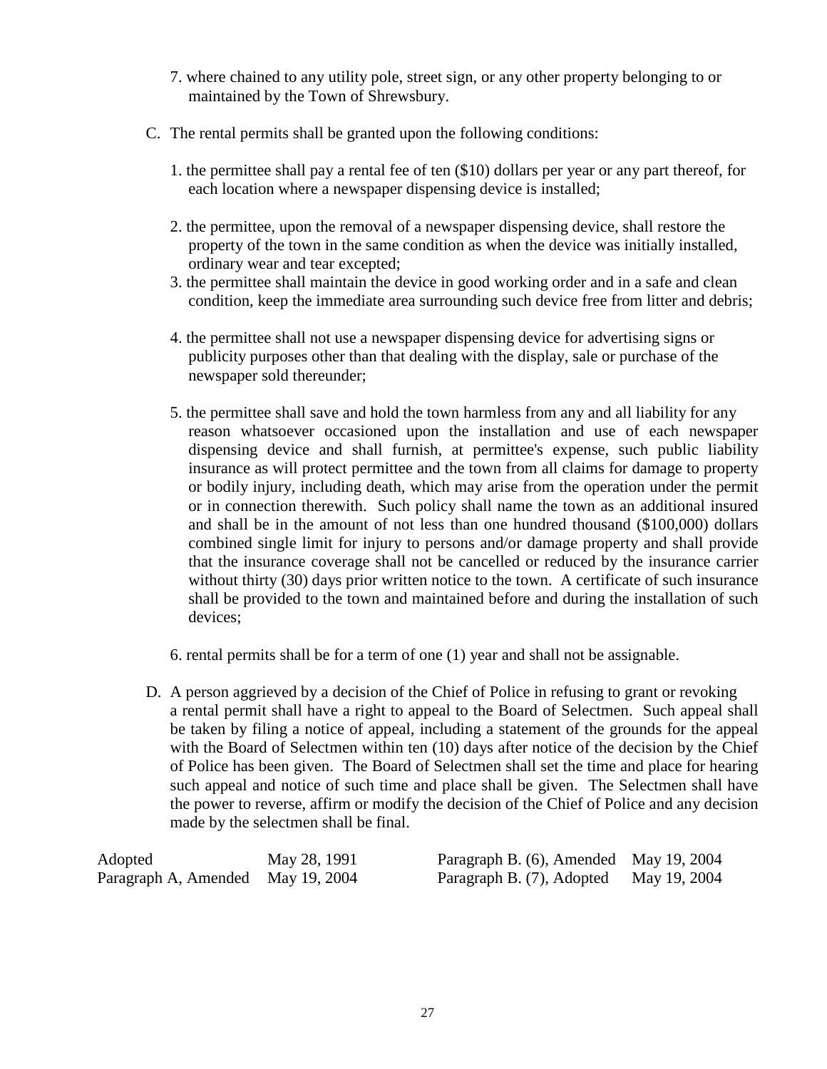7. where chained to any utility pole, street sign, or any other property belonging to or maintained by the Town of Shrewsbury.

C. The rental permits shall be granted upon the following conditions:

1. the permittee shall pay a rental fee of ten ($10) dollars per year or any part thereof, for each location where a newspaper dispensing device is installed;

2. the permittee, upon the removal of a newspaper dispensing device, shall restore the property of the town in the same condition as when the device was initially installed, ordinary wear and tear excepted;

3. the permittee shall maintain the device in good working order and in a safe and clean condition, keep the immediate area surrounding such device free from litter and debris;

4. the permittee shall not use a newspaper dispensing device for advertising signs or publicity purposes other than that dealing with the display, sale or purchase of the newspaper sold thereunder;

5. the permittee shall save and hold the town harmless from any and all liability for any reason whatsoever occasioned upon the installation and use of each newspaper dispensing device and shall furnish, at permittee's expense, such public liability insurance as will protect permittee and the town from all claims for damage to property or bodily injury, including death, which may arise from the operation under the permit or in connection therewith. Such policy shall name the town as an additional insured and shall be in the amount of not less than one hundred thousand ($100,000) dollars combined single limit for injury to persons and/or damage property and shall provide that the insurance coverage shall not be cancelled or reduced by the insurance carrier without thirty (30) days prior written notice to the town. A certificate of such insurance shall be provided to the town and maintained before and during the installation of such devices;

6. rental permits shall be for a term of one (1) year and shall not be assignable.

D. A person aggrieved by a decision of the Chief of Police in refusing to grant or revoking a rental permit shall have a right to appeal to the Board of Selectmen. Such appeal shall be taken by filing a notice of appeal, including a statement of the grounds for the appeal with the Board of Selectmen within ten (10) days after notice of the decision by the Chief of Police has been given. The Board of Selectmen shall set the time and place for hearing such appeal and notice of such time and place shall be given. The Selectmen shall have the power to reverse, affirm or modify the decision of the Chief of Police and any decision made by the selectmen shall be final.

| | | | |
|---|---|---|---|
| Adopted | May 28, 1991 | Paragraph B. (6), Amended | May 19, 2004 |
| Paragraph A, Amended | May 19, 2004 | Paragraph B. (7), Adopted | May 19, 2004 |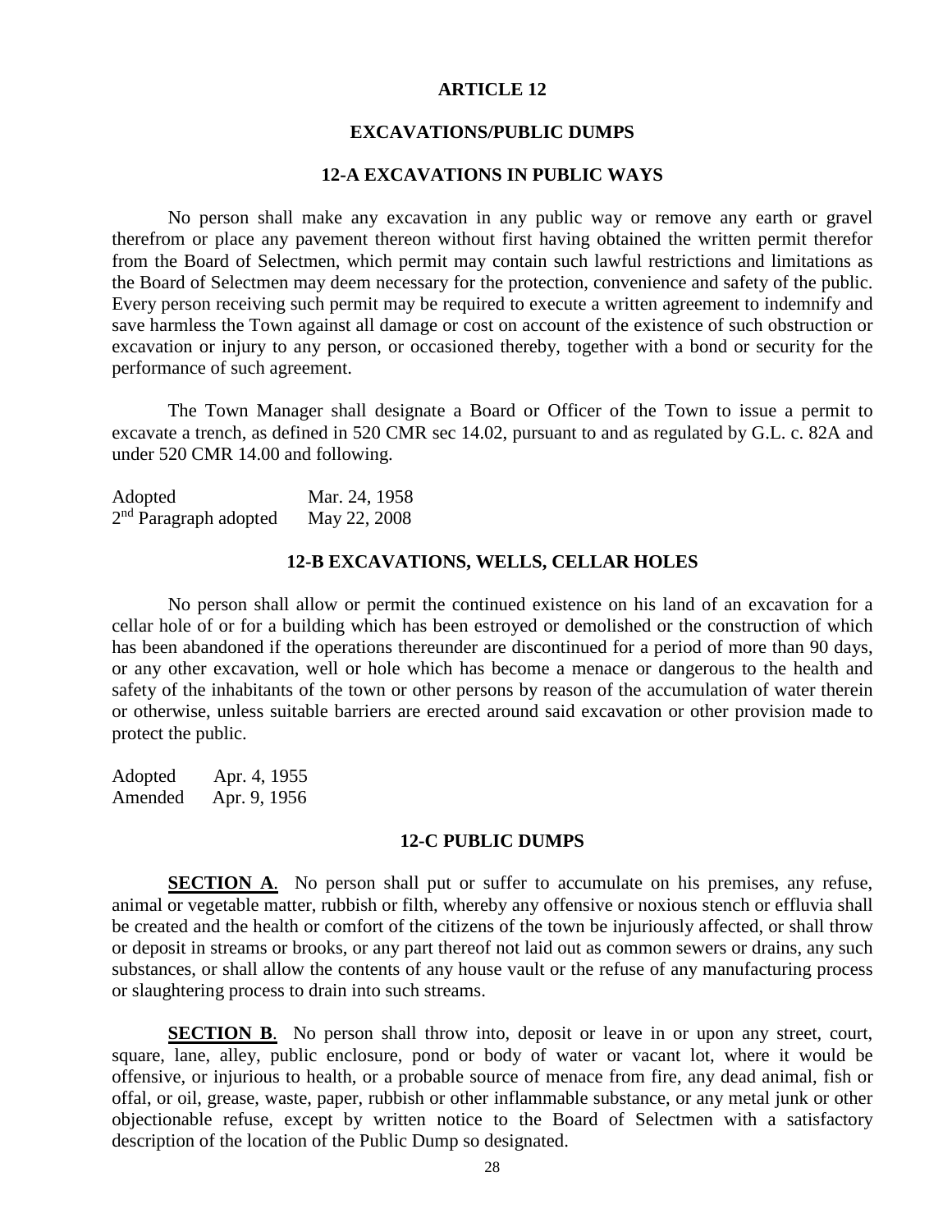# ARTICLE 12

## EXCAVATIONS/PUBLIC DUMPS

### 12-A EXCAVATIONS IN PUBLIC WAYS

No person shall make any excavation in any public way or remove any earth or gravel therefrom or place any pavement thereon without first having obtained the written permit therefor from the Board of Selectmen, which permit may contain such lawful restrictions and limitations as the Board of Selectmen may deem necessary for the protection, convenience and safety of the public. Every person receiving such permit may be required to execute a written agreement to indemnify and save harmless the Town against all damage or cost on account of the existence of such obstruction or excavation or injury to any person, or occasioned thereby, together with a bond or security for the performance of such agreement.

The Town Manager shall designate a Board or Officer of the Town to issue a permit to excavate a trench, as defined in 520 CMR sec 14.02, pursuant to and as regulated by G.L. c. 82A and under 520 CMR 14.00 and following.

Adopted Mar. 24, 1958
2nd Paragraph adopted May 22, 2008

### 12-B EXCAVATIONS, WELLS, CELLAR HOLES

No person shall allow or permit the continued existence on his land of an excavation for a cellar hole of or for a building which has been estroyed or demolished or the construction of which has been abandoned if the operations thereunder are discontinued for a period of more than 90 days, or any other excavation, well or hole which has become a menace or dangerous to the health and safety of the inhabitants of the town or other persons by reason of the accumulation of water therein or otherwise, unless suitable barriers are erected around said excavation or other provision made to protect the public.

Adopted Apr. 4, 1955
Amended Apr. 9, 1956

### 12-C PUBLIC DUMPS

**SECTION A**. No person shall put or suffer to accumulate on his premises, any refuse, animal or vegetable matter, rubbish or filth, whereby any offensive or noxious stench or effluvia shall be created and the health or comfort of the citizens of the town be injuriously affected, or shall throw or deposit in streams or brooks, or any part thereof not laid out as common sewers or drains, any such substances, or shall allow the contents of any house vault or the refuse of any manufacturing process or slaughtering process to drain into such streams.

**SECTION B**. No person shall throw into, deposit or leave in or upon any street, court, square, lane, alley, public enclosure, pond or body of water or vacant lot, where it would be offensive, or injurious to health, or a probable source of menace from fire, any dead animal, fish or offal, or oil, grease, waste, paper, rubbish or other inflammable substance, or any metal junk or other objectionable refuse, except by written notice to the Board of Selectmen with a satisfactory description of the location of the Public Dump so designated.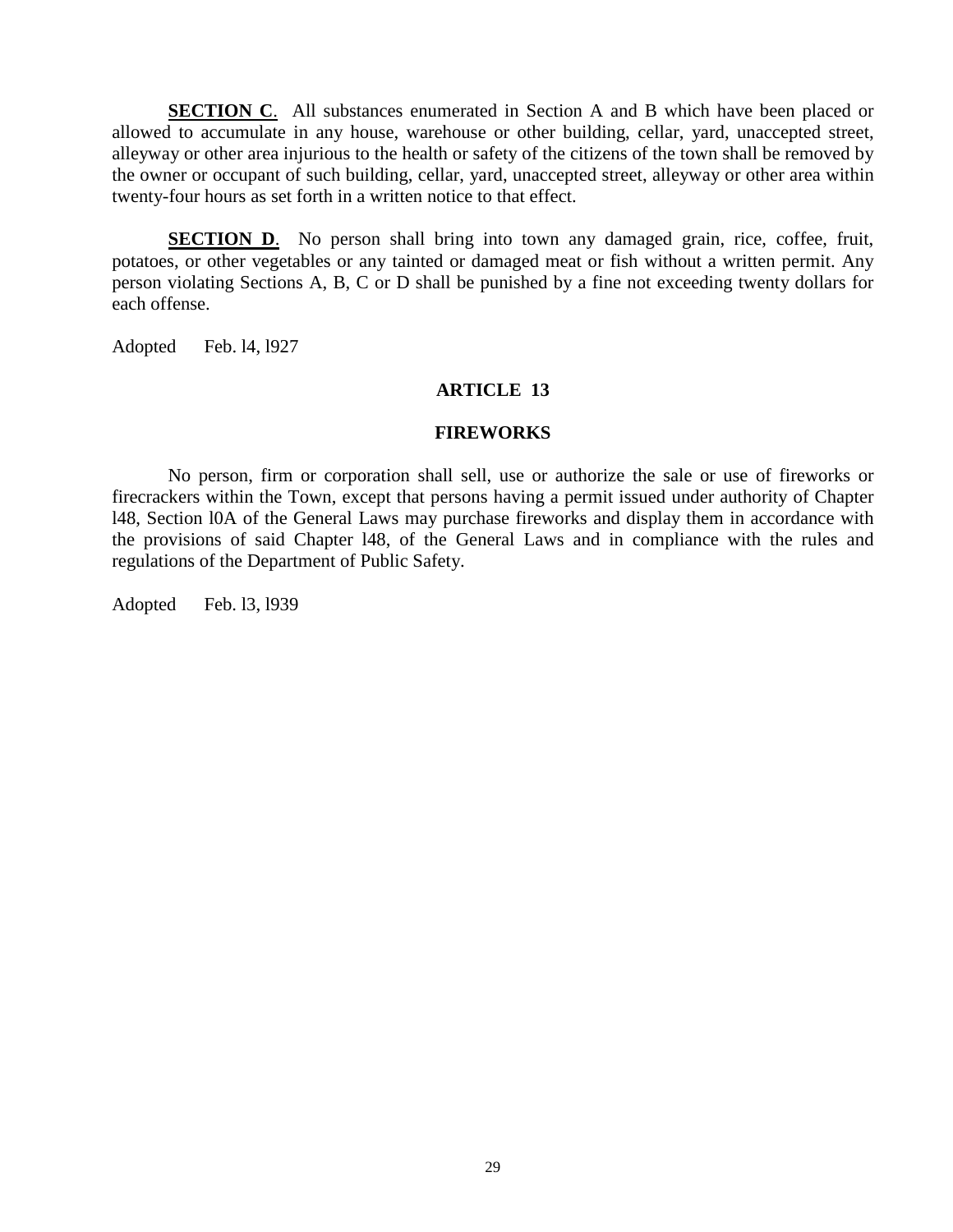**SECTION C**. All substances enumerated in Section A and B which have been placed or allowed to accumulate in any house, warehouse or other building, cellar, yard, unaccepted street, alleyway or other area injurious to the health or safety of the citizens of the town shall be removed by the owner or occupant of such building, cellar, yard, unaccepted street, alleyway or other area within twenty-four hours as set forth in a written notice to that effect.

**SECTION D**. No person shall bring into town any damaged grain, rice, coffee, fruit, potatoes, or other vegetables or any tainted or damaged meat or fish without a written permit. Any person violating Sections A, B, C or D shall be punished by a fine not exceeding twenty dollars for each offense.

Adopted Feb. l4, l927

## ARTICLE 13

### FIREWORKS

No person, firm or corporation shall sell, use or authorize the sale or use of fireworks or firecrackers within the Town, except that persons having a permit issued under authority of Chapter l48, Section l0A of the General Laws may purchase fireworks and display them in accordance with the provisions of said Chapter l48, of the General Laws and in compliance with the rules and regulations of the Department of Public Safety.

Adopted Feb. l3, l939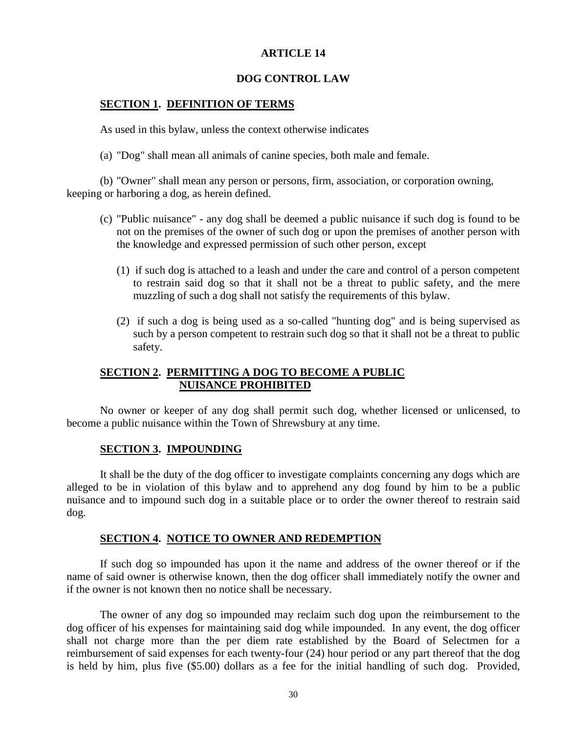# ARTICLE 14

## DOG CONTROL LAW

### SECTION 1. DEFINITION OF TERMS

As used in this bylaw, unless the context otherwise indicates

(a) "Dog" shall mean all animals of canine species, both male and female.

(b) "Owner" shall mean any person or persons, firm, association, or corporation owning, keeping or harboring a dog, as herein defined.

(c) "Public nuisance" - any dog shall be deemed a public nuisance if such dog is found to be not on the premises of the owner of such dog or upon the premises of another person with the knowledge and expressed permission of such other person, except

(1) if such dog is attached to a leash and under the care and control of a person competent to restrain said dog so that it shall not be a threat to public safety, and the mere muzzling of such a dog shall not satisfy the requirements of this bylaw.

(2) if such a dog is being used as a so-called "hunting dog" and is being supervised as such by a person competent to restrain such dog so that it shall not be a threat to public safety.

### SECTION 2. PERMITTING A DOG TO BECOME A PUBLIC NUISANCE PROHIBITED

No owner or keeper of any dog shall permit such dog, whether licensed or unlicensed, to become a public nuisance within the Town of Shrewsbury at any time.

### SECTION 3. IMPOUNDING

It shall be the duty of the dog officer to investigate complaints concerning any dogs which are alleged to be in violation of this bylaw and to apprehend any dog found by him to be a public nuisance and to impound such dog in a suitable place or to order the owner thereof to restrain said dog.

### SECTION 4. NOTICE TO OWNER AND REDEMPTION

If such dog so impounded has upon it the name and address of the owner thereof or if the name of said owner is otherwise known, then the dog officer shall immediately notify the owner and if the owner is not known then no notice shall be necessary.

The owner of any dog so impounded may reclaim such dog upon the reimbursement to the dog officer of his expenses for maintaining said dog while impounded. In any event, the dog officer shall not charge more than the per diem rate established by the Board of Selectmen for a reimbursement of said expenses for each twenty-four (24) hour period or any part thereof that the dog is held by him, plus five ($5.00) dollars as a fee for the initial handling of such dog. Provided,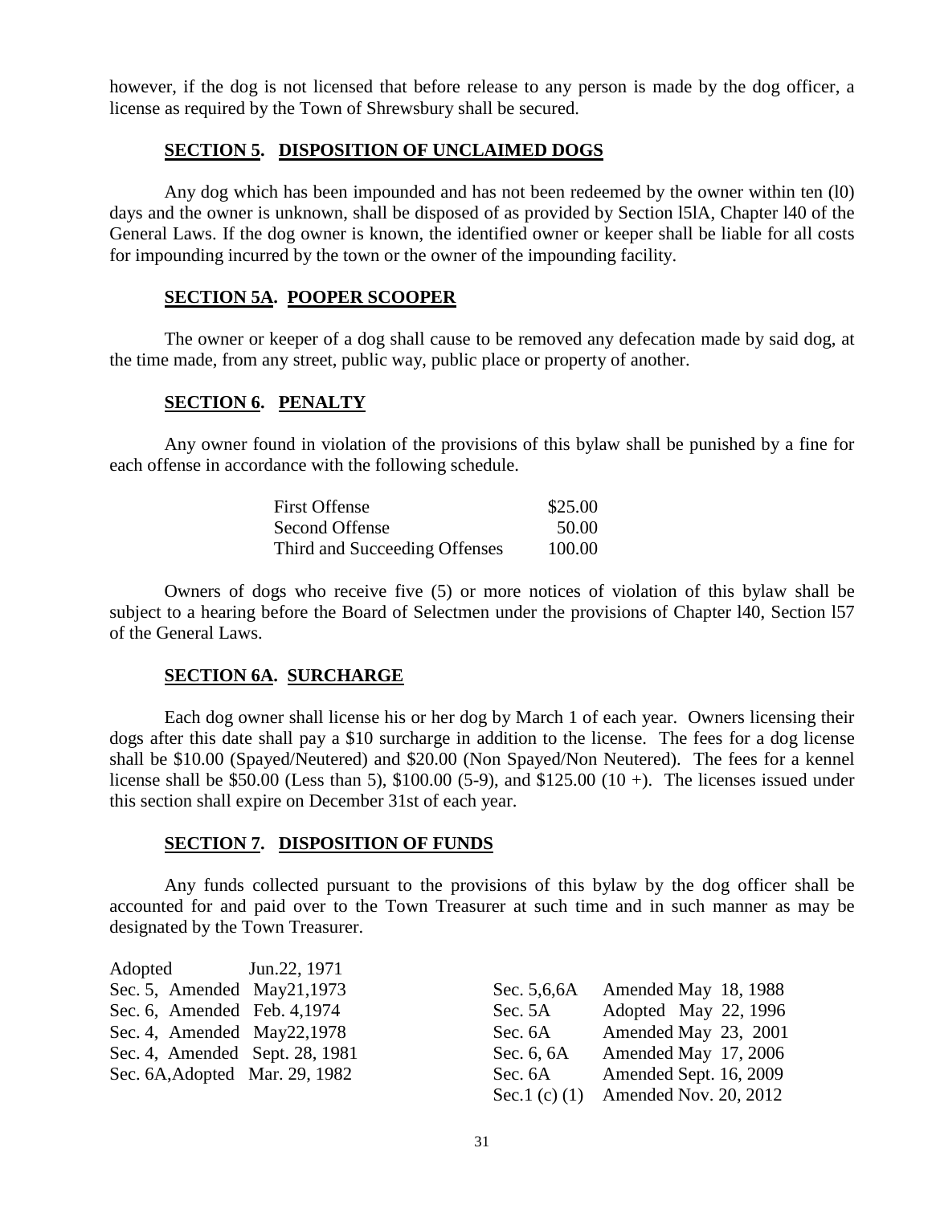however, if the dog is not licensed that before release to any person is made by the dog officer, a license as required by the Town of Shrewsbury shall be secured.

**SECTION 5. DISPOSITION OF UNCLAIMED DOGS**

Any dog which has been impounded and has not been redeemed by the owner within ten (l0) days and the owner is unknown, shall be disposed of as provided by Section l5lA, Chapter l40 of the General Laws. If the dog owner is known, the identified owner or keeper shall be liable for all costs for impounding incurred by the town or the owner of the impounding facility.

**SECTION 5A. POOPER SCOOPER**

The owner or keeper of a dog shall cause to be removed any defecation made by said dog, at the time made, from any street, public way, public place or property of another.

**SECTION 6. PENALTY**

Any owner found in violation of the provisions of this bylaw shall be punished by a fine for each offense in accordance with the following schedule.

| | |
|---|---|
| First Offense | \$25.00 |
| Second Offense | 50.00 |
| Third and Succeeding Offenses | 100.00 |

Owners of dogs who receive five (5) or more notices of violation of this bylaw shall be subject to a hearing before the Board of Selectmen under the provisions of Chapter l40, Section l57 of the General Laws.

**SECTION 6A. SURCHARGE**

Each dog owner shall license his or her dog by March 1 of each year. Owners licensing their dogs after this date shall pay a \$10 surcharge in addition to the license. The fees for a dog license shall be \$10.00 (Spayed/Neutered) and \$20.00 (Non Spayed/Non Neutered). The fees for a kennel license shall be \$50.00 (Less than 5), \$100.00 (5-9), and \$125.00 (10 +). The licenses issued under this section shall expire on December 31st of each year.

**SECTION 7. DISPOSITION OF FUNDS**

Any funds collected pursuant to the provisions of this bylaw by the dog officer shall be accounted for and paid over to the Town Treasurer at such time and in such manner as may be designated by the Town Treasurer.

Adopted Jun.22, 1971
Sec. 5, Amended May21,1973
Sec. 6, Amended Feb. 4,1974
Sec. 4, Amended May22,1978
Sec. 4, Amended Sept. 28, 1981
Sec. 6A,Adopted Mar. 29, 1982

Sec. 5,6,6A Amended May 18, 1988
Sec. 5A Adopted May 22, 1996
Sec. 6A Amended May 23, 2001
Sec. 6, 6A Amended May 17, 2006
Sec. 6A Amended Sept. 16, 2009
Sec.1 (c) (1) Amended Nov. 20, 2012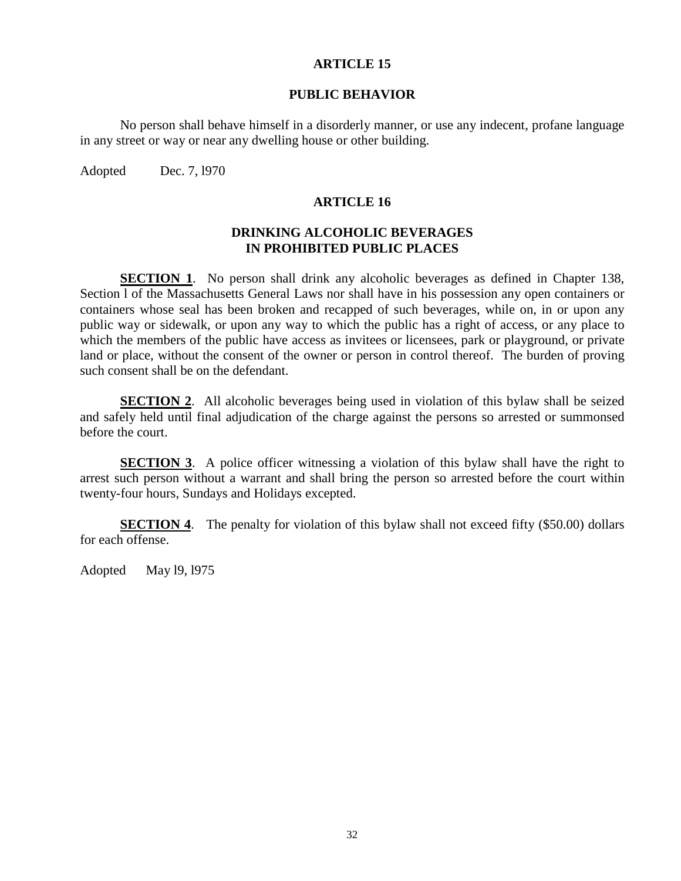## ARTICLE 15

## PUBLIC BEHAVIOR

No person shall behave himself in a disorderly manner, or use any indecent, profane language in any street or way or near any dwelling house or other building.

Adopted Dec. 7, l970

## ARTICLE 16

## DRINKING ALCOHOLIC BEVERAGES IN PROHIBITED PUBLIC PLACES

**SECTION 1**. No person shall drink any alcoholic beverages as defined in Chapter 138, Section l of the Massachusetts General Laws nor shall have in his possession any open containers or containers whose seal has been broken and recapped of such beverages, while on, in or upon any public way or sidewalk, or upon any way to which the public has a right of access, or any place to which the members of the public have access as invitees or licensees, park or playground, or private land or place, without the consent of the owner or person in control thereof. The burden of proving such consent shall be on the defendant.

**SECTION 2**. All alcoholic beverages being used in violation of this bylaw shall be seized and safely held until final adjudication of the charge against the persons so arrested or summonsed before the court.

**SECTION 3**. A police officer witnessing a violation of this bylaw shall have the right to arrest such person without a warrant and shall bring the person so arrested before the court within twenty-four hours, Sundays and Holidays excepted.

**SECTION 4**. The penalty for violation of this bylaw shall not exceed fifty ($50.00) dollars for each offense.

Adopted May l9, l975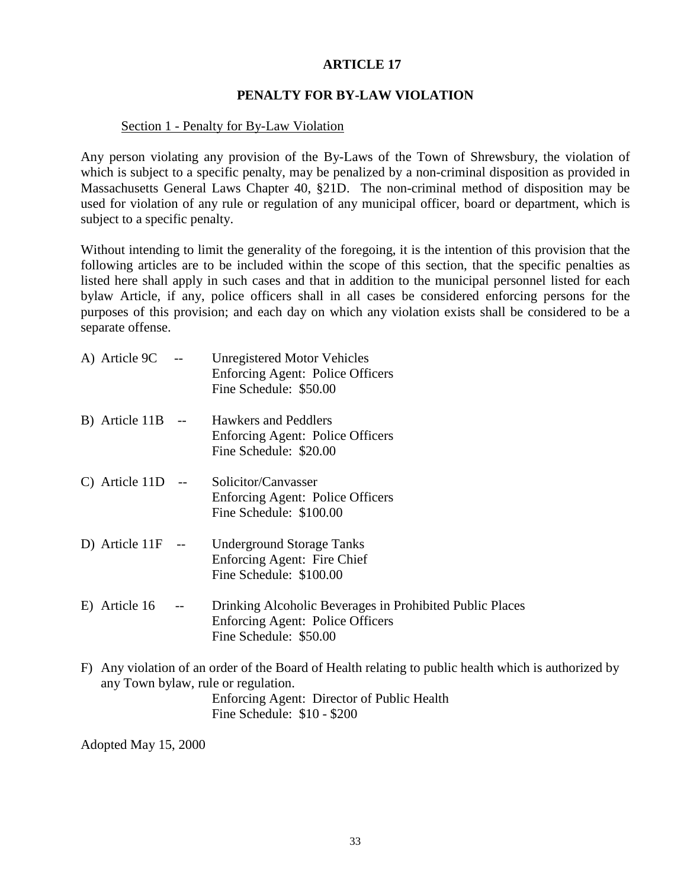# ARTICLE 17

## PENALTY FOR BY-LAW VIOLATION

Section 1 - Penalty for By-Law Violation

Any person violating any provision of the By-Laws of the Town of Shrewsbury, the violation of which is subject to a specific penalty, may be penalized by a non-criminal disposition as provided in Massachusetts General Laws Chapter 40, §21D. The non-criminal method of disposition may be used for violation of any rule or regulation of any municipal officer, board or department, which is subject to a specific penalty.

Without intending to limit the generality of the foregoing, it is the intention of this provision that the following articles are to be included within the scope of this section, that the specific penalties as listed here shall apply in such cases and that in addition to the municipal personnel listed for each bylaw Article, if any, police officers shall in all cases be considered enforcing persons for the purposes of this provision; and each day on which any violation exists shall be considered to be a separate offense.

A) Article 9C -- Unregistered Motor Vehicles
Enforcing Agent: Police Officers
Fine Schedule: $50.00

B) Article 11B -- Hawkers and Peddlers
Enforcing Agent: Police Officers
Fine Schedule: $20.00

C) Article 11D -- Solicitor/Canvasser
Enforcing Agent: Police Officers
Fine Schedule: $100.00

D) Article 11F -- Underground Storage Tanks
Enforcing Agent: Fire Chief
Fine Schedule: $100.00

E) Article 16 -- Drinking Alcoholic Beverages in Prohibited Public Places
Enforcing Agent: Police Officers
Fine Schedule: $50.00

F) Any violation of an order of the Board of Health relating to public health which is authorized by any Town bylaw, rule or regulation.
Enforcing Agent: Director of Public Health
Fine Schedule: $10 - $200

Adopted May 15, 2000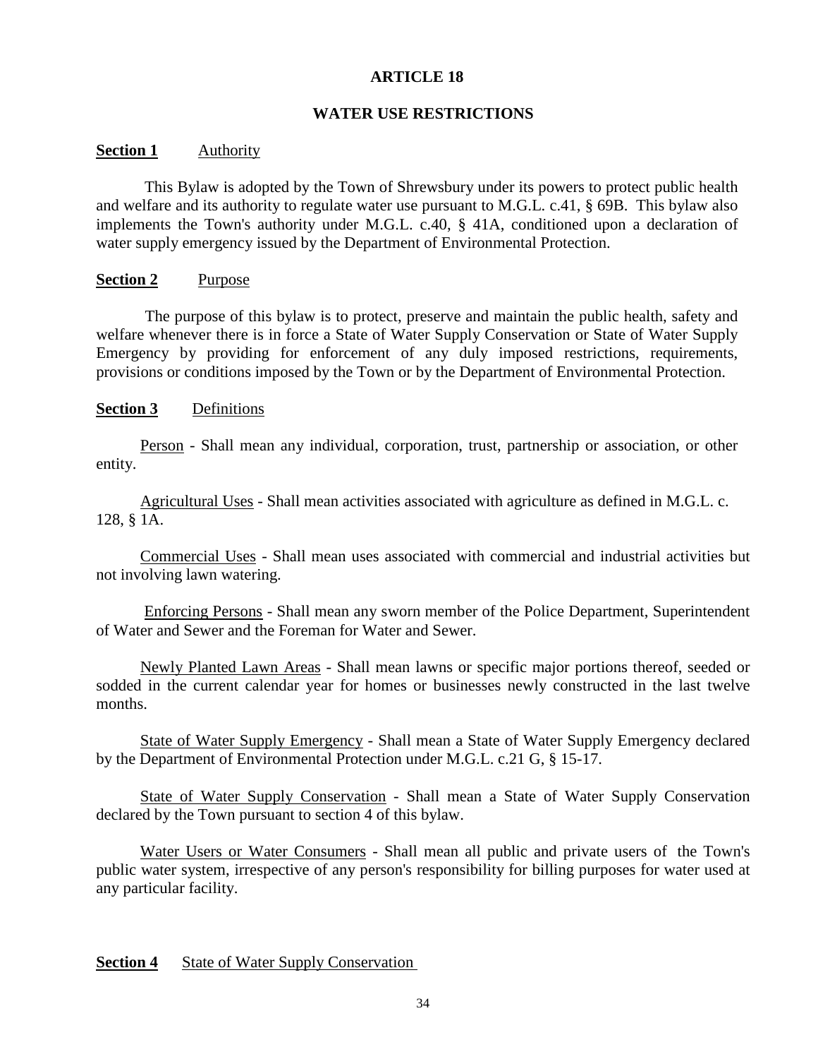# ARTICLE 18

## WATER USE RESTRICTIONS

**Section 1** Authority

This Bylaw is adopted by the Town of Shrewsbury under its powers to protect public health and welfare and its authority to regulate water use pursuant to M.G.L. c.41, § 69B. This bylaw also implements the Town's authority under M.G.L. c.40, § 41A, conditioned upon a declaration of water supply emergency issued by the Department of Environmental Protection.

**Section 2** Purpose

The purpose of this bylaw is to protect, preserve and maintain the public health, safety and welfare whenever there is in force a State of Water Supply Conservation or State of Water Supply Emergency by providing for enforcement of any duly imposed restrictions, requirements, provisions or conditions imposed by the Town or by the Department of Environmental Protection.

**Section 3** Definitions

Person - Shall mean any individual, corporation, trust, partnership or association, or other entity.

Agricultural Uses - Shall mean activities associated with agriculture as defined in M.G.L. c. 128, § 1A.

Commercial Uses - Shall mean uses associated with commercial and industrial activities but not involving lawn watering.

Enforcing Persons - Shall mean any sworn member of the Police Department, Superintendent of Water and Sewer and the Foreman for Water and Sewer.

Newly Planted Lawn Areas - Shall mean lawns or specific major portions thereof, seeded or sodded in the current calendar year for homes or businesses newly constructed in the last twelve months.

State of Water Supply Emergency - Shall mean a State of Water Supply Emergency declared by the Department of Environmental Protection under M.G.L. c.21 G, § 15-17.

State of Water Supply Conservation - Shall mean a State of Water Supply Conservation declared by the Town pursuant to section 4 of this bylaw.

Water Users or Water Consumers - Shall mean all public and private users of the Town's public water system, irrespective of any person's responsibility for billing purposes for water used at any particular facility.

**Section 4** State of Water Supply Conservation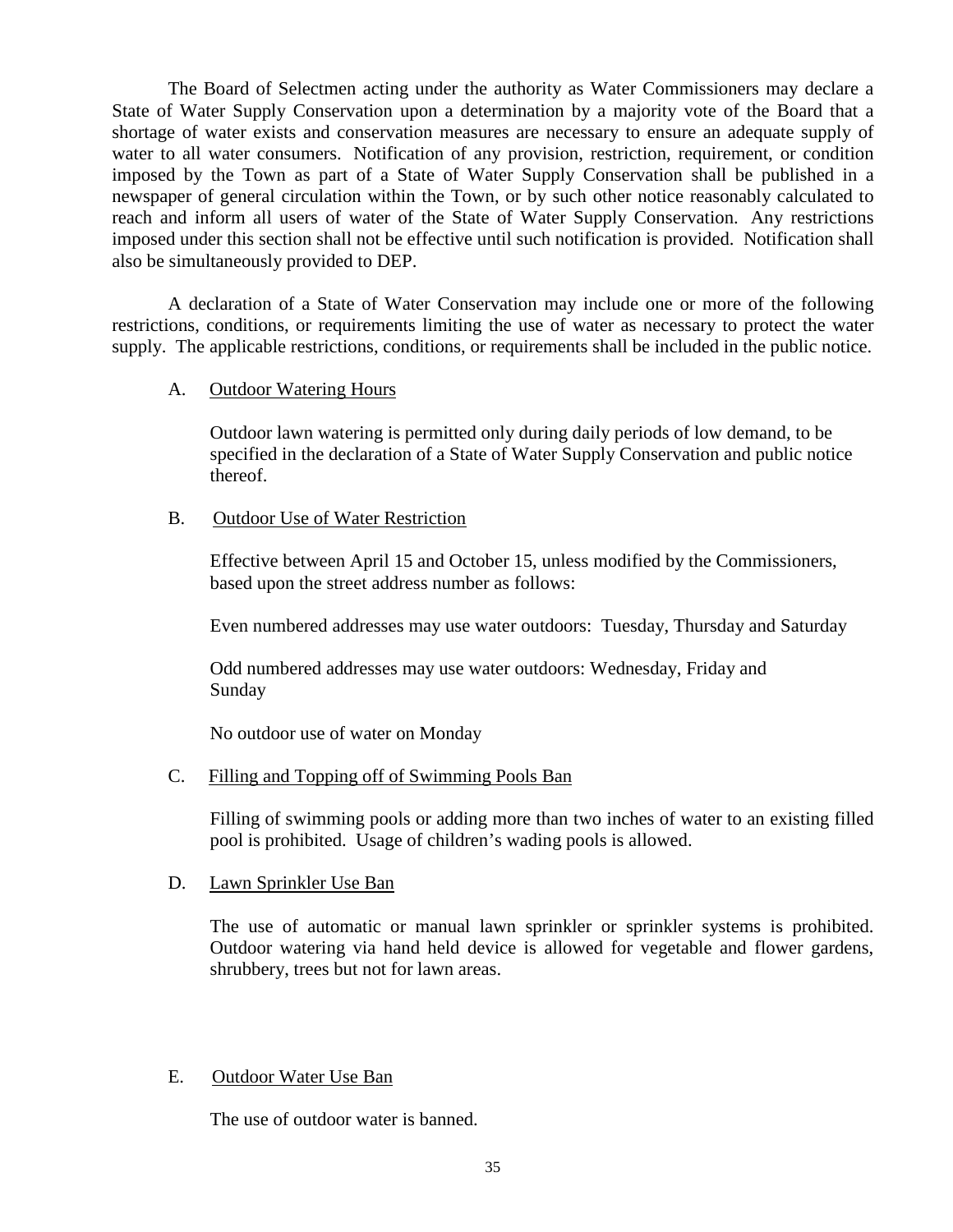The Board of Selectmen acting under the authority as Water Commissioners may declare a State of Water Supply Conservation upon a determination by a majority vote of the Board that a shortage of water exists and conservation measures are necessary to ensure an adequate supply of water to all water consumers. Notification of any provision, restriction, requirement, or condition imposed by the Town as part of a State of Water Supply Conservation shall be published in a newspaper of general circulation within the Town, or by such other notice reasonably calculated to reach and inform all users of water of the State of Water Supply Conservation. Any restrictions imposed under this section shall not be effective until such notification is provided. Notification shall also be simultaneously provided to DEP.

A declaration of a State of Water Conservation may include one or more of the following restrictions, conditions, or requirements limiting the use of water as necessary to protect the water supply. The applicable restrictions, conditions, or requirements shall be included in the public notice.

A. Outdoor Watering Hours

Outdoor lawn watering is permitted only during daily periods of low demand, to be specified in the declaration of a State of Water Supply Conservation and public notice thereof.

B. Outdoor Use of Water Restriction

Effective between April 15 and October 15, unless modified by the Commissioners, based upon the street address number as follows:

Even numbered addresses may use water outdoors: Tuesday, Thursday and Saturday

Odd numbered addresses may use water outdoors: Wednesday, Friday and Sunday

No outdoor use of water on Monday

C. Filling and Topping off of Swimming Pools Ban

Filling of swimming pools or adding more than two inches of water to an existing filled pool is prohibited. Usage of children's wading pools is allowed.

D. Lawn Sprinkler Use Ban

The use of automatic or manual lawn sprinkler or sprinkler systems is prohibited. Outdoor watering via hand held device is allowed for vegetable and flower gardens, shrubbery, trees but not for lawn areas.

E. Outdoor Water Use Ban

The use of outdoor water is banned.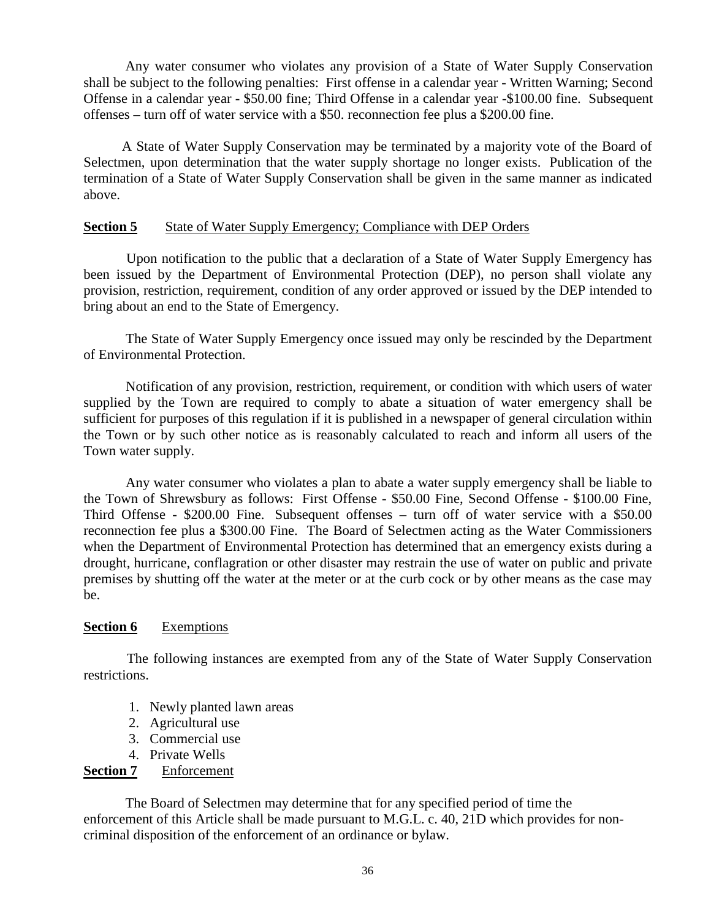Any water consumer who violates any provision of a State of Water Supply Conservation shall be subject to the following penalties: First offense in a calendar year - Written Warning; Second Offense in a calendar year - $50.00 fine; Third Offense in a calendar year -$100.00 fine. Subsequent offenses – turn off of water service with a $50. reconnection fee plus a $200.00 fine.

A State of Water Supply Conservation may be terminated by a majority vote of the Board of Selectmen, upon determination that the water supply shortage no longer exists. Publication of the termination of a State of Water Supply Conservation shall be given in the same manner as indicated above.

**Section 5** State of Water Supply Emergency; Compliance with DEP Orders

Upon notification to the public that a declaration of a State of Water Supply Emergency has been issued by the Department of Environmental Protection (DEP), no person shall violate any provision, restriction, requirement, condition of any order approved or issued by the DEP intended to bring about an end to the State of Emergency.

The State of Water Supply Emergency once issued may only be rescinded by the Department of Environmental Protection.

Notification of any provision, restriction, requirement, or condition with which users of water supplied by the Town are required to comply to abate a situation of water emergency shall be sufficient for purposes of this regulation if it is published in a newspaper of general circulation within the Town or by such other notice as is reasonably calculated to reach and inform all users of the Town water supply.

Any water consumer who violates a plan to abate a water supply emergency shall be liable to the Town of Shrewsbury as follows: First Offense - $50.00 Fine, Second Offense - $100.00 Fine, Third Offense - $200.00 Fine. Subsequent offenses – turn off of water service with a $50.00 reconnection fee plus a $300.00 Fine. The Board of Selectmen acting as the Water Commissioners when the Department of Environmental Protection has determined that an emergency exists during a drought, hurricane, conflagration or other disaster may restrain the use of water on public and private premises by shutting off the water at the meter or at the curb cock or by other means as the case may be.

**Section 6** Exemptions

The following instances are exempted from any of the State of Water Supply Conservation restrictions.

1. Newly planted lawn areas
2. Agricultural use
3. Commercial use
4. Private Wells

**Section 7** Enforcement

The Board of Selectmen may determine that for any specified period of time the enforcement of this Article shall be made pursuant to M.G.L. c. 40, 21D which provides for non-criminal disposition of the enforcement of an ordinance or bylaw.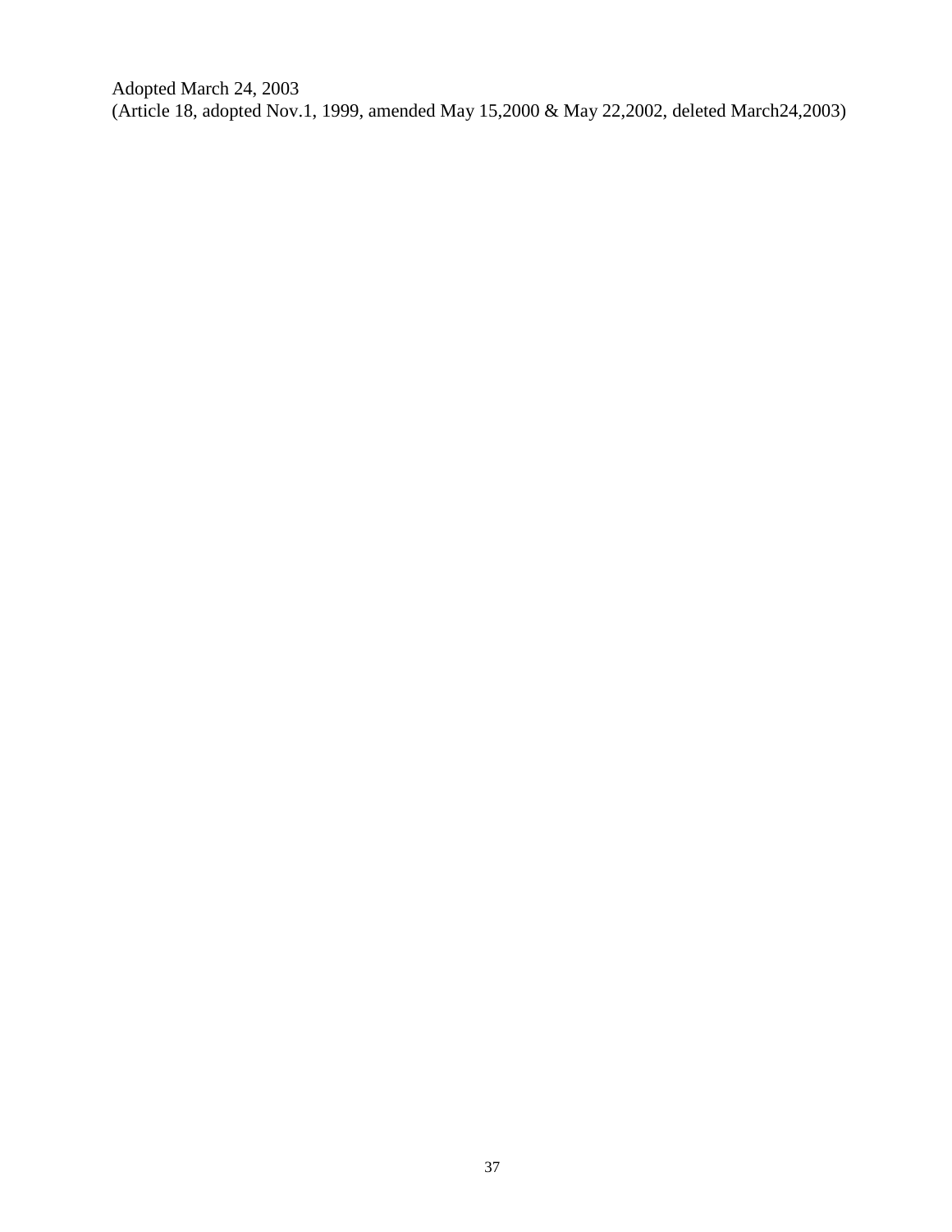Adopted March 24, 2003
(Article 18, adopted Nov.1, 1999, amended May 15,2000 & May 22,2002, deleted March24,2003)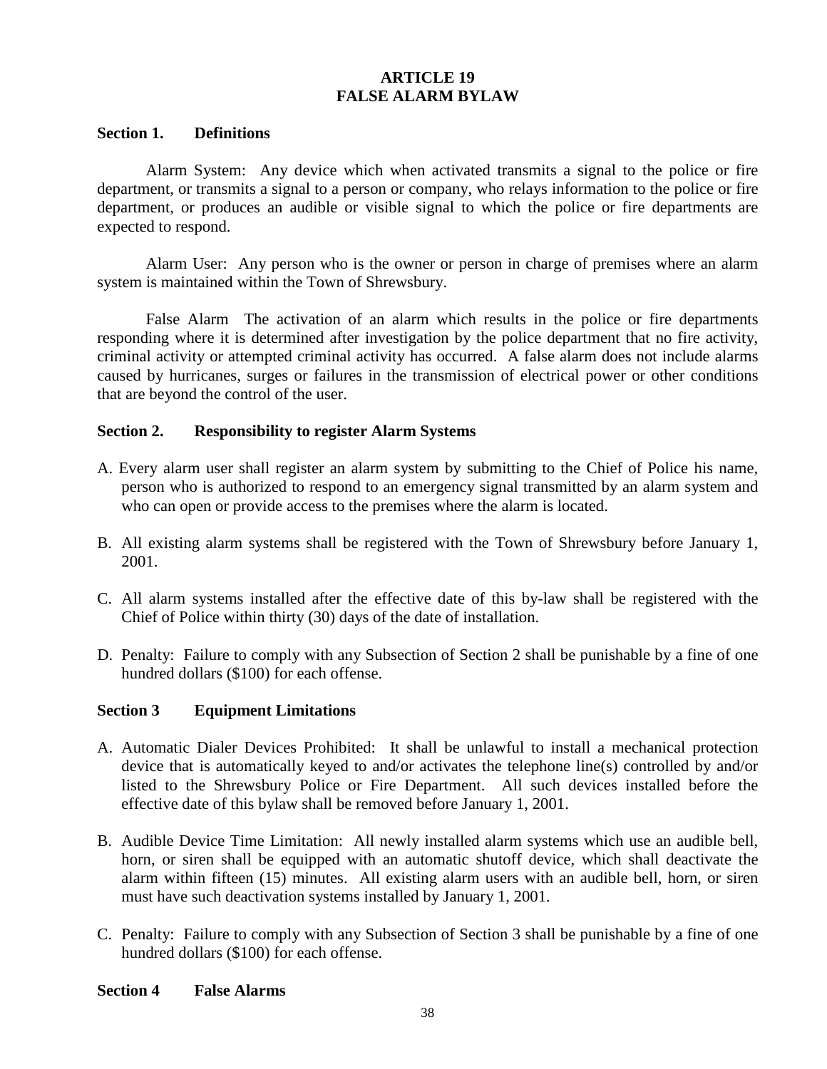# ARTICLE 19
# FALSE ALARM BYLAW

**Section 1. Definitions**

Alarm System: Any device which when activated transmits a signal to the police or fire department, or transmits a signal to a person or company, who relays information to the police or fire department, or produces an audible or visible signal to which the police or fire departments are expected to respond.

Alarm User: Any person who is the owner or person in charge of premises where an alarm system is maintained within the Town of Shrewsbury.

False Alarm The activation of an alarm which results in the police or fire departments responding where it is determined after investigation by the police department that no fire activity, criminal activity or attempted criminal activity has occurred. A false alarm does not include alarms caused by hurricanes, surges or failures in the transmission of electrical power or other conditions that are beyond the control of the user.

**Section 2. Responsibility to register Alarm Systems**

A. Every alarm user shall register an alarm system by submitting to the Chief of Police his name, person who is authorized to respond to an emergency signal transmitted by an alarm system and who can open or provide access to the premises where the alarm is located.

B. All existing alarm systems shall be registered with the Town of Shrewsbury before January 1, 2001.

C. All alarm systems installed after the effective date of this by-law shall be registered with the Chief of Police within thirty (30) days of the date of installation.

D. Penalty: Failure to comply with any Subsection of Section 2 shall be punishable by a fine of one hundred dollars ($100) for each offense.

**Section 3 Equipment Limitations**

A. Automatic Dialer Devices Prohibited: It shall be unlawful to install a mechanical protection device that is automatically keyed to and/or activates the telephone line(s) controlled by and/or listed to the Shrewsbury Police or Fire Department. All such devices installed before the effective date of this bylaw shall be removed before January 1, 2001.

B. Audible Device Time Limitation: All newly installed alarm systems which use an audible bell, horn, or siren shall be equipped with an automatic shutoff device, which shall deactivate the alarm within fifteen (15) minutes. All existing alarm users with an audible bell, horn, or siren must have such deactivation systems installed by January 1, 2001.

C. Penalty: Failure to comply with any Subsection of Section 3 shall be punishable by a fine of one hundred dollars ($100) for each offense.

**Section 4 False Alarms**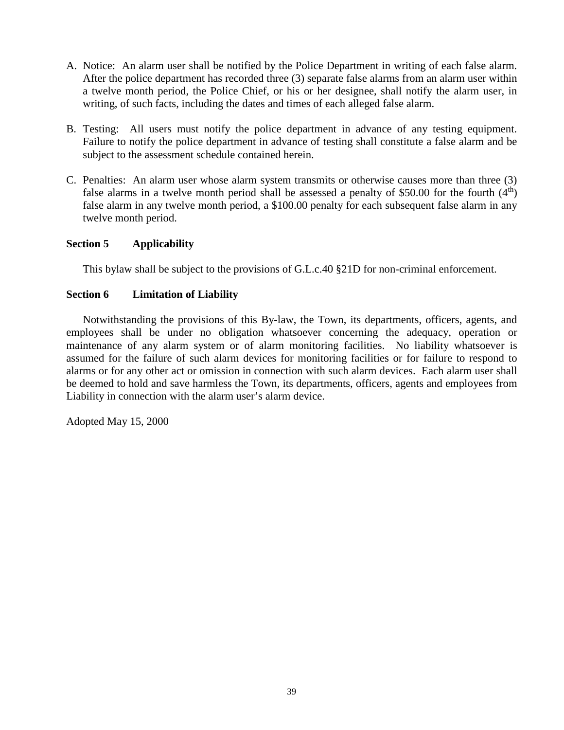A. Notice: An alarm user shall be notified by the Police Department in writing of each false alarm. After the police department has recorded three (3) separate false alarms from an alarm user within a twelve month period, the Police Chief, or his or her designee, shall notify the alarm user, in writing, of such facts, including the dates and times of each alleged false alarm.

B. Testing: All users must notify the police department in advance of any testing equipment. Failure to notify the police department in advance of testing shall constitute a false alarm and be subject to the assessment schedule contained herein.

C. Penalties: An alarm user whose alarm system transmits or otherwise causes more than three (3) false alarms in a twelve month period shall be assessed a penalty of $50.00 for the fourth (4th) false alarm in any twelve month period, a $100.00 penalty for each subsequent false alarm in any twelve month period.

**Section 5 Applicability**

This bylaw shall be subject to the provisions of G.L.c.40 §21D for non-criminal enforcement.

**Section 6 Limitation of Liability**

Notwithstanding the provisions of this By-law, the Town, its departments, officers, agents, and employees shall be under no obligation whatsoever concerning the adequacy, operation or maintenance of any alarm system or of alarm monitoring facilities. No liability whatsoever is assumed for the failure of such alarm devices for monitoring facilities or for failure to respond to alarms or for any other act or omission in connection with such alarm devices. Each alarm user shall be deemed to hold and save harmless the Town, its departments, officers, agents and employees from Liability in connection with the alarm user's alarm device.

Adopted May 15, 2000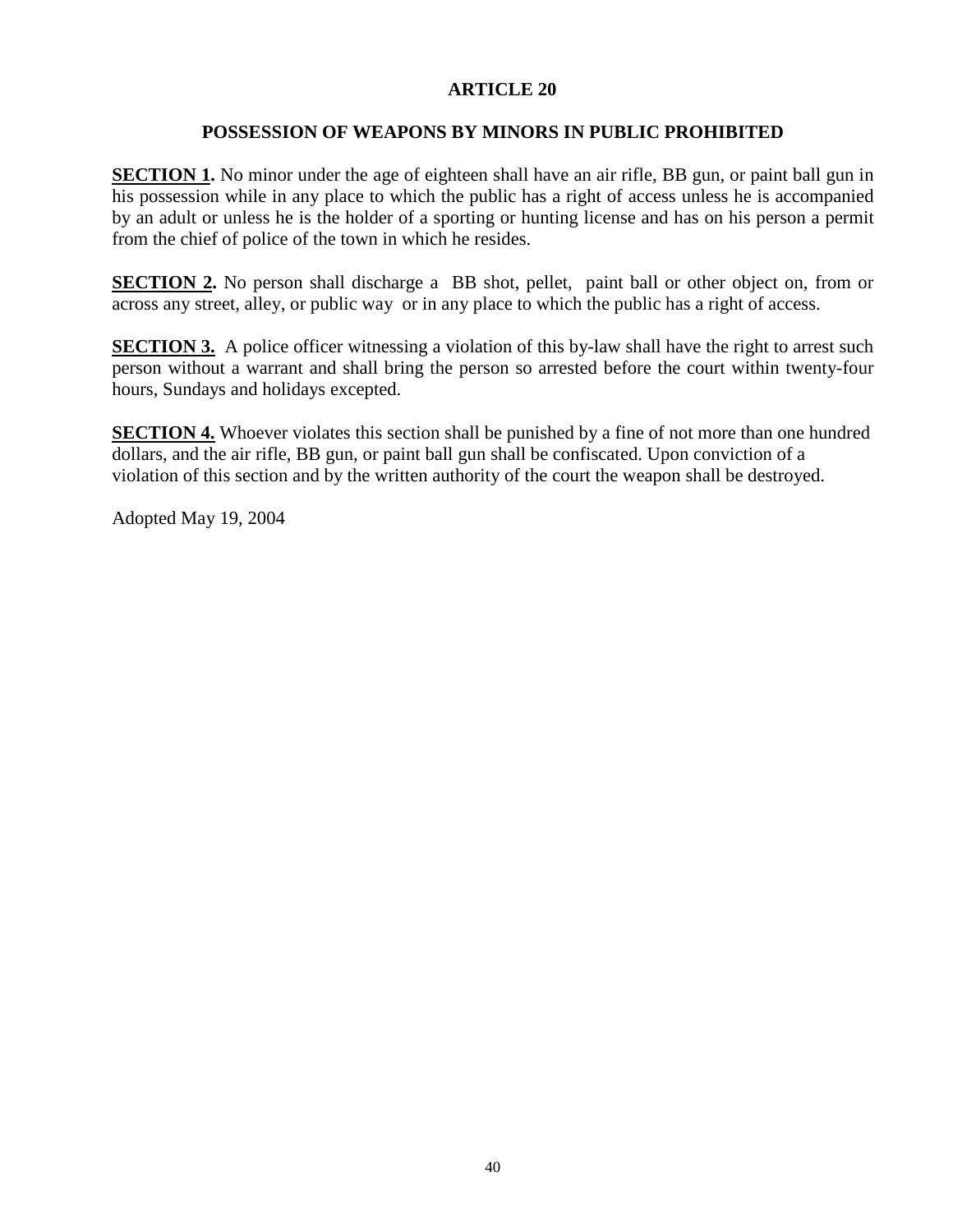# ARTICLE 20

## POSSESSION OF WEAPONS BY MINORS IN PUBLIC PROHIBITED

**SECTION 1.** No minor under the age of eighteen shall have an air rifle, BB gun, or paint ball gun in his possession while in any place to which the public has a right of access unless he is accompanied by an adult or unless he is the holder of a sporting or hunting license and has on his person a permit from the chief of police of the town in which he resides.

**SECTION 2.** No person shall discharge a BB shot, pellet, paint ball or other object on, from or across any street, alley, or public way or in any place to which the public has a right of access.

**SECTION 3.** A police officer witnessing a violation of this by-law shall have the right to arrest such person without a warrant and shall bring the person so arrested before the court within twenty-four hours, Sundays and holidays excepted.

**SECTION 4.** Whoever violates this section shall be punished by a fine of not more than one hundred dollars, and the air rifle, BB gun, or paint ball gun shall be confiscated. Upon conviction of a violation of this section and by the written authority of the court the weapon shall be destroyed.

Adopted May 19, 2004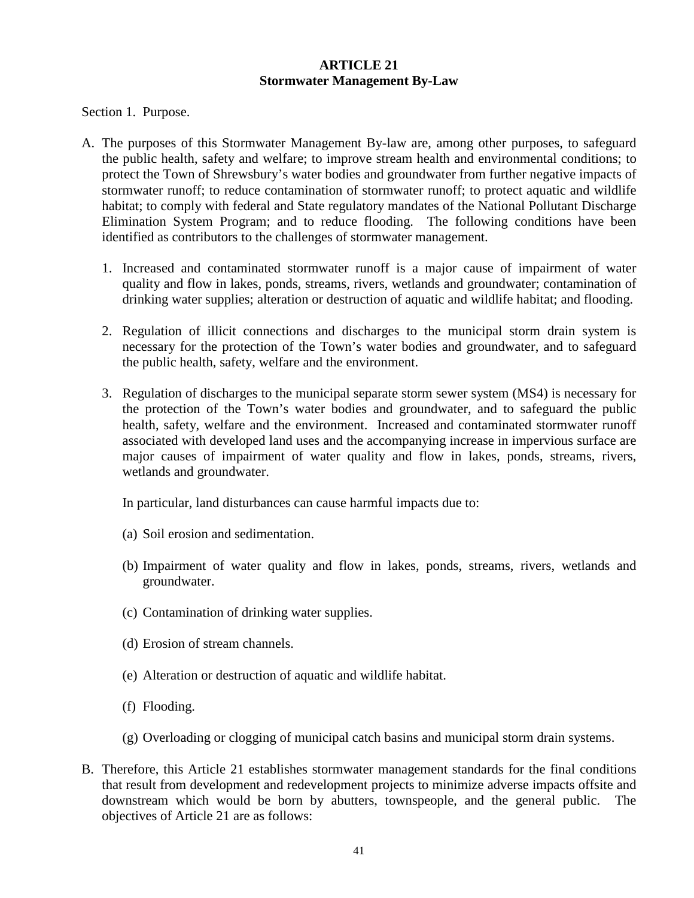## ARTICLE 21
## Stormwater Management By-Law

Section 1. Purpose.

A. The purposes of this Stormwater Management By-law are, among other purposes, to safeguard the public health, safety and welfare; to improve stream health and environmental conditions; to protect the Town of Shrewsbury's water bodies and groundwater from further negative impacts of stormwater runoff; to reduce contamination of stormwater runoff; to protect aquatic and wildlife habitat; to comply with federal and State regulatory mandates of the National Pollutant Discharge Elimination System Program; and to reduce flooding. The following conditions have been identified as contributors to the challenges of stormwater management.

   1. Increased and contaminated stormwater runoff is a major cause of impairment of water quality and flow in lakes, ponds, streams, rivers, wetlands and groundwater; contamination of drinking water supplies; alteration or destruction of aquatic and wildlife habitat; and flooding.

   2. Regulation of illicit connections and discharges to the municipal storm drain system is necessary for the protection of the Town's water bodies and groundwater, and to safeguard the public health, safety, welfare and the environment.

   3. Regulation of discharges to the municipal separate storm sewer system (MS4) is necessary for the protection of the Town's water bodies and groundwater, and to safeguard the public health, safety, welfare and the environment. Increased and contaminated stormwater runoff associated with developed land uses and the accompanying increase in impervious surface are major causes of impairment of water quality and flow in lakes, ponds, streams, rivers, wetlands and groundwater.

      In particular, land disturbances can cause harmful impacts due to:

      (a) Soil erosion and sedimentation.

      (b) Impairment of water quality and flow in lakes, ponds, streams, rivers, wetlands and groundwater.

      (c) Contamination of drinking water supplies.

      (d) Erosion of stream channels.

      (e) Alteration or destruction of aquatic and wildlife habitat.

      (f) Flooding.

      (g) Overloading or clogging of municipal catch basins and municipal storm drain systems.

B. Therefore, this Article 21 establishes stormwater management standards for the final conditions that result from development and redevelopment projects to minimize adverse impacts offsite and downstream which would be born by abutters, townspeople, and the general public. The objectives of Article 21 are as follows: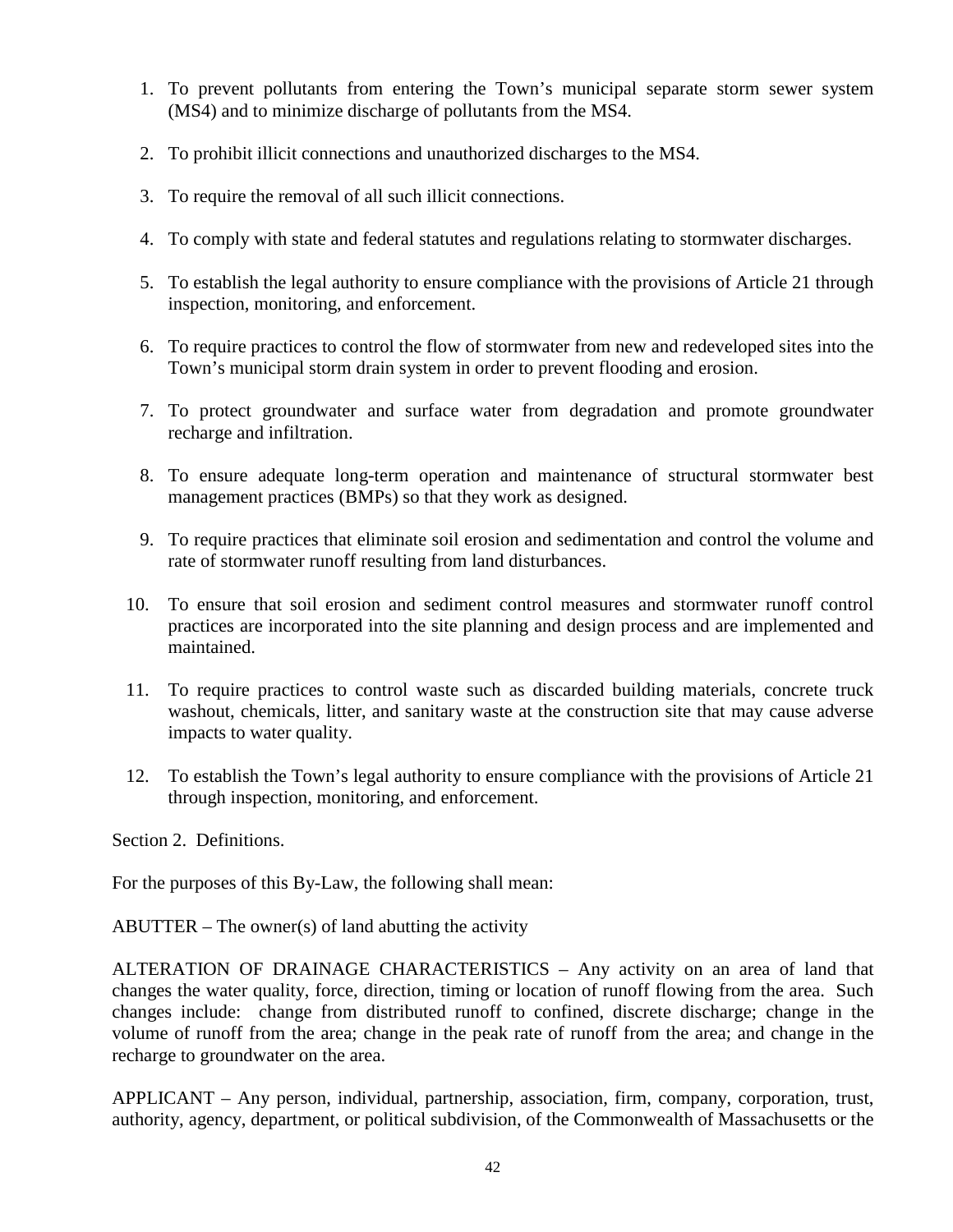1. To prevent pollutants from entering the Town's municipal separate storm sewer system (MS4) and to minimize discharge of pollutants from the MS4.

2. To prohibit illicit connections and unauthorized discharges to the MS4.

3. To require the removal of all such illicit connections.

4. To comply with state and federal statutes and regulations relating to stormwater discharges.

5. To establish the legal authority to ensure compliance with the provisions of Article 21 through inspection, monitoring, and enforcement.

6. To require practices to control the flow of stormwater from new and redeveloped sites into the Town's municipal storm drain system in order to prevent flooding and erosion.

7. To protect groundwater and surface water from degradation and promote groundwater recharge and infiltration.

8. To ensure adequate long-term operation and maintenance of structural stormwater best management practices (BMPs) so that they work as designed.

9. To require practices that eliminate soil erosion and sedimentation and control the volume and rate of stormwater runoff resulting from land disturbances.

10. To ensure that soil erosion and sediment control measures and stormwater runoff control practices are incorporated into the site planning and design process and are implemented and maintained.

11. To require practices to control waste such as discarded building materials, concrete truck washout, chemicals, litter, and sanitary waste at the construction site that may cause adverse impacts to water quality.

12. To establish the Town's legal authority to ensure compliance with the provisions of Article 21 through inspection, monitoring, and enforcement.

Section 2. Definitions.

For the purposes of this By-Law, the following shall mean:

ABUTTER – The owner(s) of land abutting the activity

ALTERATION OF DRAINAGE CHARACTERISTICS – Any activity on an area of land that changes the water quality, force, direction, timing or location of runoff flowing from the area. Such changes include: change from distributed runoff to confined, discrete discharge; change in the volume of runoff from the area; change in the peak rate of runoff from the area; and change in the recharge to groundwater on the area.

APPLICANT – Any person, individual, partnership, association, firm, company, corporation, trust, authority, agency, department, or political subdivision, of the Commonwealth of Massachusetts or the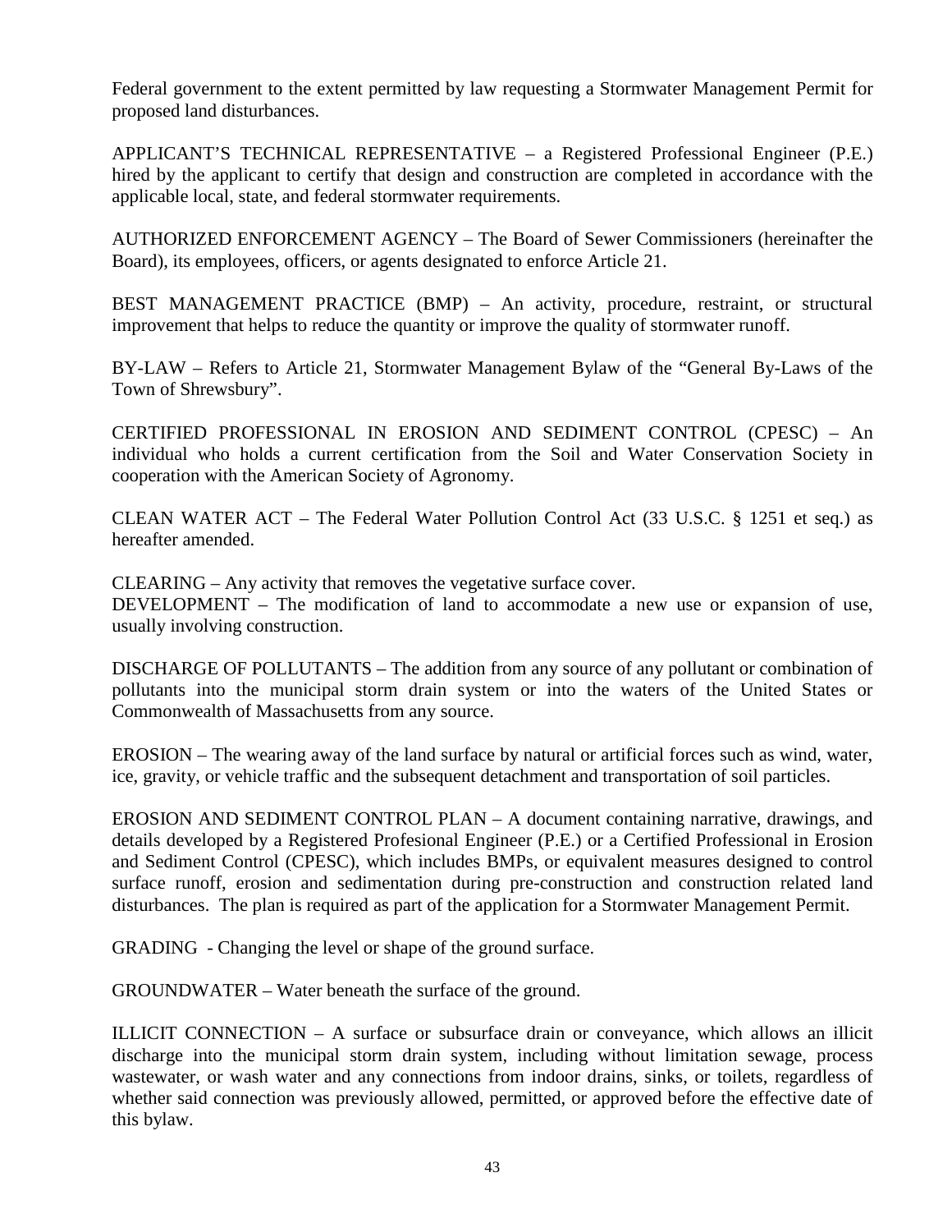Federal government to the extent permitted by law requesting a Stormwater Management Permit for proposed land disturbances.

APPLICANT'S TECHNICAL REPRESENTATIVE – a Registered Professional Engineer (P.E.) hired by the applicant to certify that design and construction are completed in accordance with the applicable local, state, and federal stormwater requirements.

AUTHORIZED ENFORCEMENT AGENCY – The Board of Sewer Commissioners (hereinafter the Board), its employees, officers, or agents designated to enforce Article 21.

BEST MANAGEMENT PRACTICE (BMP) – An activity, procedure, restraint, or structural improvement that helps to reduce the quantity or improve the quality of stormwater runoff.

BY-LAW – Refers to Article 21, Stormwater Management Bylaw of the "General By-Laws of the Town of Shrewsbury".

CERTIFIED PROFESSIONAL IN EROSION AND SEDIMENT CONTROL (CPESC) – An individual who holds a current certification from the Soil and Water Conservation Society in cooperation with the American Society of Agronomy.

CLEAN WATER ACT – The Federal Water Pollution Control Act (33 U.S.C. § 1251 et seq.) as hereafter amended.

CLEARING – Any activity that removes the vegetative surface cover.
DEVELOPMENT – The modification of land to accommodate a new use or expansion of use, usually involving construction.

DISCHARGE OF POLLUTANTS – The addition from any source of any pollutant or combination of pollutants into the municipal storm drain system or into the waters of the United States or Commonwealth of Massachusetts from any source.

EROSION – The wearing away of the land surface by natural or artificial forces such as wind, water, ice, gravity, or vehicle traffic and the subsequent detachment and transportation of soil particles.

EROSION AND SEDIMENT CONTROL PLAN – A document containing narrative, drawings, and details developed by a Registered Profesional Engineer (P.E.) or a Certified Professional in Erosion and Sediment Control (CPESC), which includes BMPs, or equivalent measures designed to control surface runoff, erosion and sedimentation during pre-construction and construction related land disturbances. The plan is required as part of the application for a Stormwater Management Permit.

GRADING - Changing the level or shape of the ground surface.

GROUNDWATER – Water beneath the surface of the ground.

ILLICIT CONNECTION – A surface or subsurface drain or conveyance, which allows an illicit discharge into the municipal storm drain system, including without limitation sewage, process wastewater, or wash water and any connections from indoor drains, sinks, or toilets, regardless of whether said connection was previously allowed, permitted, or approved before the effective date of this bylaw.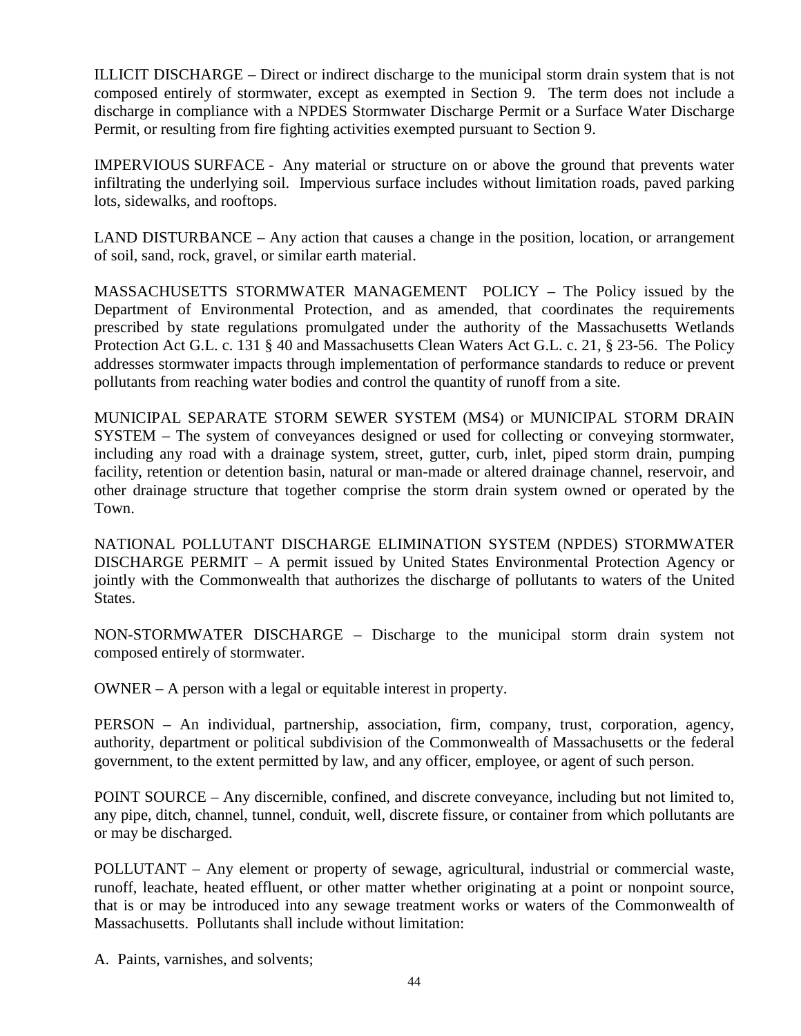ILLICIT DISCHARGE – Direct or indirect discharge to the municipal storm drain system that is not composed entirely of stormwater, except as exempted in Section 9. The term does not include a discharge in compliance with a NPDES Stormwater Discharge Permit or a Surface Water Discharge Permit, or resulting from fire fighting activities exempted pursuant to Section 9.

IMPERVIOUS SURFACE - Any material or structure on or above the ground that prevents water infiltrating the underlying soil. Impervious surface includes without limitation roads, paved parking lots, sidewalks, and rooftops.

LAND DISTURBANCE – Any action that causes a change in the position, location, or arrangement of soil, sand, rock, gravel, or similar earth material.

MASSACHUSETTS STORMWATER MANAGEMENT POLICY – The Policy issued by the Department of Environmental Protection, and as amended, that coordinates the requirements prescribed by state regulations promulgated under the authority of the Massachusetts Wetlands Protection Act G.L. c. 131 § 40 and Massachusetts Clean Waters Act G.L. c. 21, § 23-56. The Policy addresses stormwater impacts through implementation of performance standards to reduce or prevent pollutants from reaching water bodies and control the quantity of runoff from a site.

MUNICIPAL SEPARATE STORM SEWER SYSTEM (MS4) or MUNICIPAL STORM DRAIN SYSTEM – The system of conveyances designed or used for collecting or conveying stormwater, including any road with a drainage system, street, gutter, curb, inlet, piped storm drain, pumping facility, retention or detention basin, natural or man-made or altered drainage channel, reservoir, and other drainage structure that together comprise the storm drain system owned or operated by the Town.

NATIONAL POLLUTANT DISCHARGE ELIMINATION SYSTEM (NPDES) STORMWATER DISCHARGE PERMIT – A permit issued by United States Environmental Protection Agency or jointly with the Commonwealth that authorizes the discharge of pollutants to waters of the United States.

NON-STORMWATER DISCHARGE – Discharge to the municipal storm drain system not composed entirely of stormwater.

OWNER – A person with a legal or equitable interest in property.

PERSON – An individual, partnership, association, firm, company, trust, corporation, agency, authority, department or political subdivision of the Commonwealth of Massachusetts or the federal government, to the extent permitted by law, and any officer, employee, or agent of such person.

POINT SOURCE – Any discernible, confined, and discrete conveyance, including but not limited to, any pipe, ditch, channel, tunnel, conduit, well, discrete fissure, or container from which pollutants are or may be discharged.

POLLUTANT – Any element or property of sewage, agricultural, industrial or commercial waste, runoff, leachate, heated effluent, or other matter whether originating at a point or nonpoint source, that is or may be introduced into any sewage treatment works or waters of the Commonwealth of Massachusetts. Pollutants shall include without limitation:

A. Paints, varnishes, and solvents;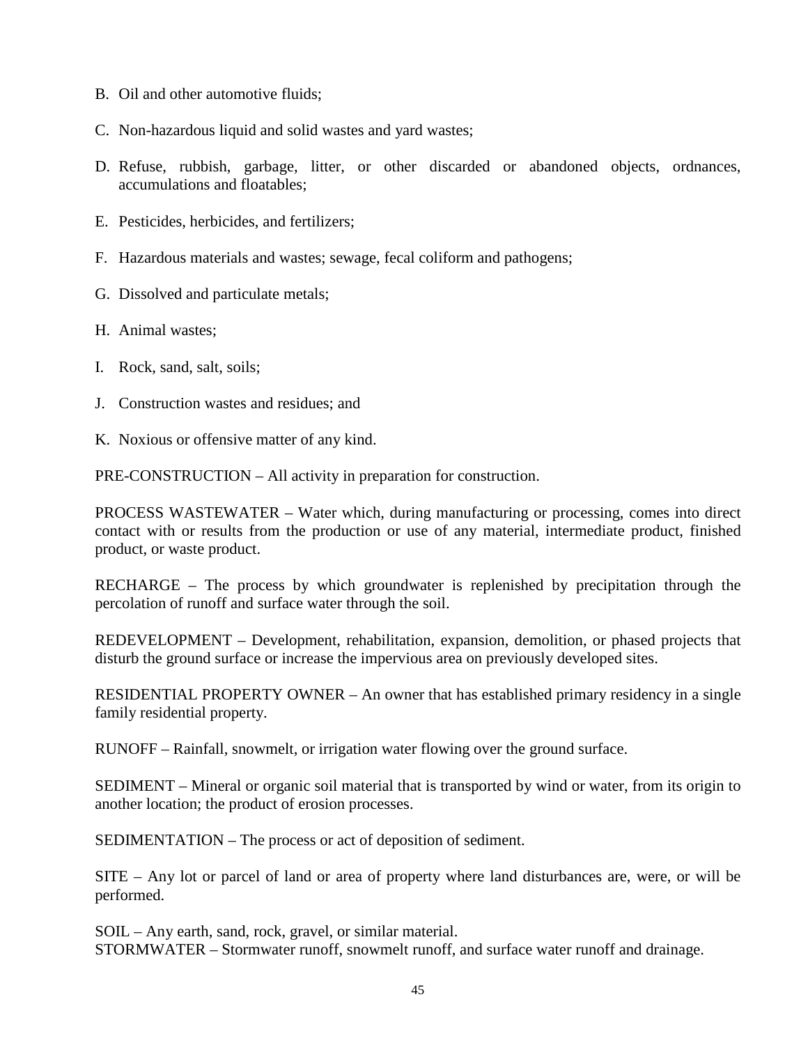B. Oil and other automotive fluids;

C. Non-hazardous liquid and solid wastes and yard wastes;

D. Refuse, rubbish, garbage, litter, or other discarded or abandoned objects, ordnances, accumulations and floatables;

E. Pesticides, herbicides, and fertilizers;

F. Hazardous materials and wastes; sewage, fecal coliform and pathogens;

G. Dissolved and particulate metals;

H. Animal wastes;

I. Rock, sand, salt, soils;

J. Construction wastes and residues; and

K. Noxious or offensive matter of any kind.

PRE-CONSTRUCTION – All activity in preparation for construction.

PROCESS WASTEWATER – Water which, during manufacturing or processing, comes into direct contact with or results from the production or use of any material, intermediate product, finished product, or waste product.

RECHARGE – The process by which groundwater is replenished by precipitation through the percolation of runoff and surface water through the soil.

REDEVELOPMENT – Development, rehabilitation, expansion, demolition, or phased projects that disturb the ground surface or increase the impervious area on previously developed sites.

RESIDENTIAL PROPERTY OWNER – An owner that has established primary residency in a single family residential property.

RUNOFF – Rainfall, snowmelt, or irrigation water flowing over the ground surface.

SEDIMENT – Mineral or organic soil material that is transported by wind or water, from its origin to another location; the product of erosion processes.

SEDIMENTATION – The process or act of deposition of sediment.

SITE – Any lot or parcel of land or area of property where land disturbances are, were, or will be performed.

SOIL – Any earth, sand, rock, gravel, or similar material.

STORMWATER – Stormwater runoff, snowmelt runoff, and surface water runoff and drainage.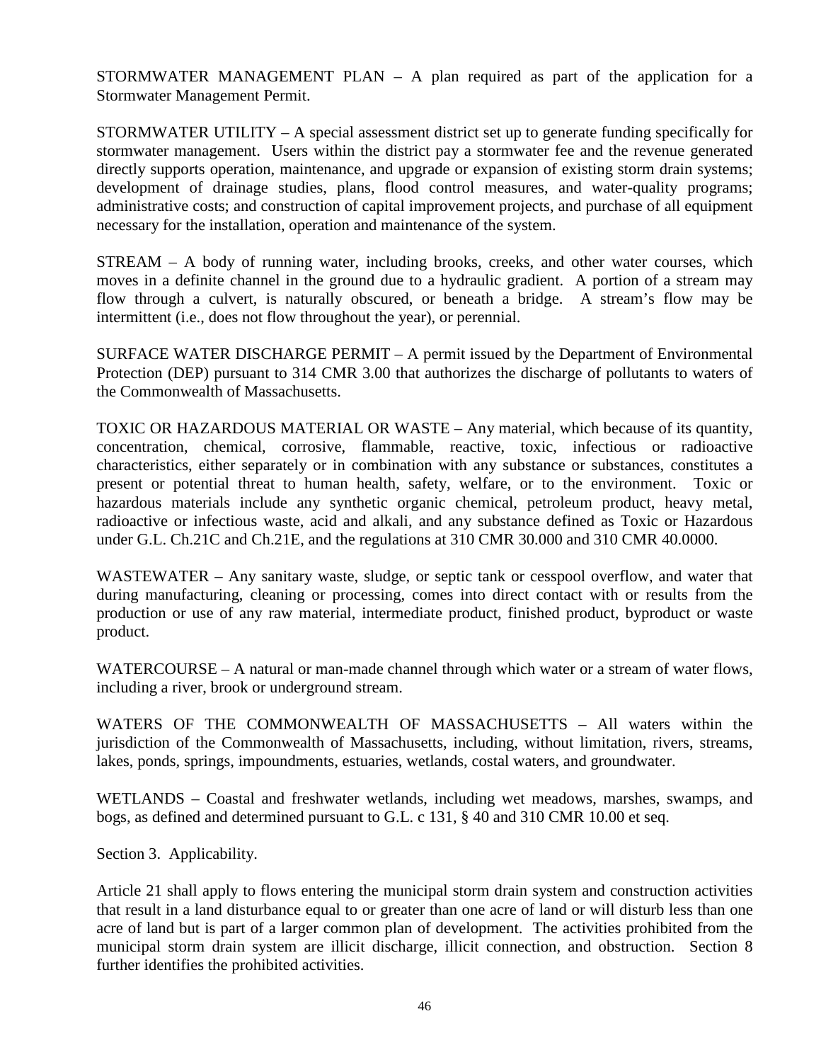STORMWATER MANAGEMENT PLAN – A plan required as part of the application for a Stormwater Management Permit.

STORMWATER UTILITY – A special assessment district set up to generate funding specifically for stormwater management. Users within the district pay a stormwater fee and the revenue generated directly supports operation, maintenance, and upgrade or expansion of existing storm drain systems; development of drainage studies, plans, flood control measures, and water-quality programs; administrative costs; and construction of capital improvement projects, and purchase of all equipment necessary for the installation, operation and maintenance of the system.

STREAM – A body of running water, including brooks, creeks, and other water courses, which moves in a definite channel in the ground due to a hydraulic gradient. A portion of a stream may flow through a culvert, is naturally obscured, or beneath a bridge. A stream's flow may be intermittent (i.e., does not flow throughout the year), or perennial.

SURFACE WATER DISCHARGE PERMIT – A permit issued by the Department of Environmental Protection (DEP) pursuant to 314 CMR 3.00 that authorizes the discharge of pollutants to waters of the Commonwealth of Massachusetts.

TOXIC OR HAZARDOUS MATERIAL OR WASTE – Any material, which because of its quantity, concentration, chemical, corrosive, flammable, reactive, toxic, infectious or radioactive characteristics, either separately or in combination with any substance or substances, constitutes a present or potential threat to human health, safety, welfare, or to the environment. Toxic or hazardous materials include any synthetic organic chemical, petroleum product, heavy metal, radioactive or infectious waste, acid and alkali, and any substance defined as Toxic or Hazardous under G.L. Ch.21C and Ch.21E, and the regulations at 310 CMR 30.000 and 310 CMR 40.0000.

WASTEWATER – Any sanitary waste, sludge, or septic tank or cesspool overflow, and water that during manufacturing, cleaning or processing, comes into direct contact with or results from the production or use of any raw material, intermediate product, finished product, byproduct or waste product.

WATERCOURSE – A natural or man-made channel through which water or a stream of water flows, including a river, brook or underground stream.

WATERS OF THE COMMONWEALTH OF MASSACHUSETTS – All waters within the jurisdiction of the Commonwealth of Massachusetts, including, without limitation, rivers, streams, lakes, ponds, springs, impoundments, estuaries, wetlands, costal waters, and groundwater.

WETLANDS – Coastal and freshwater wetlands, including wet meadows, marshes, swamps, and bogs, as defined and determined pursuant to G.L. c 131, § 40 and 310 CMR 10.00 et seq.

Section 3. Applicability.

Article 21 shall apply to flows entering the municipal storm drain system and construction activities that result in a land disturbance equal to or greater than one acre of land or will disturb less than one acre of land but is part of a larger common plan of development. The activities prohibited from the municipal storm drain system are illicit discharge, illicit connection, and obstruction. Section 8 further identifies the prohibited activities.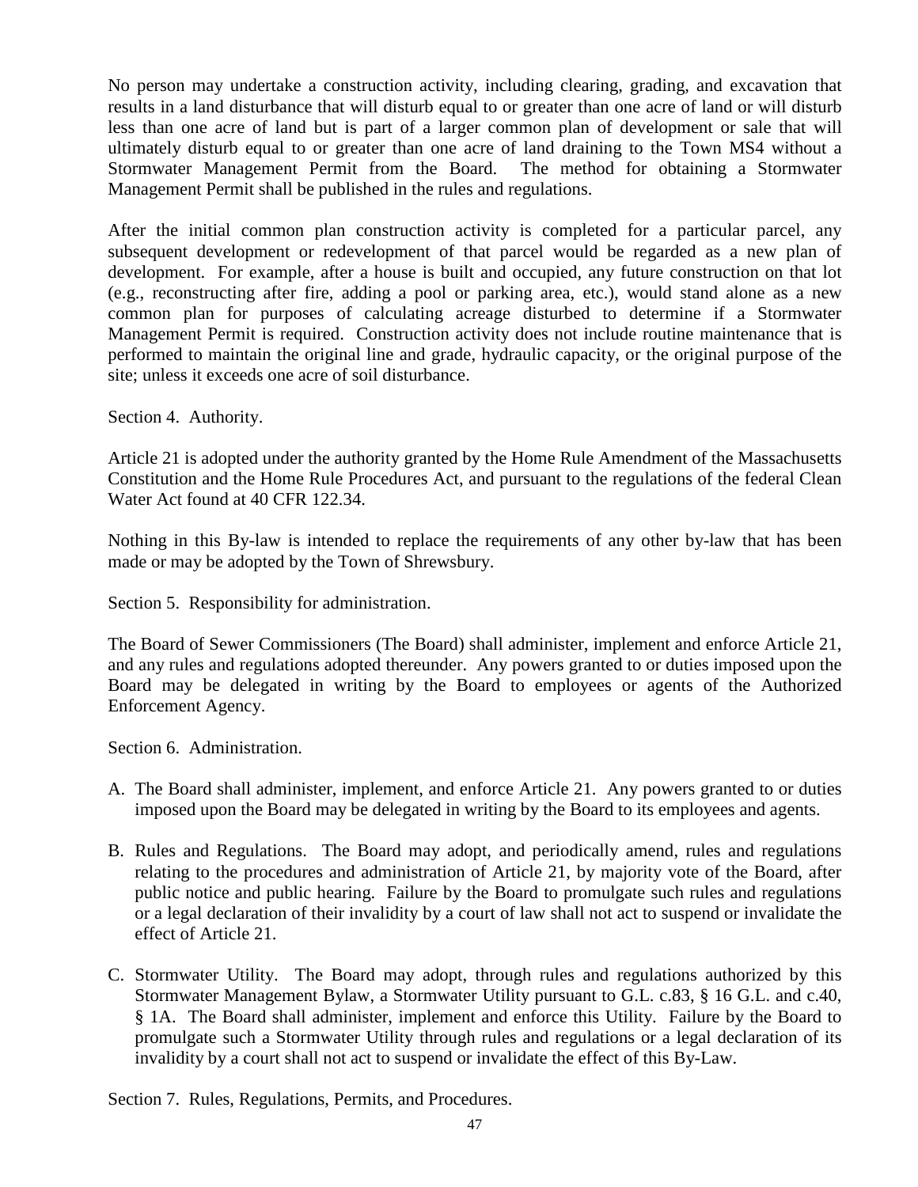No person may undertake a construction activity, including clearing, grading, and excavation that results in a land disturbance that will disturb equal to or greater than one acre of land or will disturb less than one acre of land but is part of a larger common plan of development or sale that will ultimately disturb equal to or greater than one acre of land draining to the Town MS4 without a Stormwater Management Permit from the Board. The method for obtaining a Stormwater Management Permit shall be published in the rules and regulations.

After the initial common plan construction activity is completed for a particular parcel, any subsequent development or redevelopment of that parcel would be regarded as a new plan of development. For example, after a house is built and occupied, any future construction on that lot (e.g., reconstructing after fire, adding a pool or parking area, etc.), would stand alone as a new common plan for purposes of calculating acreage disturbed to determine if a Stormwater Management Permit is required. Construction activity does not include routine maintenance that is performed to maintain the original line and grade, hydraulic capacity, or the original purpose of the site; unless it exceeds one acre of soil disturbance.

Section 4. Authority.

Article 21 is adopted under the authority granted by the Home Rule Amendment of the Massachusetts Constitution and the Home Rule Procedures Act, and pursuant to the regulations of the federal Clean Water Act found at 40 CFR 122.34.

Nothing in this By-law is intended to replace the requirements of any other by-law that has been made or may be adopted by the Town of Shrewsbury.

Section 5. Responsibility for administration.

The Board of Sewer Commissioners (The Board) shall administer, implement and enforce Article 21, and any rules and regulations adopted thereunder. Any powers granted to or duties imposed upon the Board may be delegated in writing by the Board to employees or agents of the Authorized Enforcement Agency.

Section 6. Administration.

A. The Board shall administer, implement, and enforce Article 21. Any powers granted to or duties imposed upon the Board may be delegated in writing by the Board to its employees and agents.

B. Rules and Regulations. The Board may adopt, and periodically amend, rules and regulations relating to the procedures and administration of Article 21, by majority vote of the Board, after public notice and public hearing. Failure by the Board to promulgate such rules and regulations or a legal declaration of their invalidity by a court of law shall not act to suspend or invalidate the effect of Article 21.

C. Stormwater Utility. The Board may adopt, through rules and regulations authorized by this Stormwater Management Bylaw, a Stormwater Utility pursuant to G.L. c.83, § 16 G.L. and c.40, § 1A. The Board shall administer, implement and enforce this Utility. Failure by the Board to promulgate such a Stormwater Utility through rules and regulations or a legal declaration of its invalidity by a court shall not act to suspend or invalidate the effect of this By-Law.

Section 7. Rules, Regulations, Permits, and Procedures.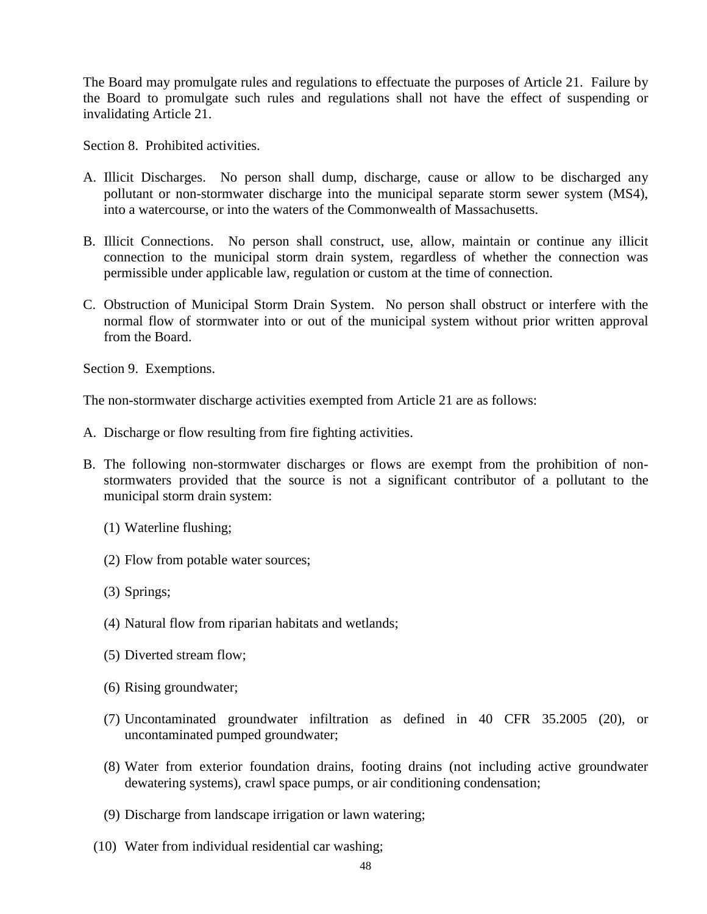The Board may promulgate rules and regulations to effectuate the purposes of Article 21. Failure by the Board to promulgate such rules and regulations shall not have the effect of suspending or invalidating Article 21.

Section 8. Prohibited activities.

A. Illicit Discharges. No person shall dump, discharge, cause or allow to be discharged any pollutant or non-stormwater discharge into the municipal separate storm sewer system (MS4), into a watercourse, or into the waters of the Commonwealth of Massachusetts.

B. Illicit Connections. No person shall construct, use, allow, maintain or continue any illicit connection to the municipal storm drain system, regardless of whether the connection was permissible under applicable law, regulation or custom at the time of connection.

C. Obstruction of Municipal Storm Drain System. No person shall obstruct or interfere with the normal flow of stormwater into or out of the municipal system without prior written approval from the Board.

Section 9. Exemptions.

The non-stormwater discharge activities exempted from Article 21 are as follows:

A. Discharge or flow resulting from fire fighting activities.

B. The following non-stormwater discharges or flows are exempt from the prohibition of non-stormwaters provided that the source is not a significant contributor of a pollutant to the municipal storm drain system:

   (1) Waterline flushing;

   (2) Flow from potable water sources;

   (3) Springs;

   (4) Natural flow from riparian habitats and wetlands;

   (5) Diverted stream flow;

   (6) Rising groundwater;

   (7) Uncontaminated groundwater infiltration as defined in 40 CFR 35.2005 (20), or uncontaminated pumped groundwater;

   (8) Water from exterior foundation drains, footing drains (not including active groundwater dewatering systems), crawl space pumps, or air conditioning condensation;

   (9) Discharge from landscape irrigation or lawn watering;

   (10) Water from individual residential car washing;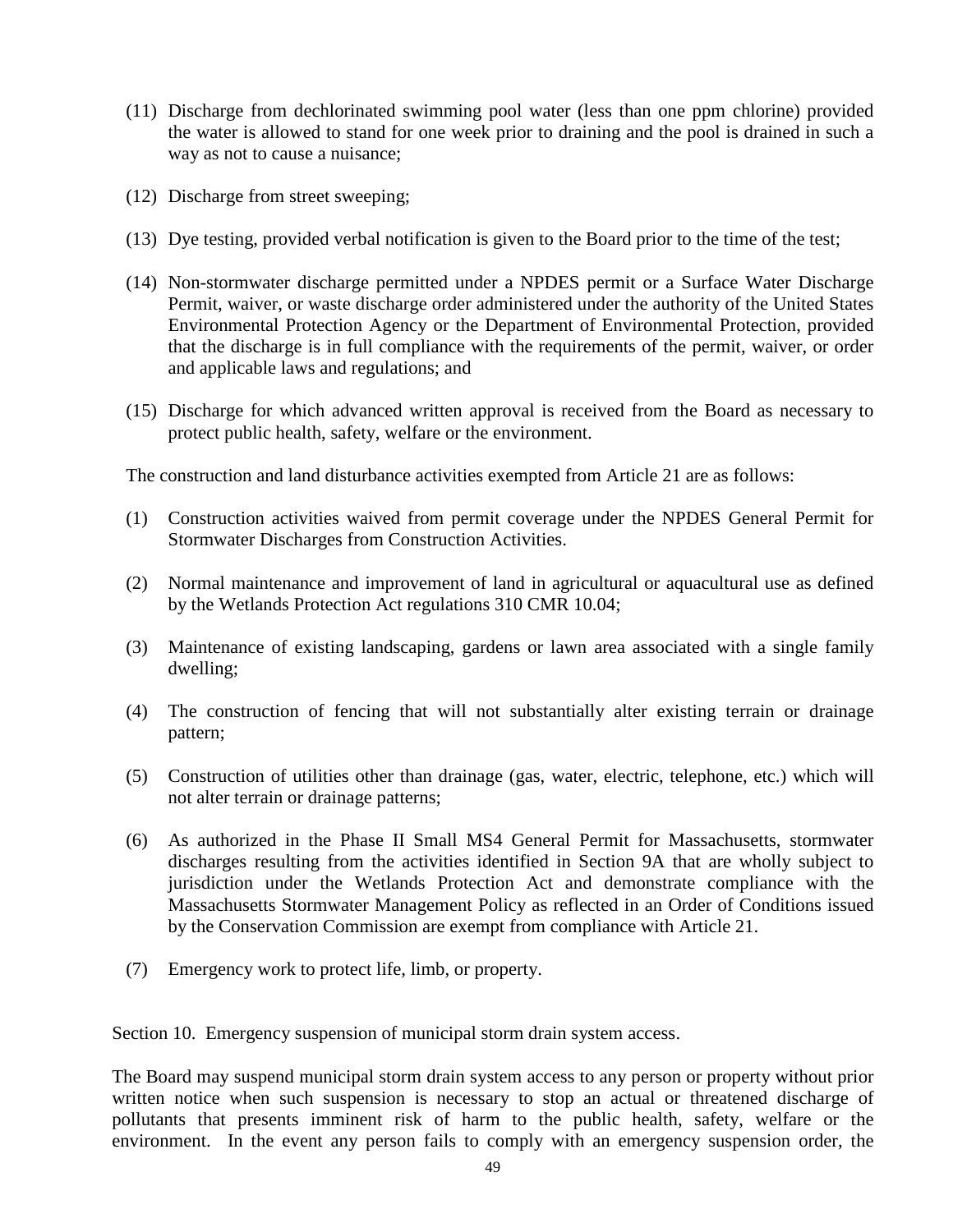(11) Discharge from dechlorinated swimming pool water (less than one ppm chlorine) provided the water is allowed to stand for one week prior to draining and the pool is drained in such a way as not to cause a nuisance;

(12) Discharge from street sweeping;

(13) Dye testing, provided verbal notification is given to the Board prior to the time of the test;

(14) Non-stormwater discharge permitted under a NPDES permit or a Surface Water Discharge Permit, waiver, or waste discharge order administered under the authority of the United States Environmental Protection Agency or the Department of Environmental Protection, provided that the discharge is in full compliance with the requirements of the permit, waiver, or order and applicable laws and regulations; and

(15) Discharge for which advanced written approval is received from the Board as necessary to protect public health, safety, welfare or the environment.

The construction and land disturbance activities exempted from Article 21 are as follows:

(1) Construction activities waived from permit coverage under the NPDES General Permit for Stormwater Discharges from Construction Activities.

(2) Normal maintenance and improvement of land in agricultural or aquacultural use as defined by the Wetlands Protection Act regulations 310 CMR 10.04;

(3) Maintenance of existing landscaping, gardens or lawn area associated with a single family dwelling;

(4) The construction of fencing that will not substantially alter existing terrain or drainage pattern;

(5) Construction of utilities other than drainage (gas, water, electric, telephone, etc.) which will not alter terrain or drainage patterns;

(6) As authorized in the Phase II Small MS4 General Permit for Massachusetts, stormwater discharges resulting from the activities identified in Section 9A that are wholly subject to jurisdiction under the Wetlands Protection Act and demonstrate compliance with the Massachusetts Stormwater Management Policy as reflected in an Order of Conditions issued by the Conservation Commission are exempt from compliance with Article 21.

(7) Emergency work to protect life, limb, or property.

Section 10. Emergency suspension of municipal storm drain system access.

The Board may suspend municipal storm drain system access to any person or property without prior written notice when such suspension is necessary to stop an actual or threatened discharge of pollutants that presents imminent risk of harm to the public health, safety, welfare or the environment. In the event any person fails to comply with an emergency suspension order, the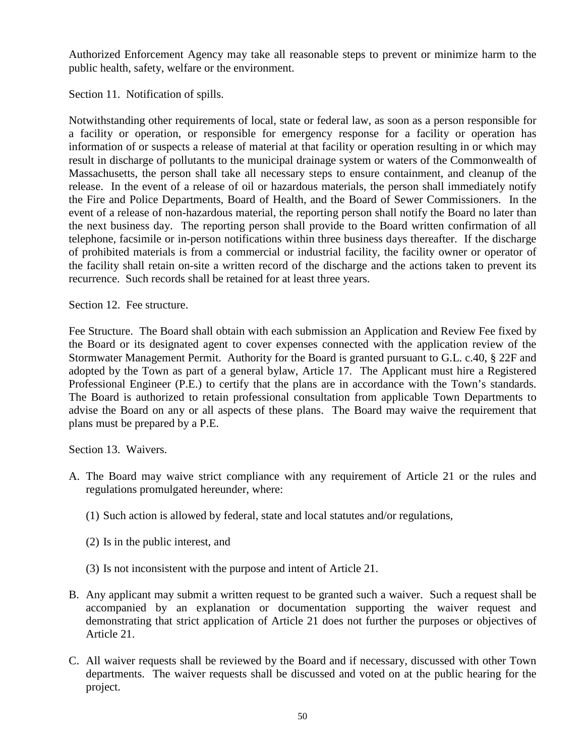Authorized Enforcement Agency may take all reasonable steps to prevent or minimize harm to the public health, safety, welfare or the environment.

Section 11. Notification of spills.

Notwithstanding other requirements of local, state or federal law, as soon as a person responsible for a facility or operation, or responsible for emergency response for a facility or operation has information of or suspects a release of material at that facility or operation resulting in or which may result in discharge of pollutants to the municipal drainage system or waters of the Commonwealth of Massachusetts, the person shall take all necessary steps to ensure containment, and cleanup of the release. In the event of a release of oil or hazardous materials, the person shall immediately notify the Fire and Police Departments, Board of Health, and the Board of Sewer Commissioners. In the event of a release of non-hazardous material, the reporting person shall notify the Board no later than the next business day. The reporting person shall provide to the Board written confirmation of all telephone, facsimile or in-person notifications within three business days thereafter. If the discharge of prohibited materials is from a commercial or industrial facility, the facility owner or operator of the facility shall retain on-site a written record of the discharge and the actions taken to prevent its recurrence. Such records shall be retained for at least three years.

Section 12. Fee structure.

Fee Structure. The Board shall obtain with each submission an Application and Review Fee fixed by the Board or its designated agent to cover expenses connected with the application review of the Stormwater Management Permit. Authority for the Board is granted pursuant to G.L. c.40, § 22F and adopted by the Town as part of a general bylaw, Article 17. The Applicant must hire a Registered Professional Engineer (P.E.) to certify that the plans are in accordance with the Town's standards. The Board is authorized to retain professional consultation from applicable Town Departments to advise the Board on any or all aspects of these plans. The Board may waive the requirement that plans must be prepared by a P.E.

Section 13. Waivers.

A. The Board may waive strict compliance with any requirement of Article 21 or the rules and regulations promulgated hereunder, where:

   (1) Such action is allowed by federal, state and local statutes and/or regulations,

   (2) Is in the public interest, and

   (3) Is not inconsistent with the purpose and intent of Article 21.

B. Any applicant may submit a written request to be granted such a waiver. Such a request shall be accompanied by an explanation or documentation supporting the waiver request and demonstrating that strict application of Article 21 does not further the purposes or objectives of Article 21.

C. All waiver requests shall be reviewed by the Board and if necessary, discussed with other Town departments. The waiver requests shall be discussed and voted on at the public hearing for the project.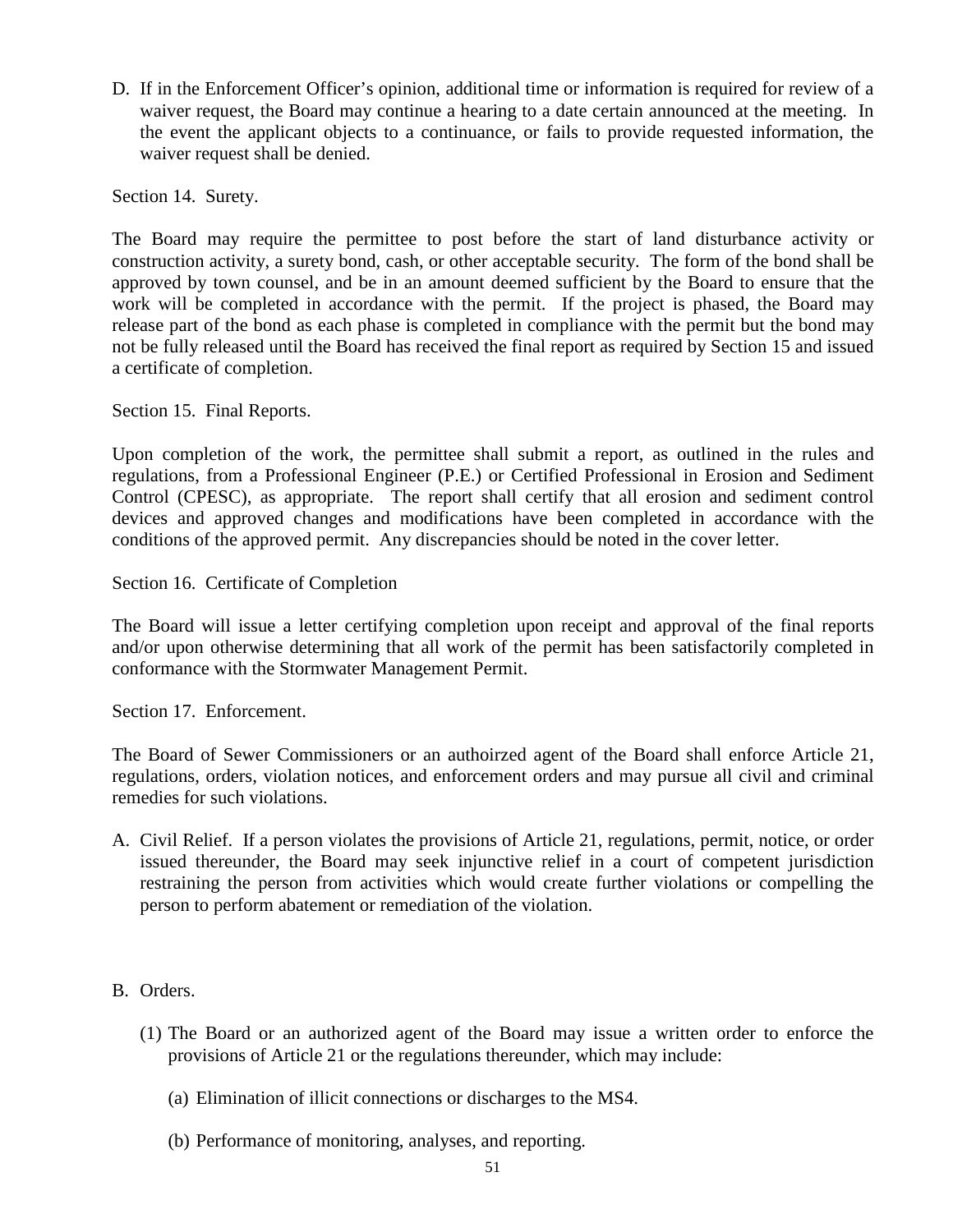D. If in the Enforcement Officer's opinion, additional time or information is required for review of a waiver request, the Board may continue a hearing to a date certain announced at the meeting. In the event the applicant objects to a continuance, or fails to provide requested information, the waiver request shall be denied.

Section 14. Surety.

The Board may require the permittee to post before the start of land disturbance activity or construction activity, a surety bond, cash, or other acceptable security. The form of the bond shall be approved by town counsel, and be in an amount deemed sufficient by the Board to ensure that the work will be completed in accordance with the permit. If the project is phased, the Board may release part of the bond as each phase is completed in compliance with the permit but the bond may not be fully released until the Board has received the final report as required by Section 15 and issued a certificate of completion.

Section 15. Final Reports.

Upon completion of the work, the permittee shall submit a report, as outlined in the rules and regulations, from a Professional Engineer (P.E.) or Certified Professional in Erosion and Sediment Control (CPESC), as appropriate. The report shall certify that all erosion and sediment control devices and approved changes and modifications have been completed in accordance with the conditions of the approved permit. Any discrepancies should be noted in the cover letter.

Section 16. Certificate of Completion

The Board will issue a letter certifying completion upon receipt and approval of the final reports and/or upon otherwise determining that all work of the permit has been satisfactorily completed in conformance with the Stormwater Management Permit.

Section 17. Enforcement.

The Board of Sewer Commissioners or an authoirzed agent of the Board shall enforce Article 21, regulations, orders, violation notices, and enforcement orders and may pursue all civil and criminal remedies for such violations.

A. Civil Relief. If a person violates the provisions of Article 21, regulations, permit, notice, or order issued thereunder, the Board may seek injunctive relief in a court of competent jurisdiction restraining the person from activities which would create further violations or compelling the person to perform abatement or remediation of the violation.

B. Orders.

   (1) The Board or an authorized agent of the Board may issue a written order to enforce the provisions of Article 21 or the regulations thereunder, which may include:

      (a) Elimination of illicit connections or discharges to the MS4.

      (b) Performance of monitoring, analyses, and reporting.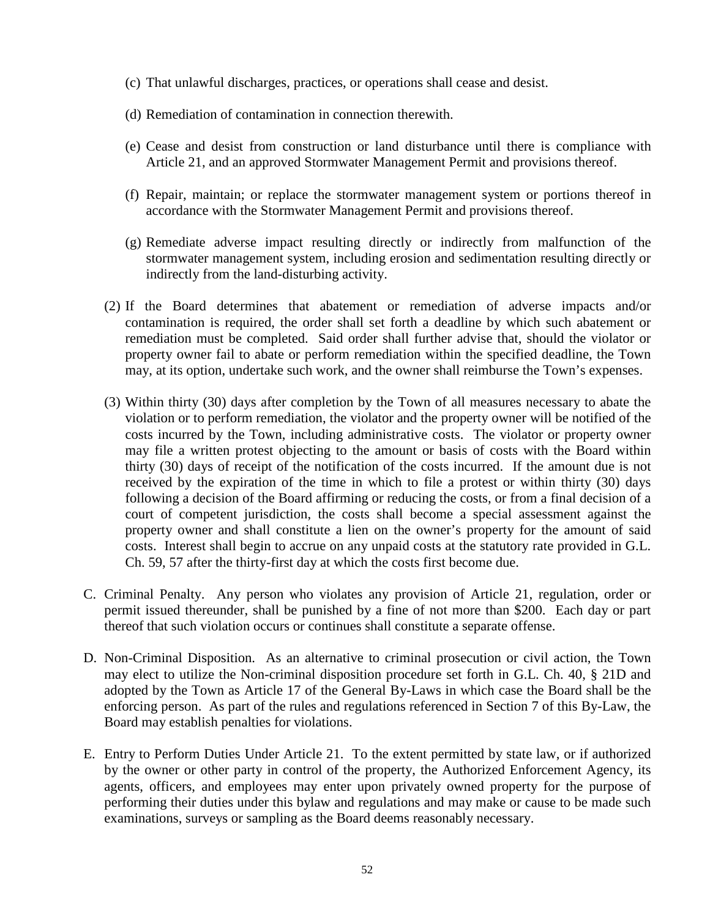(c) That unlawful discharges, practices, or operations shall cease and desist.

(d) Remediation of contamination in connection therewith.

(e) Cease and desist from construction or land disturbance until there is compliance with Article 21, and an approved Stormwater Management Permit and provisions thereof.

(f) Repair, maintain; or replace the stormwater management system or portions thereof in accordance with the Stormwater Management Permit and provisions thereof.

(g) Remediate adverse impact resulting directly or indirectly from malfunction of the stormwater management system, including erosion and sedimentation resulting directly or indirectly from the land-disturbing activity.

(2) If the Board determines that abatement or remediation of adverse impacts and/or contamination is required, the order shall set forth a deadline by which such abatement or remediation must be completed. Said order shall further advise that, should the violator or property owner fail to abate or perform remediation within the specified deadline, the Town may, at its option, undertake such work, and the owner shall reimburse the Town's expenses.

(3) Within thirty (30) days after completion by the Town of all measures necessary to abate the violation or to perform remediation, the violator and the property owner will be notified of the costs incurred by the Town, including administrative costs. The violator or property owner may file a written protest objecting to the amount or basis of costs with the Board within thirty (30) days of receipt of the notification of the costs incurred. If the amount due is not received by the expiration of the time in which to file a protest or within thirty (30) days following a decision of the Board affirming or reducing the costs, or from a final decision of a court of competent jurisdiction, the costs shall become a special assessment against the property owner and shall constitute a lien on the owner's property for the amount of said costs. Interest shall begin to accrue on any unpaid costs at the statutory rate provided in G.L. Ch. 59, 57 after the thirty-first day at which the costs first become due.

C. Criminal Penalty. Any person who violates any provision of Article 21, regulation, order or permit issued thereunder, shall be punished by a fine of not more than $200. Each day or part thereof that such violation occurs or continues shall constitute a separate offense.

D. Non-Criminal Disposition. As an alternative to criminal prosecution or civil action, the Town may elect to utilize the Non-criminal disposition procedure set forth in G.L. Ch. 40, § 21D and adopted by the Town as Article 17 of the General By-Laws in which case the Board shall be the enforcing person. As part of the rules and regulations referenced in Section 7 of this By-Law, the Board may establish penalties for violations.

E. Entry to Perform Duties Under Article 21. To the extent permitted by state law, or if authorized by the owner or other party in control of the property, the Authorized Enforcement Agency, its agents, officers, and employees may enter upon privately owned property for the purpose of performing their duties under this bylaw and regulations and may make or cause to be made such examinations, surveys or sampling as the Board deems reasonably necessary.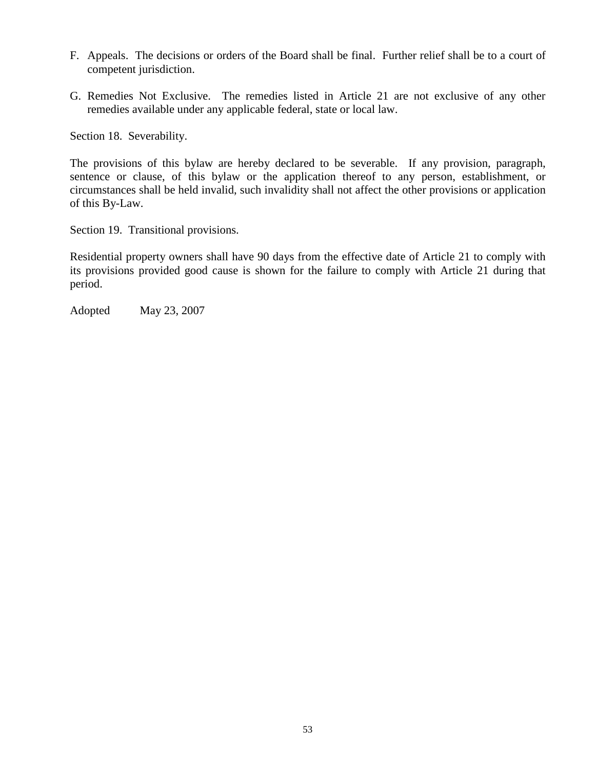F. Appeals. The decisions or orders of the Board shall be final. Further relief shall be to a court of competent jurisdiction.

G. Remedies Not Exclusive. The remedies listed in Article 21 are not exclusive of any other remedies available under any applicable federal, state or local law.

Section 18. Severability.

The provisions of this bylaw are hereby declared to be severable. If any provision, paragraph, sentence or clause, of this bylaw or the application thereof to any person, establishment, or circumstances shall be held invalid, such invalidity shall not affect the other provisions or application of this By-Law.

Section 19. Transitional provisions.

Residential property owners shall have 90 days from the effective date of Article 21 to comply with its provisions provided good cause is shown for the failure to comply with Article 21 during that period.

Adopted May 23, 2007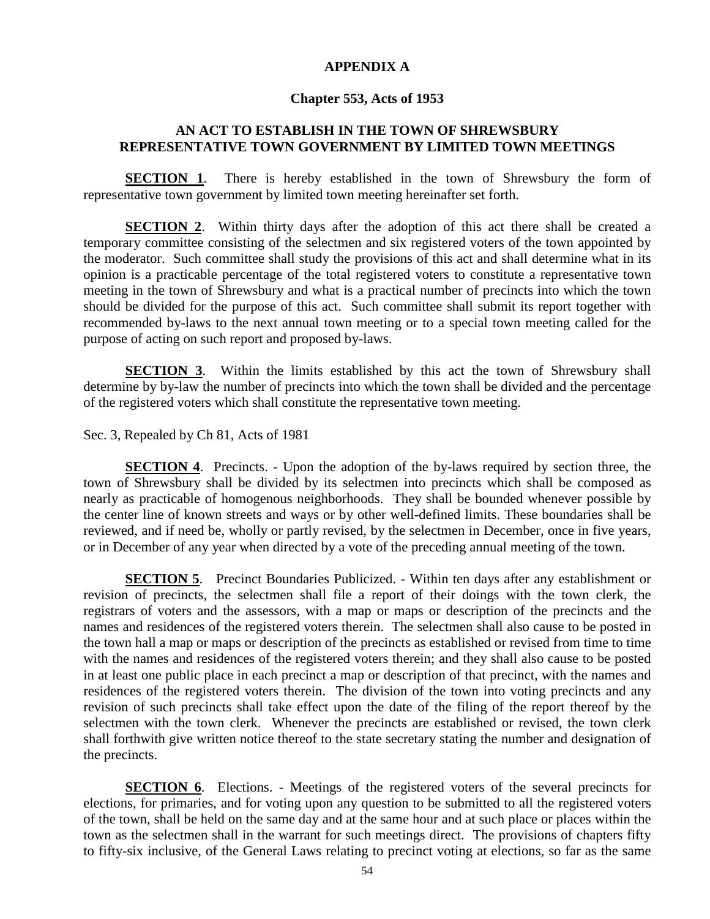## APPENDIX A

### Chapter 553, Acts of 1953

### AN ACT TO ESTABLISH IN THE TOWN OF SHREWSBURY REPRESENTATIVE TOWN GOVERNMENT BY LIMITED TOWN MEETINGS

**SECTION 1**. There is hereby established in the town of Shrewsbury the form of representative town government by limited town meeting hereinafter set forth.

**SECTION 2**. Within thirty days after the adoption of this act there shall be created a temporary committee consisting of the selectmen and six registered voters of the town appointed by the moderator. Such committee shall study the provisions of this act and shall determine what in its opinion is a practicable percentage of the total registered voters to constitute a representative town meeting in the town of Shrewsbury and what is a practical number of precincts into which the town should be divided for the purpose of this act. Such committee shall submit its report together with recommended by-laws to the next annual town meeting or to a special town meeting called for the purpose of acting on such report and proposed by-laws.

**SECTION 3**. Within the limits established by this act the town of Shrewsbury shall determine by by-law the number of precincts into which the town shall be divided and the percentage of the registered voters which shall constitute the representative town meeting.

Sec. 3, Repealed by Ch 81, Acts of 1981

**SECTION 4**. Precincts. - Upon the adoption of the by-laws required by section three, the town of Shrewsbury shall be divided by its selectmen into precincts which shall be composed as nearly as practicable of homogenous neighborhoods. They shall be bounded whenever possible by the center line of known streets and ways or by other well-defined limits. These boundaries shall be reviewed, and if need be, wholly or partly revised, by the selectmen in December, once in five years, or in December of any year when directed by a vote of the preceding annual meeting of the town.

**SECTION 5**. Precinct Boundaries Publicized. - Within ten days after any establishment or revision of precincts, the selectmen shall file a report of their doings with the town clerk, the registrars of voters and the assessors, with a map or maps or description of the precincts and the names and residences of the registered voters therein. The selectmen shall also cause to be posted in the town hall a map or maps or description of the precincts as established or revised from time to time with the names and residences of the registered voters therein; and they shall also cause to be posted in at least one public place in each precinct a map or description of that precinct, with the names and residences of the registered voters therein. The division of the town into voting precincts and any revision of such precincts shall take effect upon the date of the filing of the report thereof by the selectmen with the town clerk. Whenever the precincts are established or revised, the town clerk shall forthwith give written notice thereof to the state secretary stating the number and designation of the precincts.

**SECTION 6**. Elections. - Meetings of the registered voters of the several precincts for elections, for primaries, and for voting upon any question to be submitted to all the registered voters of the town, shall be held on the same day and at the same hour and at such place or places within the town as the selectmen shall in the warrant for such meetings direct. The provisions of chapters fifty to fifty-six inclusive, of the General Laws relating to precinct voting at elections, so far as the same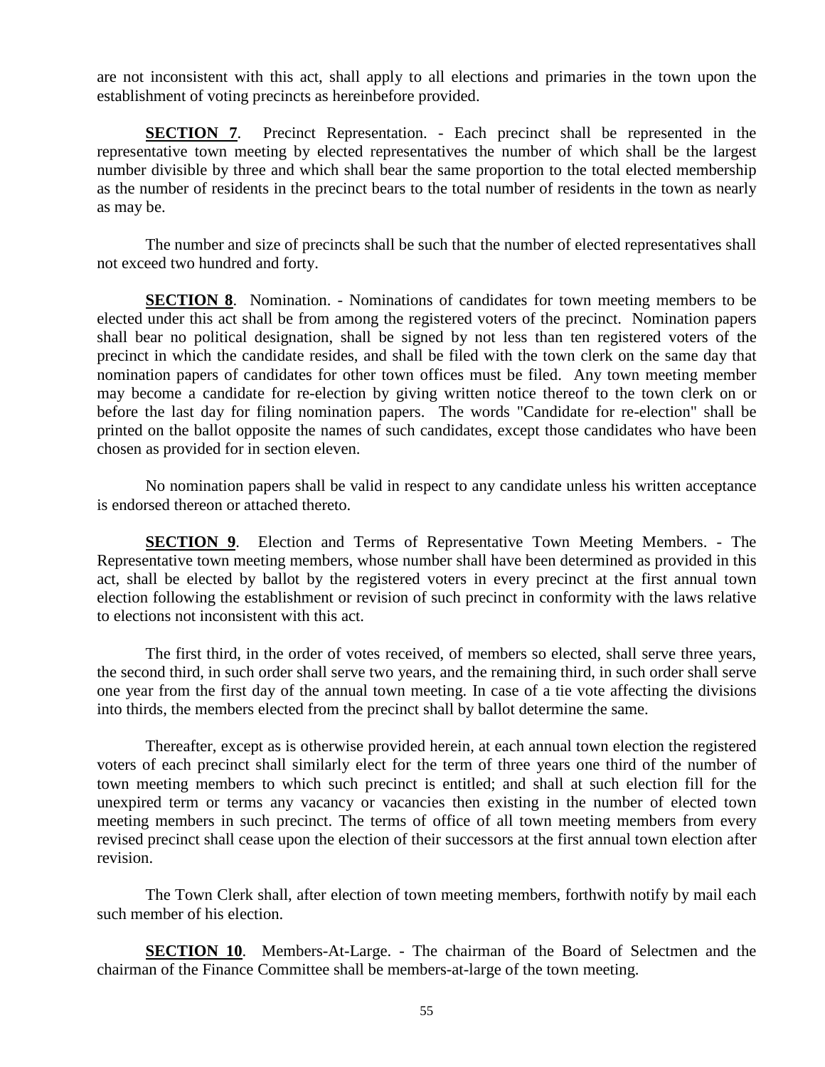are not inconsistent with this act, shall apply to all elections and primaries in the town upon the establishment of voting precincts as hereinbefore provided.

**SECTION 7**. Precinct Representation. - Each precinct shall be represented in the representative town meeting by elected representatives the number of which shall be the largest number divisible by three and which shall bear the same proportion to the total elected membership as the number of residents in the precinct bears to the total number of residents in the town as nearly as may be.

The number and size of precincts shall be such that the number of elected representatives shall not exceed two hundred and forty.

**SECTION 8**. Nomination. - Nominations of candidates for town meeting members to be elected under this act shall be from among the registered voters of the precinct. Nomination papers shall bear no political designation, shall be signed by not less than ten registered voters of the precinct in which the candidate resides, and shall be filed with the town clerk on the same day that nomination papers of candidates for other town offices must be filed. Any town meeting member may become a candidate for re-election by giving written notice thereof to the town clerk on or before the last day for filing nomination papers. The words "Candidate for re-election" shall be printed on the ballot opposite the names of such candidates, except those candidates who have been chosen as provided for in section eleven.

No nomination papers shall be valid in respect to any candidate unless his written acceptance is endorsed thereon or attached thereto.

**SECTION 9**. Election and Terms of Representative Town Meeting Members. - The Representative town meeting members, whose number shall have been determined as provided in this act, shall be elected by ballot by the registered voters in every precinct at the first annual town election following the establishment or revision of such precinct in conformity with the laws relative to elections not inconsistent with this act.

The first third, in the order of votes received, of members so elected, shall serve three years, the second third, in such order shall serve two years, and the remaining third, in such order shall serve one year from the first day of the annual town meeting. In case of a tie vote affecting the divisions into thirds, the members elected from the precinct shall by ballot determine the same.

Thereafter, except as is otherwise provided herein, at each annual town election the registered voters of each precinct shall similarly elect for the term of three years one third of the number of town meeting members to which such precinct is entitled; and shall at such election fill for the unexpired term or terms any vacancy or vacancies then existing in the number of elected town meeting members in such precinct. The terms of office of all town meeting members from every revised precinct shall cease upon the election of their successors at the first annual town election after revision.

The Town Clerk shall, after election of town meeting members, forthwith notify by mail each such member of his election.

**SECTION 10**. Members-At-Large. - The chairman of the Board of Selectmen and the chairman of the Finance Committee shall be members-at-large of the town meeting.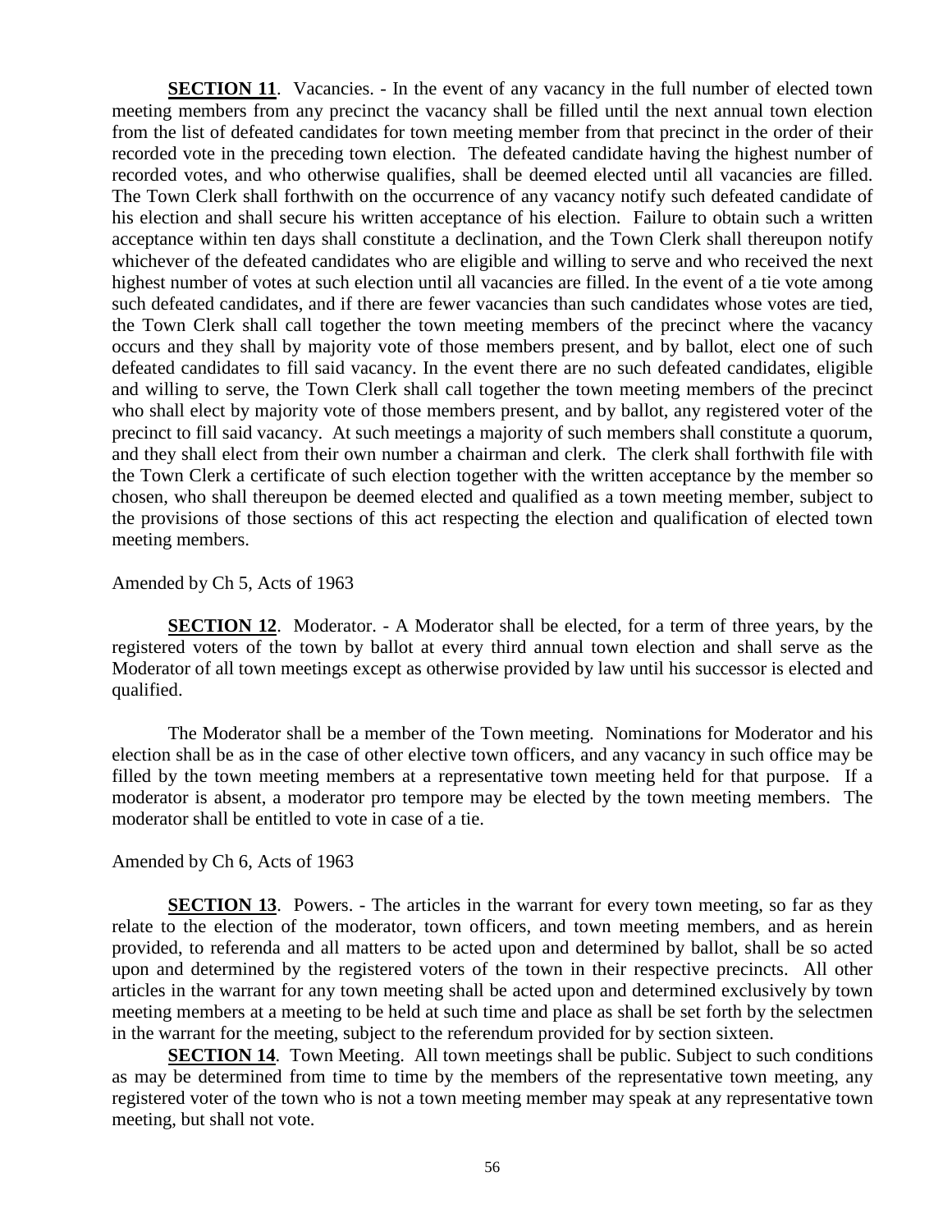**SECTION 11**. Vacancies. - In the event of any vacancy in the full number of elected town meeting members from any precinct the vacancy shall be filled until the next annual town election from the list of defeated candidates for town meeting member from that precinct in the order of their recorded vote in the preceding town election. The defeated candidate having the highest number of recorded votes, and who otherwise qualifies, shall be deemed elected until all vacancies are filled. The Town Clerk shall forthwith on the occurrence of any vacancy notify such defeated candidate of his election and shall secure his written acceptance of his election. Failure to obtain such a written acceptance within ten days shall constitute a declination, and the Town Clerk shall thereupon notify whichever of the defeated candidates who are eligible and willing to serve and who received the next highest number of votes at such election until all vacancies are filled. In the event of a tie vote among such defeated candidates, and if there are fewer vacancies than such candidates whose votes are tied, the Town Clerk shall call together the town meeting members of the precinct where the vacancy occurs and they shall by majority vote of those members present, and by ballot, elect one of such defeated candidates to fill said vacancy. In the event there are no such defeated candidates, eligible and willing to serve, the Town Clerk shall call together the town meeting members of the precinct who shall elect by majority vote of those members present, and by ballot, any registered voter of the precinct to fill said vacancy. At such meetings a majority of such members shall constitute a quorum, and they shall elect from their own number a chairman and clerk. The clerk shall forthwith file with the Town Clerk a certificate of such election together with the written acceptance by the member so chosen, who shall thereupon be deemed elected and qualified as a town meeting member, subject to the provisions of those sections of this act respecting the election and qualification of elected town meeting members.

Amended by Ch 5, Acts of 1963

**SECTION 12**. Moderator. - A Moderator shall be elected, for a term of three years, by the registered voters of the town by ballot at every third annual town election and shall serve as the Moderator of all town meetings except as otherwise provided by law until his successor is elected and qualified.

The Moderator shall be a member of the Town meeting. Nominations for Moderator and his election shall be as in the case of other elective town officers, and any vacancy in such office may be filled by the town meeting members at a representative town meeting held for that purpose. If a moderator is absent, a moderator pro tempore may be elected by the town meeting members. The moderator shall be entitled to vote in case of a tie.

Amended by Ch 6, Acts of 1963

**SECTION 13**. Powers. - The articles in the warrant for every town meeting, so far as they relate to the election of the moderator, town officers, and town meeting members, and as herein provided, to referenda and all matters to be acted upon and determined by ballot, shall be so acted upon and determined by the registered voters of the town in their respective precincts. All other articles in the warrant for any town meeting shall be acted upon and determined exclusively by town meeting members at a meeting to be held at such time and place as shall be set forth by the selectmen in the warrant for the meeting, subject to the referendum provided for by section sixteen.

**SECTION 14**. Town Meeting. All town meetings shall be public. Subject to such conditions as may be determined from time to time by the members of the representative town meeting, any registered voter of the town who is not a town meeting member may speak at any representative town meeting, but shall not vote.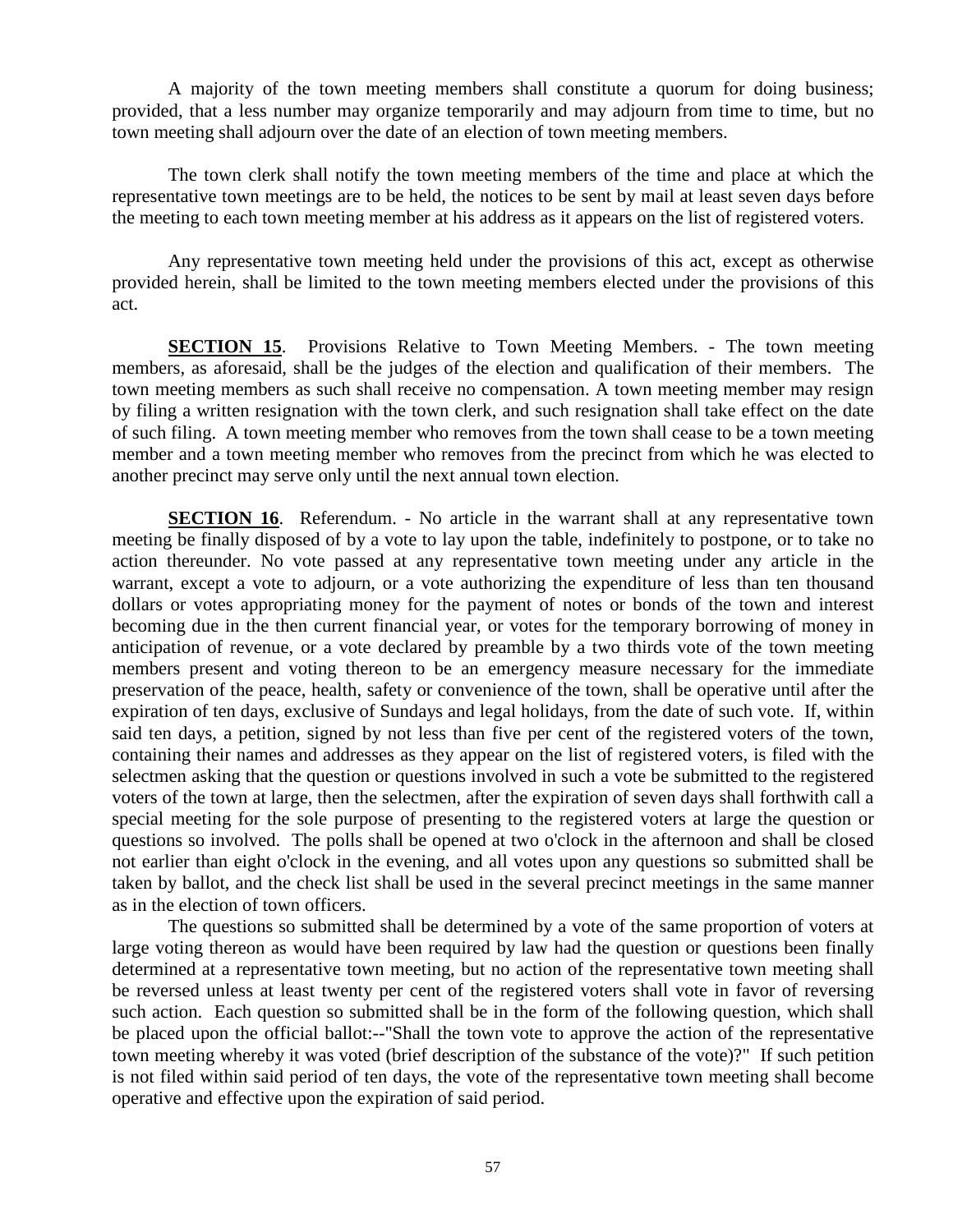A majority of the town meeting members shall constitute a quorum for doing business; provided, that a less number may organize temporarily and may adjourn from time to time, but no town meeting shall adjourn over the date of an election of town meeting members.

The town clerk shall notify the town meeting members of the time and place at which the representative town meetings are to be held, the notices to be sent by mail at least seven days before the meeting to each town meeting member at his address as it appears on the list of registered voters.

Any representative town meeting held under the provisions of this act, except as otherwise provided herein, shall be limited to the town meeting members elected under the provisions of this act.

**SECTION 15**. Provisions Relative to Town Meeting Members. - The town meeting members, as aforesaid, shall be the judges of the election and qualification of their members. The town meeting members as such shall receive no compensation. A town meeting member may resign by filing a written resignation with the town clerk, and such resignation shall take effect on the date of such filing. A town meeting member who removes from the town shall cease to be a town meeting member and a town meeting member who removes from the precinct from which he was elected to another precinct may serve only until the next annual town election.

**SECTION 16**. Referendum. - No article in the warrant shall at any representative town meeting be finally disposed of by a vote to lay upon the table, indefinitely to postpone, or to take no action thereunder. No vote passed at any representative town meeting under any article in the warrant, except a vote to adjourn, or a vote authorizing the expenditure of less than ten thousand dollars or votes appropriating money for the payment of notes or bonds of the town and interest becoming due in the then current financial year, or votes for the temporary borrowing of money in anticipation of revenue, or a vote declared by preamble by a two thirds vote of the town meeting members present and voting thereon to be an emergency measure necessary for the immediate preservation of the peace, health, safety or convenience of the town, shall be operative until after the expiration of ten days, exclusive of Sundays and legal holidays, from the date of such vote. If, within said ten days, a petition, signed by not less than five per cent of the registered voters of the town, containing their names and addresses as they appear on the list of registered voters, is filed with the selectmen asking that the question or questions involved in such a vote be submitted to the registered voters of the town at large, then the selectmen, after the expiration of seven days shall forthwith call a special meeting for the sole purpose of presenting to the registered voters at large the question or questions so involved. The polls shall be opened at two o'clock in the afternoon and shall be closed not earlier than eight o'clock in the evening, and all votes upon any questions so submitted shall be taken by ballot, and the check list shall be used in the several precinct meetings in the same manner as in the election of town officers.

The questions so submitted shall be determined by a vote of the same proportion of voters at large voting thereon as would have been required by law had the question or questions been finally determined at a representative town meeting, but no action of the representative town meeting shall be reversed unless at least twenty per cent of the registered voters shall vote in favor of reversing such action. Each question so submitted shall be in the form of the following question, which shall be placed upon the official ballot:--"Shall the town vote to approve the action of the representative town meeting whereby it was voted (brief description of the substance of the vote)?" If such petition is not filed within said period of ten days, the vote of the representative town meeting shall become operative and effective upon the expiration of said period.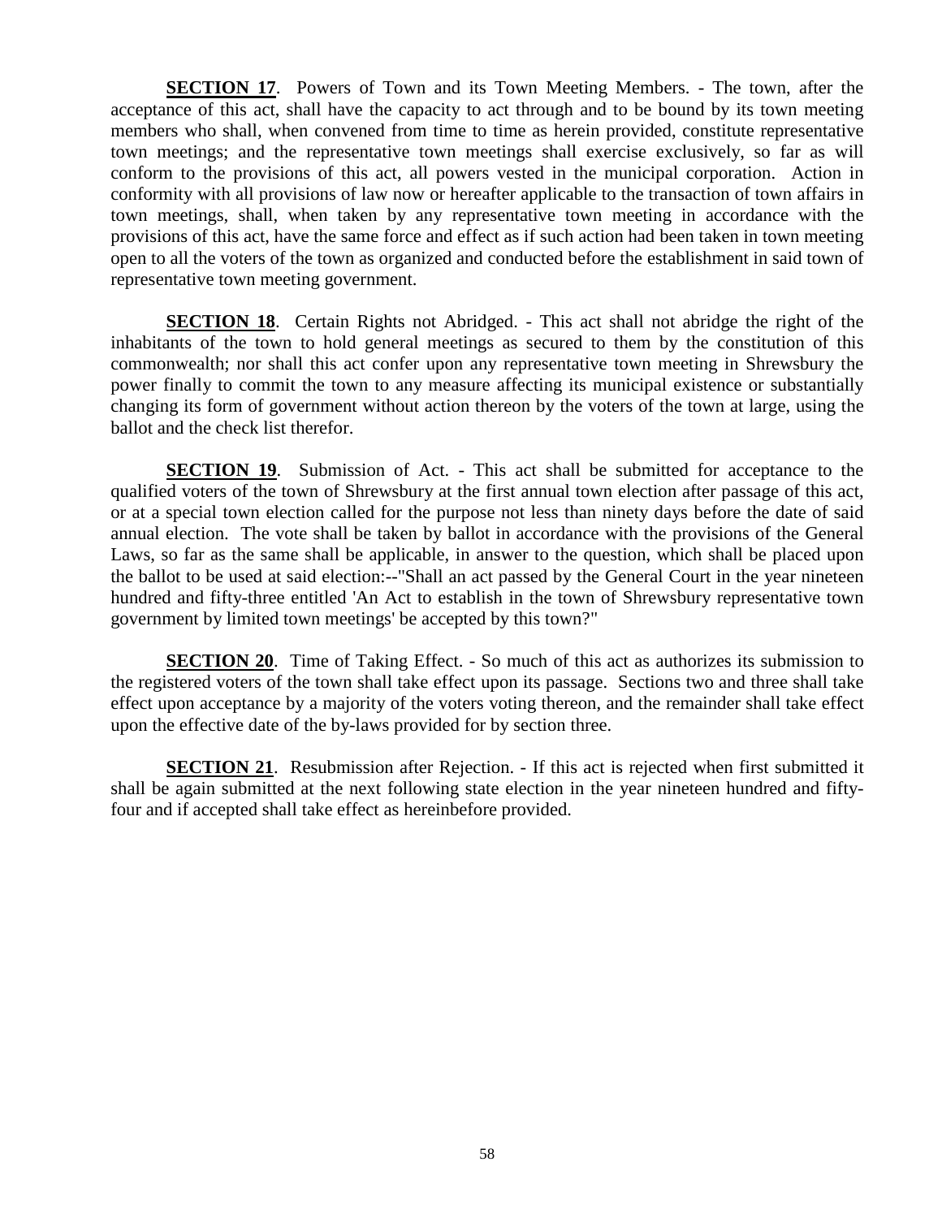**<u>SECTION 17</u>**. Powers of Town and its Town Meeting Members. - The town, after the acceptance of this act, shall have the capacity to act through and to be bound by its town meeting members who shall, when convened from time to time as herein provided, constitute representative town meetings; and the representative town meetings shall exercise exclusively, so far as will conform to the provisions of this act, all powers vested in the municipal corporation. Action in conformity with all provisions of law now or hereafter applicable to the transaction of town affairs in town meetings, shall, when taken by any representative town meeting in accordance with the provisions of this act, have the same force and effect as if such action had been taken in town meeting open to all the voters of the town as organized and conducted before the establishment in said town of representative town meeting government.

**<u>SECTION 18</u>**. Certain Rights not Abridged. - This act shall not abridge the right of the inhabitants of the town to hold general meetings as secured to them by the constitution of this commonwealth; nor shall this act confer upon any representative town meeting in Shrewsbury the power finally to commit the town to any measure affecting its municipal existence or substantially changing its form of government without action thereon by the voters of the town at large, using the ballot and the check list therefor.

**<u>SECTION 19</u>**. Submission of Act. - This act shall be submitted for acceptance to the qualified voters of the town of Shrewsbury at the first annual town election after passage of this act, or at a special town election called for the purpose not less than ninety days before the date of said annual election. The vote shall be taken by ballot in accordance with the provisions of the General Laws, so far as the same shall be applicable, in answer to the question, which shall be placed upon the ballot to be used at said election:--"Shall an act passed by the General Court in the year nineteen hundred and fifty-three entitled 'An Act to establish in the town of Shrewsbury representative town government by limited town meetings' be accepted by this town?"

**<u>SECTION 20</u>**. Time of Taking Effect. - So much of this act as authorizes its submission to the registered voters of the town shall take effect upon its passage. Sections two and three shall take effect upon acceptance by a majority of the voters voting thereon, and the remainder shall take effect upon the effective date of the by-laws provided for by section three.

**<u>SECTION 21</u>**. Resubmission after Rejection. - If this act is rejected when first submitted it shall be again submitted at the next following state election in the year nineteen hundred and fifty-four and if accepted shall take effect as hereinbefore provided.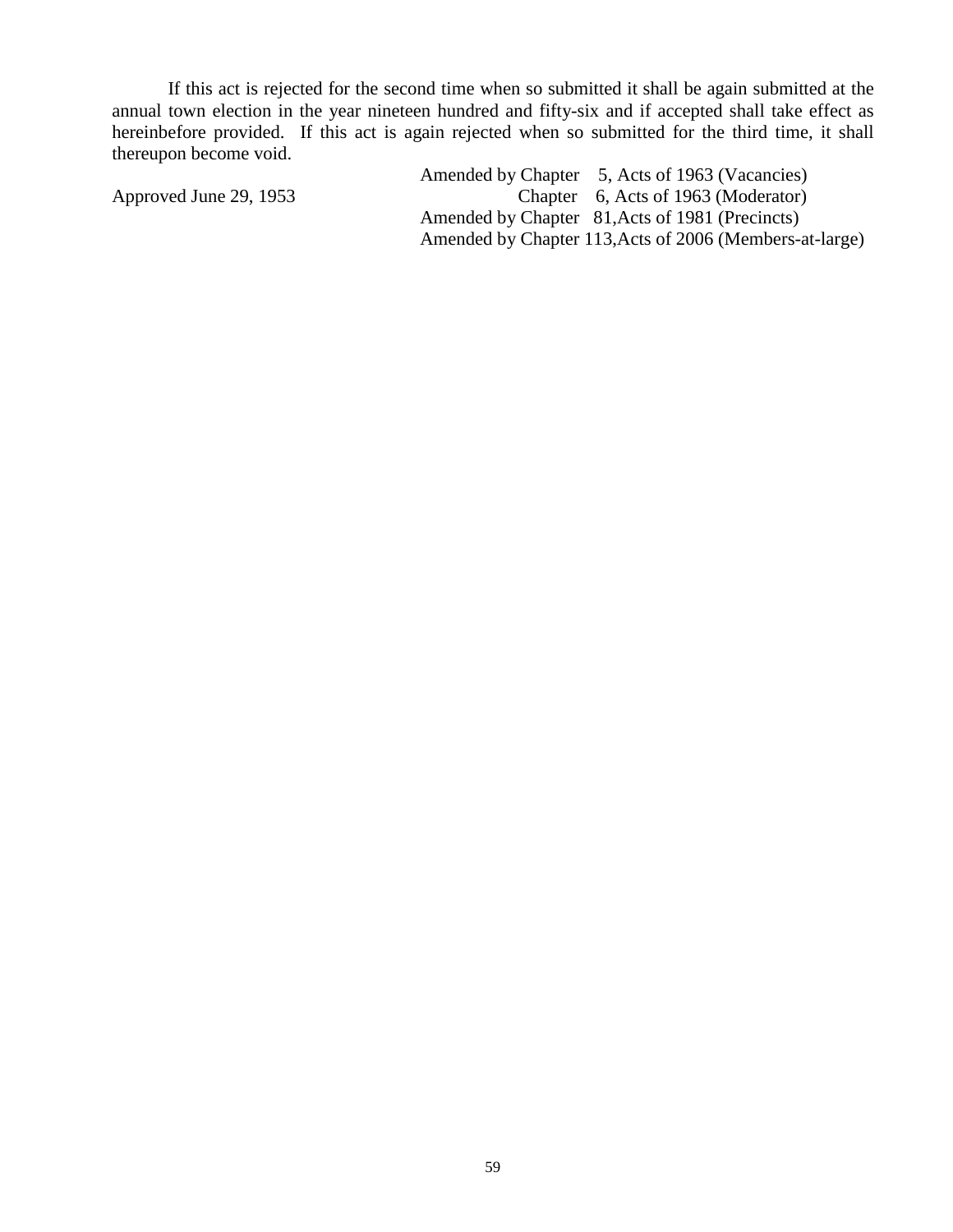If this act is rejected for the second time when so submitted it shall be again submitted at the annual town election in the year nineteen hundred and fifty-six and if accepted shall take effect as hereinbefore provided. If this act is again rejected when so submitted for the third time, it shall thereupon become void.

Approved June 29, 1953

Amended by Chapter 5, Acts of 1963 (Vacancies)
Chapter 6, Acts of 1963 (Moderator)
Amended by Chapter 81, Acts of 1981 (Precincts)
Amended by Chapter 113, Acts of 2006 (Members-at-large)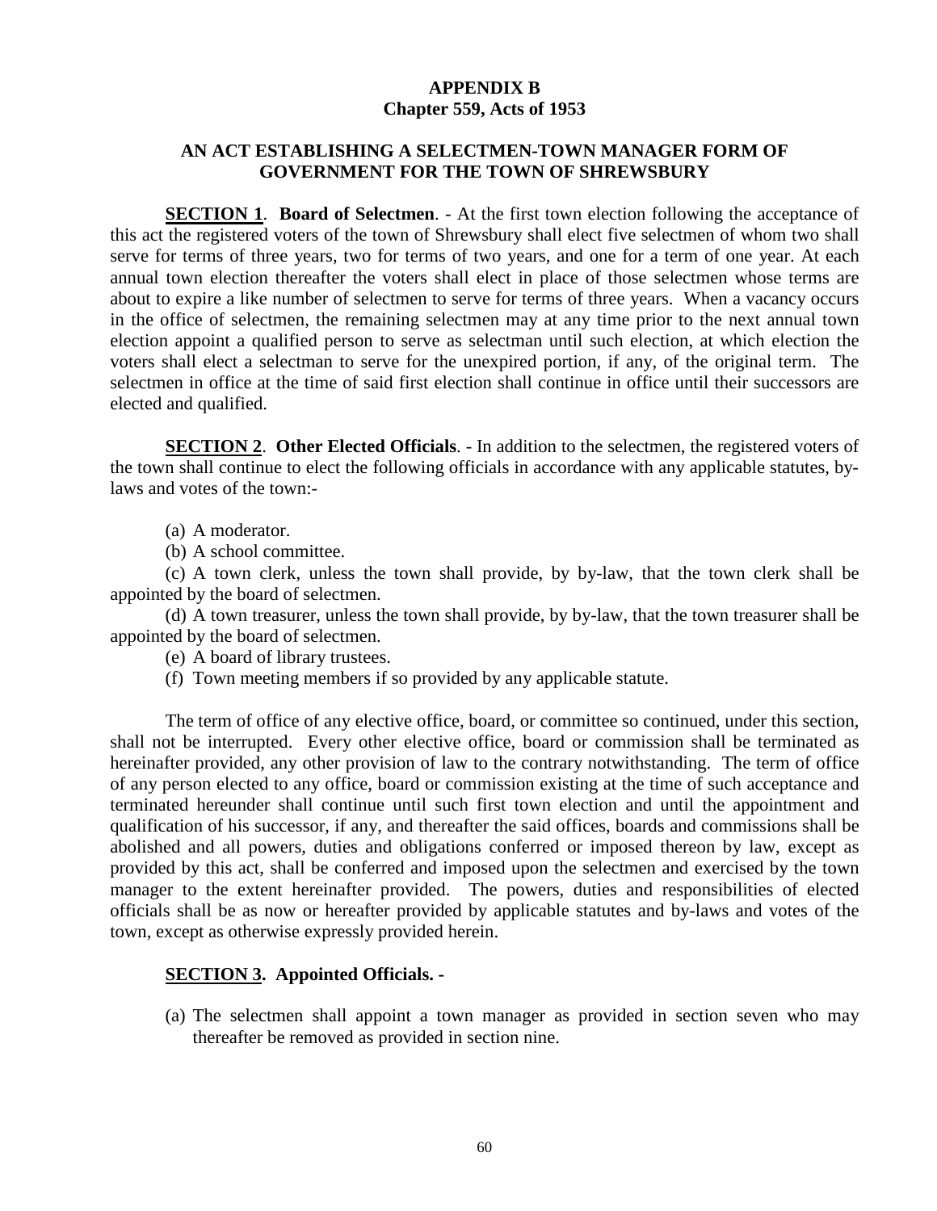## APPENDIX B
## Chapter 559, Acts of 1953

### AN ACT ESTABLISHING A SELECTMEN-TOWN MANAGER FORM OF GOVERNMENT FOR THE TOWN OF SHREWSBURY

**SECTION 1**. **Board of Selectmen**. - At the first town election following the acceptance of this act the registered voters of the town of Shrewsbury shall elect five selectmen of whom two shall serve for terms of three years, two for terms of two years, and one for a term of one year. At each annual town election thereafter the voters shall elect in place of those selectmen whose terms are about to expire a like number of selectmen to serve for terms of three years. When a vacancy occurs in the office of selectmen, the remaining selectmen may at any time prior to the next annual town election appoint a qualified person to serve as selectman until such election, at which election the voters shall elect a selectman to serve for the unexpired portion, if any, of the original term. The selectmen in office at the time of said first election shall continue in office until their successors are elected and qualified.

**SECTION 2**. **Other Elected Officials**. - In addition to the selectmen, the registered voters of the town shall continue to elect the following officials in accordance with any applicable statutes, by-laws and votes of the town:-

(a) A moderator.

(b) A school committee.

(c) A town clerk, unless the town shall provide, by by-law, that the town clerk shall be appointed by the board of selectmen.

(d) A town treasurer, unless the town shall provide, by by-law, that the town treasurer shall be appointed by the board of selectmen.

(e) A board of library trustees.

(f) Town meeting members if so provided by any applicable statute.

The term of office of any elective office, board, or committee so continued, under this section, shall not be interrupted. Every other elective office, board or commission shall be terminated as hereinafter provided, any other provision of law to the contrary notwithstanding. The term of office of any person elected to any office, board or commission existing at the time of such acceptance and terminated hereunder shall continue until such first town election and until the appointment and qualification of his successor, if any, and thereafter the said offices, boards and commissions shall be abolished and all powers, duties and obligations conferred or imposed thereon by law, except as provided by this act, shall be conferred and imposed upon the selectmen and exercised by the town manager to the extent hereinafter provided. The powers, duties and responsibilities of elected officials shall be as now or hereafter provided by applicable statutes and by-laws and votes of the town, except as otherwise expressly provided herein.

**SECTION 3. Appointed Officials. -**

(a) The selectmen shall appoint a town manager as provided in section seven who may thereafter be removed as provided in section nine.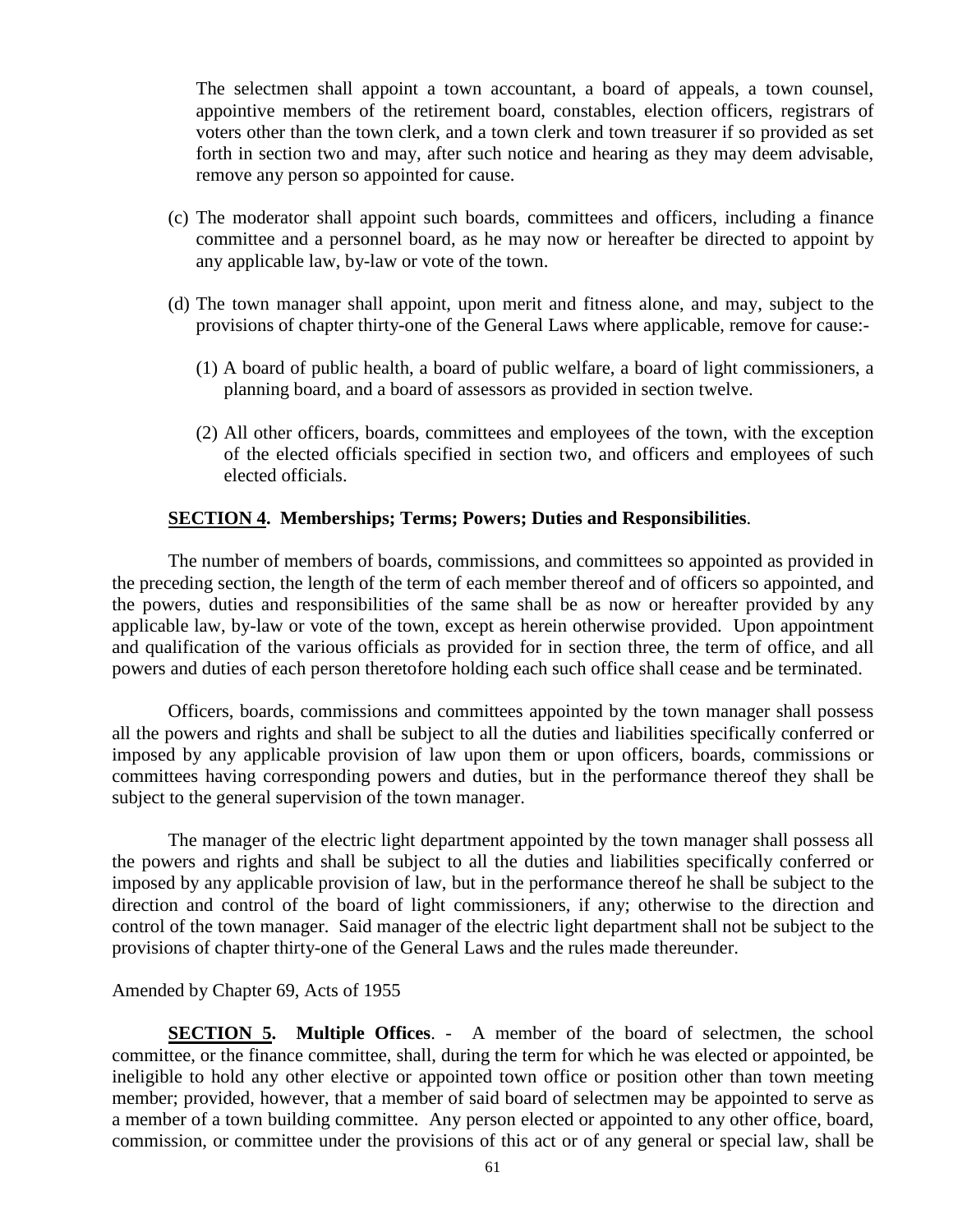The selectmen shall appoint a town accountant, a board of appeals, a town counsel, appointive members of the retirement board, constables, election officers, registrars of voters other than the town clerk, and a town clerk and town treasurer if so provided as set forth in section two and may, after such notice and hearing as they may deem advisable, remove any person so appointed for cause.

(c) The moderator shall appoint such boards, committees and officers, including a finance committee and a personnel board, as he may now or hereafter be directed to appoint by any applicable law, by-law or vote of the town.

(d) The town manager shall appoint, upon merit and fitness alone, and may, subject to the provisions of chapter thirty-one of the General Laws where applicable, remove for cause:-

(1) A board of public health, a board of public welfare, a board of light commissioners, a planning board, and a board of assessors as provided in section twelve.

(2) All other officers, boards, committees and employees of the town, with the exception of the elected officials specified in section two, and officers and employees of such elected officials.

**SECTION 4. Memberships; Terms; Powers; Duties and Responsibilities**.

The number of members of boards, commissions, and committees so appointed as provided in the preceding section, the length of the term of each member thereof and of officers so appointed, and the powers, duties and responsibilities of the same shall be as now or hereafter provided by any applicable law, by-law or vote of the town, except as herein otherwise provided. Upon appointment and qualification of the various officials as provided for in section three, the term of office, and all powers and duties of each person theretofore holding each such office shall cease and be terminated.

Officers, boards, commissions and committees appointed by the town manager shall possess all the powers and rights and shall be subject to all the duties and liabilities specifically conferred or imposed by any applicable provision of law upon them or upon officers, boards, commissions or committees having corresponding powers and duties, but in the performance thereof they shall be subject to the general supervision of the town manager.

The manager of the electric light department appointed by the town manager shall possess all the powers and rights and shall be subject to all the duties and liabilities specifically conferred or imposed by any applicable provision of law, but in the performance thereof he shall be subject to the direction and control of the board of light commissioners, if any; otherwise to the direction and control of the town manager. Said manager of the electric light department shall not be subject to the provisions of chapter thirty-one of the General Laws and the rules made thereunder.

Amended by Chapter 69, Acts of 1955

**SECTION 5. Multiple Offices**. - A member of the board of selectmen, the school committee, or the finance committee, shall, during the term for which he was elected or appointed, be ineligible to hold any other elective or appointed town office or position other than town meeting member; provided, however, that a member of said board of selectmen may be appointed to serve as a member of a town building committee. Any person elected or appointed to any other office, board, commission, or committee under the provisions of this act or of any general or special law, shall be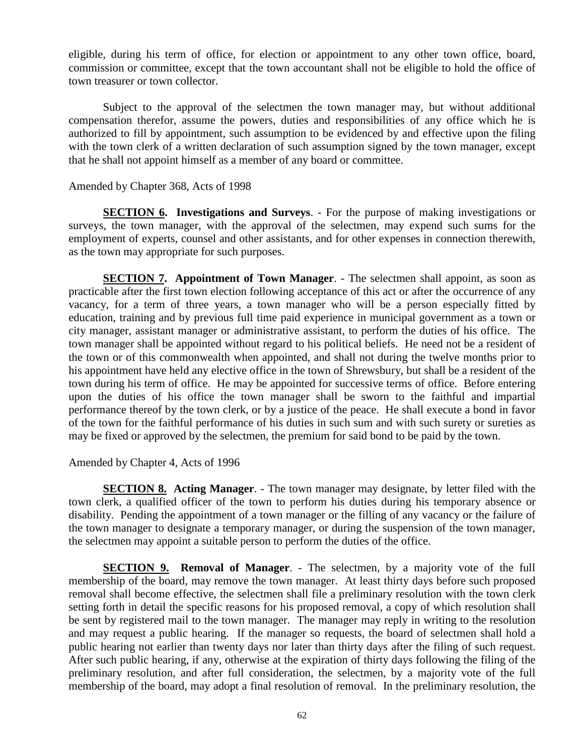eligible, during his term of office, for election or appointment to any other town office, board, commission or committee, except that the town accountant shall not be eligible to hold the office of town treasurer or town collector.

Subject to the approval of the selectmen the town manager may, but without additional compensation therefor, assume the powers, duties and responsibilities of any office which he is authorized to fill by appointment, such assumption to be evidenced by and effective upon the filing with the town clerk of a written declaration of such assumption signed by the town manager, except that he shall not appoint himself as a member of any board or committee.

Amended by Chapter 368, Acts of 1998

**SECTION 6. Investigations and Surveys**. - For the purpose of making investigations or surveys, the town manager, with the approval of the selectmen, may expend such sums for the employment of experts, counsel and other assistants, and for other expenses in connection therewith, as the town may appropriate for such purposes.

**SECTION 7. Appointment of Town Manager**. - The selectmen shall appoint, as soon as practicable after the first town election following acceptance of this act or after the occurrence of any vacancy, for a term of three years, a town manager who will be a person especially fitted by education, training and by previous full time paid experience in municipal government as a town or city manager, assistant manager or administrative assistant, to perform the duties of his office. The town manager shall be appointed without regard to his political beliefs. He need not be a resident of the town or of this commonwealth when appointed, and shall not during the twelve months prior to his appointment have held any elective office in the town of Shrewsbury, but shall be a resident of the town during his term of office. He may be appointed for successive terms of office. Before entering upon the duties of his office the town manager shall be sworn to the faithful and impartial performance thereof by the town clerk, or by a justice of the peace. He shall execute a bond in favor of the town for the faithful performance of his duties in such sum and with such surety or sureties as may be fixed or approved by the selectmen, the premium for said bond to be paid by the town.

Amended by Chapter 4, Acts of 1996

**SECTION 8. Acting Manager**. - The town manager may designate, by letter filed with the town clerk, a qualified officer of the town to perform his duties during his temporary absence or disability. Pending the appointment of a town manager or the filling of any vacancy or the failure of the town manager to designate a temporary manager, or during the suspension of the town manager, the selectmen may appoint a suitable person to perform the duties of the office.

**SECTION 9. Removal of Manager**. - The selectmen, by a majority vote of the full membership of the board, may remove the town manager. At least thirty days before such proposed removal shall become effective, the selectmen shall file a preliminary resolution with the town clerk setting forth in detail the specific reasons for his proposed removal, a copy of which resolution shall be sent by registered mail to the town manager. The manager may reply in writing to the resolution and may request a public hearing. If the manager so requests, the board of selectmen shall hold a public hearing not earlier than twenty days nor later than thirty days after the filing of such request. After such public hearing, if any, otherwise at the expiration of thirty days following the filing of the preliminary resolution, and after full consideration, the selectmen, by a majority vote of the full membership of the board, may adopt a final resolution of removal. In the preliminary resolution, the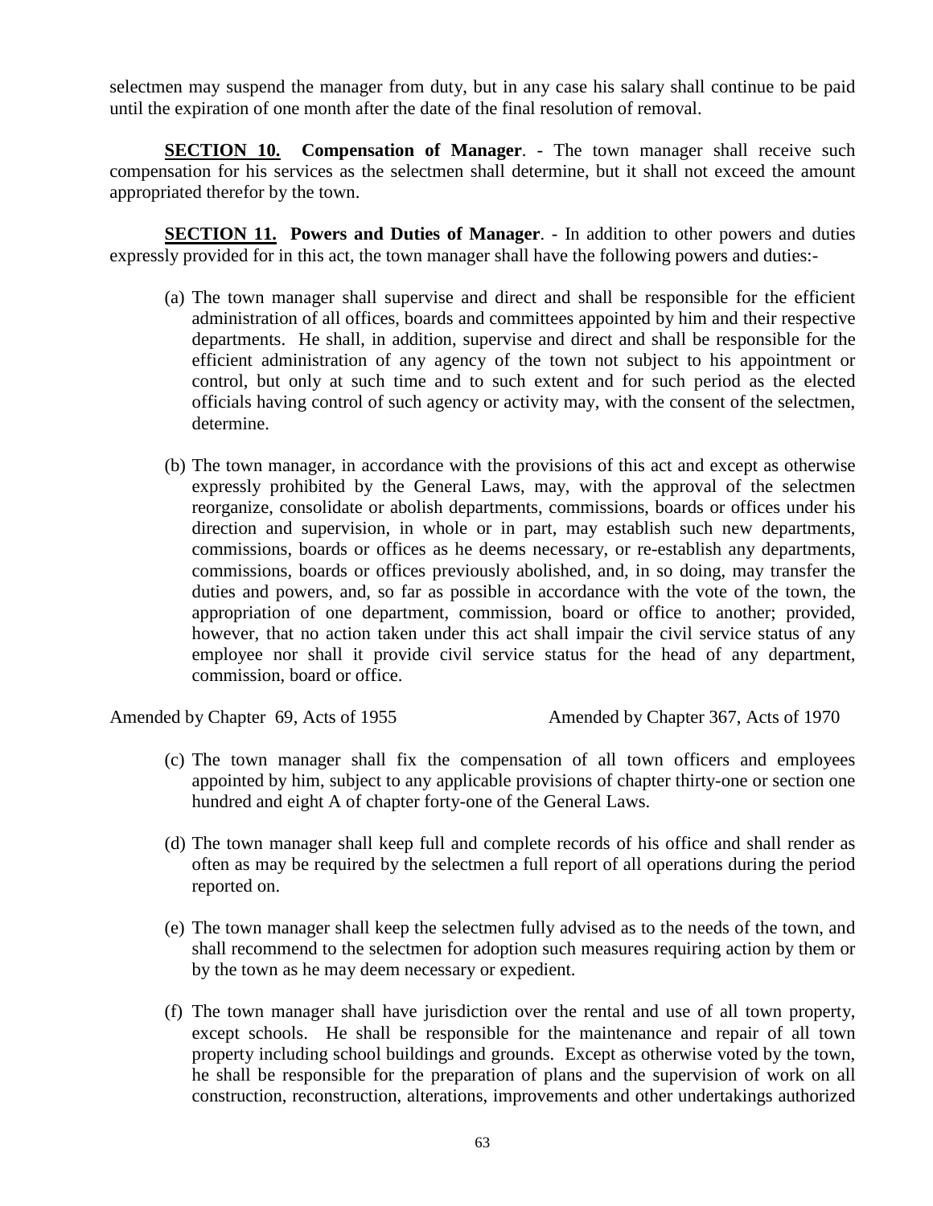selectmen may suspend the manager from duty, but in any case his salary shall continue to be paid until the expiration of one month after the date of the final resolution of removal.

**SECTION 10. Compensation of Manager**. - The town manager shall receive such compensation for his services as the selectmen shall determine, but it shall not exceed the amount appropriated therefor by the town.

**SECTION 11. Powers and Duties of Manager**. - In addition to other powers and duties expressly provided for in this act, the town manager shall have the following powers and duties:-

(a) The town manager shall supervise and direct and shall be responsible for the efficient administration of all offices, boards and committees appointed by him and their respective departments. He shall, in addition, supervise and direct and shall be responsible for the efficient administration of any agency of the town not subject to his appointment or control, but only at such time and to such extent and for such period as the elected officials having control of such agency or activity may, with the consent of the selectmen, determine.

(b) The town manager, in accordance with the provisions of this act and except as otherwise expressly prohibited by the General Laws, may, with the approval of the selectmen reorganize, consolidate or abolish departments, commissions, boards or offices under his direction and supervision, in whole or in part, may establish such new departments, commissions, boards or offices as he deems necessary, or re-establish any departments, commissions, boards or offices previously abolished, and, in so doing, may transfer the duties and powers, and, so far as possible in accordance with the vote of the town, the appropriation of one department, commission, board or office to another; provided, however, that no action taken under this act shall impair the civil service status of any employee nor shall it provide civil service status for the head of any department, commission, board or office.

Amended by Chapter 69, Acts of 1955 Amended by Chapter 367, Acts of 1970

(c) The town manager shall fix the compensation of all town officers and employees appointed by him, subject to any applicable provisions of chapter thirty-one or section one hundred and eight A of chapter forty-one of the General Laws.

(d) The town manager shall keep full and complete records of his office and shall render as often as may be required by the selectmen a full report of all operations during the period reported on.

(e) The town manager shall keep the selectmen fully advised as to the needs of the town, and shall recommend to the selectmen for adoption such measures requiring action by them or by the town as he may deem necessary or expedient.

(f) The town manager shall have jurisdiction over the rental and use of all town property, except schools. He shall be responsible for the maintenance and repair of all town property including school buildings and grounds. Except as otherwise voted by the town, he shall be responsible for the preparation of plans and the supervision of work on all construction, reconstruction, alterations, improvements and other undertakings authorized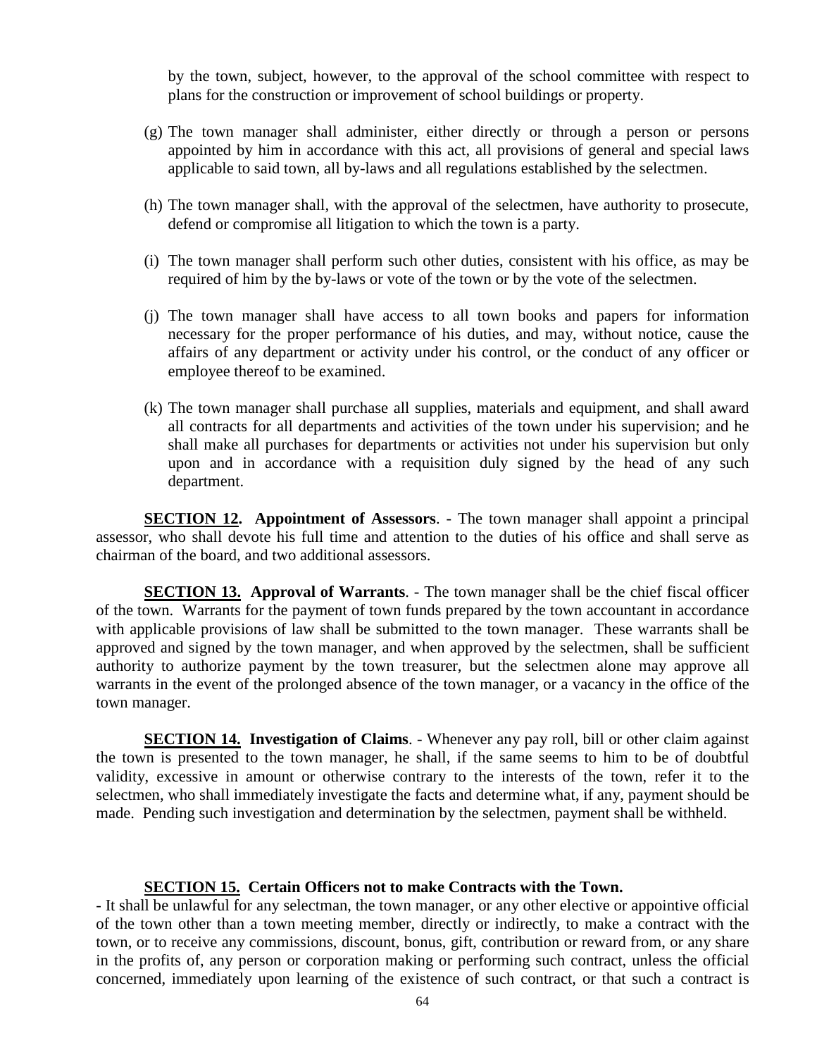by the town, subject, however, to the approval of the school committee with respect to plans for the construction or improvement of school buildings or property.

(g) The town manager shall administer, either directly or through a person or persons appointed by him in accordance with this act, all provisions of general and special laws applicable to said town, all by-laws and all regulations established by the selectmen.

(h) The town manager shall, with the approval of the selectmen, have authority to prosecute, defend or compromise all litigation to which the town is a party.

(i) The town manager shall perform such other duties, consistent with his office, as may be required of him by the by-laws or vote of the town or by the vote of the selectmen.

(j) The town manager shall have access to all town books and papers for information necessary for the proper performance of his duties, and may, without notice, cause the affairs of any department or activity under his control, or the conduct of any officer or employee thereof to be examined.

(k) The town manager shall purchase all supplies, materials and equipment, and shall award all contracts for all departments and activities of the town under his supervision; and he shall make all purchases for departments or activities not under his supervision but only upon and in accordance with a requisition duly signed by the head of any such department.

**SECTION 12. Appointment of Assessors**. - The town manager shall appoint a principal assessor, who shall devote his full time and attention to the duties of his office and shall serve as chairman of the board, and two additional assessors.

**SECTION 13. Approval of Warrants**. - The town manager shall be the chief fiscal officer of the town. Warrants for the payment of town funds prepared by the town accountant in accordance with applicable provisions of law shall be submitted to the town manager. These warrants shall be approved and signed by the town manager, and when approved by the selectmen, shall be sufficient authority to authorize payment by the town treasurer, but the selectmen alone may approve all warrants in the event of the prolonged absence of the town manager, or a vacancy in the office of the town manager.

**SECTION 14. Investigation of Claims**. - Whenever any pay roll, bill or other claim against the town is presented to the town manager, he shall, if the same seems to him to be of doubtful validity, excessive in amount or otherwise contrary to the interests of the town, refer it to the selectmen, who shall immediately investigate the facts and determine what, if any, payment should be made. Pending such investigation and determination by the selectmen, payment shall be withheld.

**SECTION 15. Certain Officers not to make Contracts with the Town.**
- It shall be unlawful for any selectman, the town manager, or any other elective or appointive official of the town other than a town meeting member, directly or indirectly, to make a contract with the town, or to receive any commissions, discount, bonus, gift, contribution or reward from, or any share in the profits of, any person or corporation making or performing such contract, unless the official concerned, immediately upon learning of the existence of such contract, or that such a contract is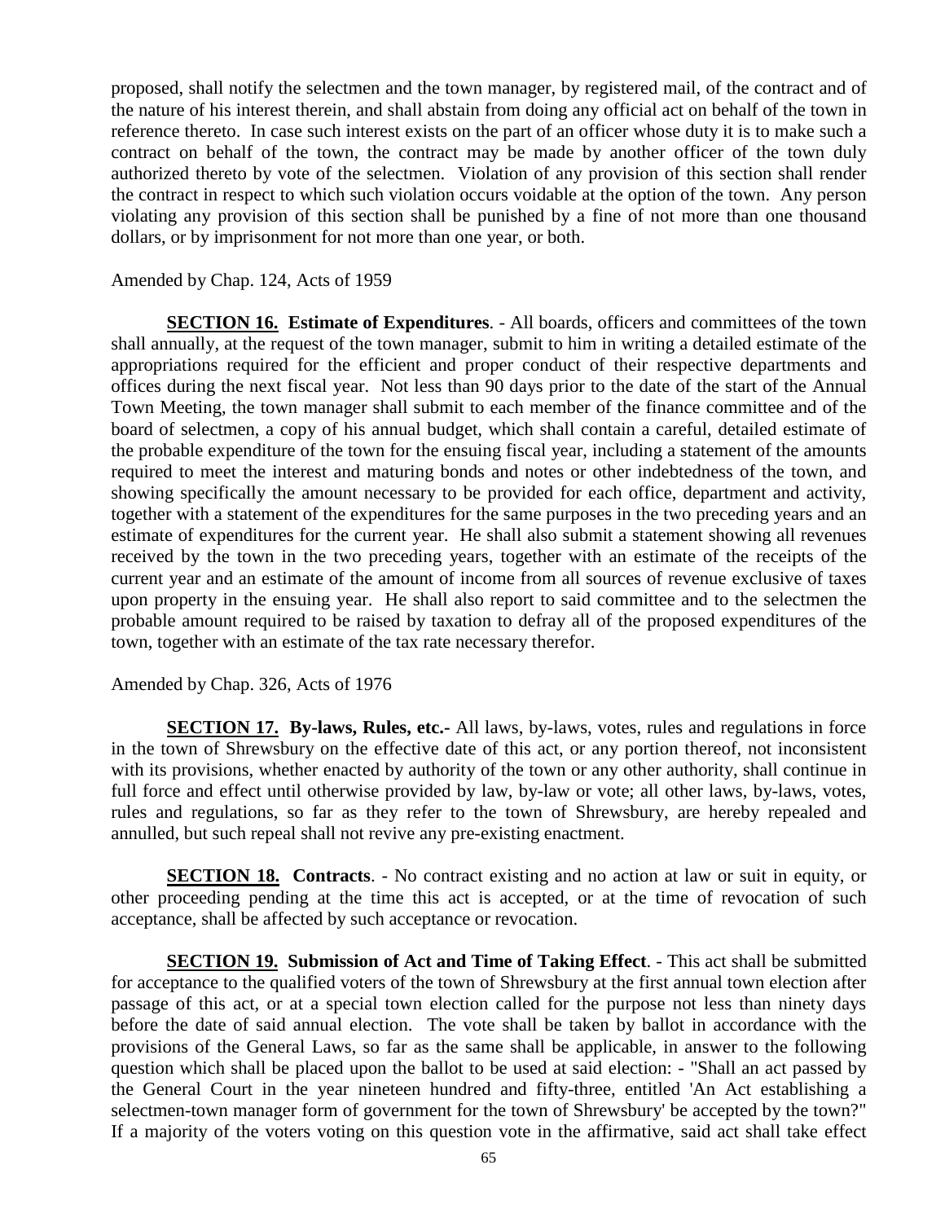proposed, shall notify the selectmen and the town manager, by registered mail, of the contract and of the nature of his interest therein, and shall abstain from doing any official act on behalf of the town in reference thereto. In case such interest exists on the part of an officer whose duty it is to make such a contract on behalf of the town, the contract may be made by another officer of the town duly authorized thereto by vote of the selectmen. Violation of any provision of this section shall render the contract in respect to which such violation occurs voidable at the option of the town. Any person violating any provision of this section shall be punished by a fine of not more than one thousand dollars, or by imprisonment for not more than one year, or both.

Amended by Chap. 124, Acts of 1959

**SECTION 16. Estimate of Expenditures**. - All boards, officers and committees of the town shall annually, at the request of the town manager, submit to him in writing a detailed estimate of the appropriations required for the efficient and proper conduct of their respective departments and offices during the next fiscal year. Not less than 90 days prior to the date of the start of the Annual Town Meeting, the town manager shall submit to each member of the finance committee and of the board of selectmen, a copy of his annual budget, which shall contain a careful, detailed estimate of the probable expenditure of the town for the ensuing fiscal year, including a statement of the amounts required to meet the interest and maturing bonds and notes or other indebtedness of the town, and showing specifically the amount necessary to be provided for each office, department and activity, together with a statement of the expenditures for the same purposes in the two preceding years and an estimate of expenditures for the current year. He shall also submit a statement showing all revenues received by the town in the two preceding years, together with an estimate of the receipts of the current year and an estimate of the amount of income from all sources of revenue exclusive of taxes upon property in the ensuing year. He shall also report to said committee and to the selectmen the probable amount required to be raised by taxation to defray all of the proposed expenditures of the town, together with an estimate of the tax rate necessary therefor.

Amended by Chap. 326, Acts of 1976

**SECTION 17. By-laws, Rules, etc.-** All laws, by-laws, votes, rules and regulations in force in the town of Shrewsbury on the effective date of this act, or any portion thereof, not inconsistent with its provisions, whether enacted by authority of the town or any other authority, shall continue in full force and effect until otherwise provided by law, by-law or vote; all other laws, by-laws, votes, rules and regulations, so far as they refer to the town of Shrewsbury, are hereby repealed and annulled, but such repeal shall not revive any pre-existing enactment.

**SECTION 18. Contracts**. - No contract existing and no action at law or suit in equity, or other proceeding pending at the time this act is accepted, or at the time of revocation of such acceptance, shall be affected by such acceptance or revocation.

**SECTION 19. Submission of Act and Time of Taking Effect**. - This act shall be submitted for acceptance to the qualified voters of the town of Shrewsbury at the first annual town election after passage of this act, or at a special town election called for the purpose not less than ninety days before the date of said annual election. The vote shall be taken by ballot in accordance with the provisions of the General Laws, so far as the same shall be applicable, in answer to the following question which shall be placed upon the ballot to be used at said election: - "Shall an act passed by the General Court in the year nineteen hundred and fifty-three, entitled 'An Act establishing a selectmen-town manager form of government for the town of Shrewsbury' be accepted by the town?" If a majority of the voters voting on this question vote in the affirmative, said act shall take effect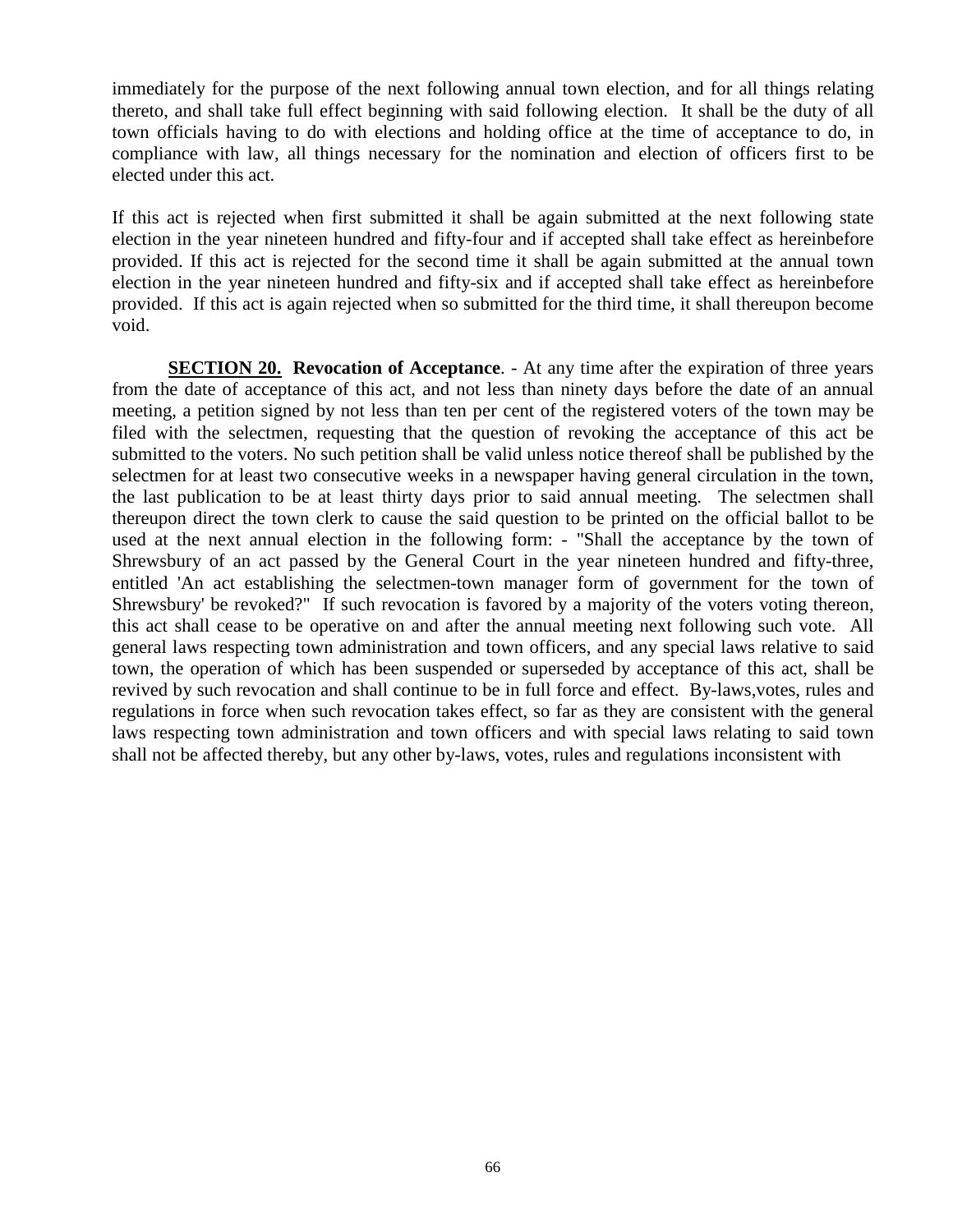immediately for the purpose of the next following annual town election, and for all things relating thereto, and shall take full effect beginning with said following election. It shall be the duty of all town officials having to do with elections and holding office at the time of acceptance to do, in compliance with law, all things necessary for the nomination and election of officers first to be elected under this act.

If this act is rejected when first submitted it shall be again submitted at the next following state election in the year nineteen hundred and fifty-four and if accepted shall take effect as hereinbefore provided. If this act is rejected for the second time it shall be again submitted at the annual town election in the year nineteen hundred and fifty-six and if accepted shall take effect as hereinbefore provided. If this act is again rejected when so submitted for the third time, it shall thereupon become void.

**SECTION 20. Revocation of Acceptance**. - At any time after the expiration of three years from the date of acceptance of this act, and not less than ninety days before the date of an annual meeting, a petition signed by not less than ten per cent of the registered voters of the town may be filed with the selectmen, requesting that the question of revoking the acceptance of this act be submitted to the voters. No such petition shall be valid unless notice thereof shall be published by the selectmen for at least two consecutive weeks in a newspaper having general circulation in the town, the last publication to be at least thirty days prior to said annual meeting. The selectmen shall thereupon direct the town clerk to cause the said question to be printed on the official ballot to be used at the next annual election in the following form: - "Shall the acceptance by the town of Shrewsbury of an act passed by the General Court in the year nineteen hundred and fifty-three, entitled 'An act establishing the selectmen-town manager form of government for the town of Shrewsbury' be revoked?" If such revocation is favored by a majority of the voters voting thereon, this act shall cease to be operative on and after the annual meeting next following such vote. All general laws respecting town administration and town officers, and any special laws relative to said town, the operation of which has been suspended or superseded by acceptance of this act, shall be revived by such revocation and shall continue to be in full force and effect. By-laws,votes, rules and regulations in force when such revocation takes effect, so far as they are consistent with the general laws respecting town administration and town officers and with special laws relating to said town shall not be affected thereby, but any other by-laws, votes, rules and regulations inconsistent with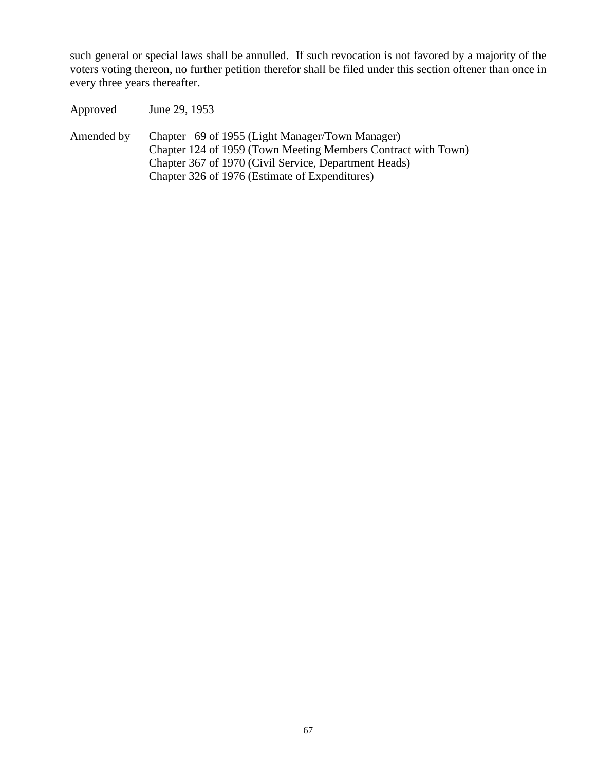such general or special laws shall be annulled. If such revocation is not favored by a majority of the voters voting thereon, no further petition therefor shall be filed under this section oftener than once in every three years thereafter.

| | |
|---|---|
| Approved | June 29, 1953 |
| Amended by | Chapter 69 of 1955 (Light Manager/Town Manager) |
| | Chapter 124 of 1959 (Town Meeting Members Contract with Town) |
| | Chapter 367 of 1970 (Civil Service, Department Heads) |
| | Chapter 326 of 1976 (Estimate of Expenditures) |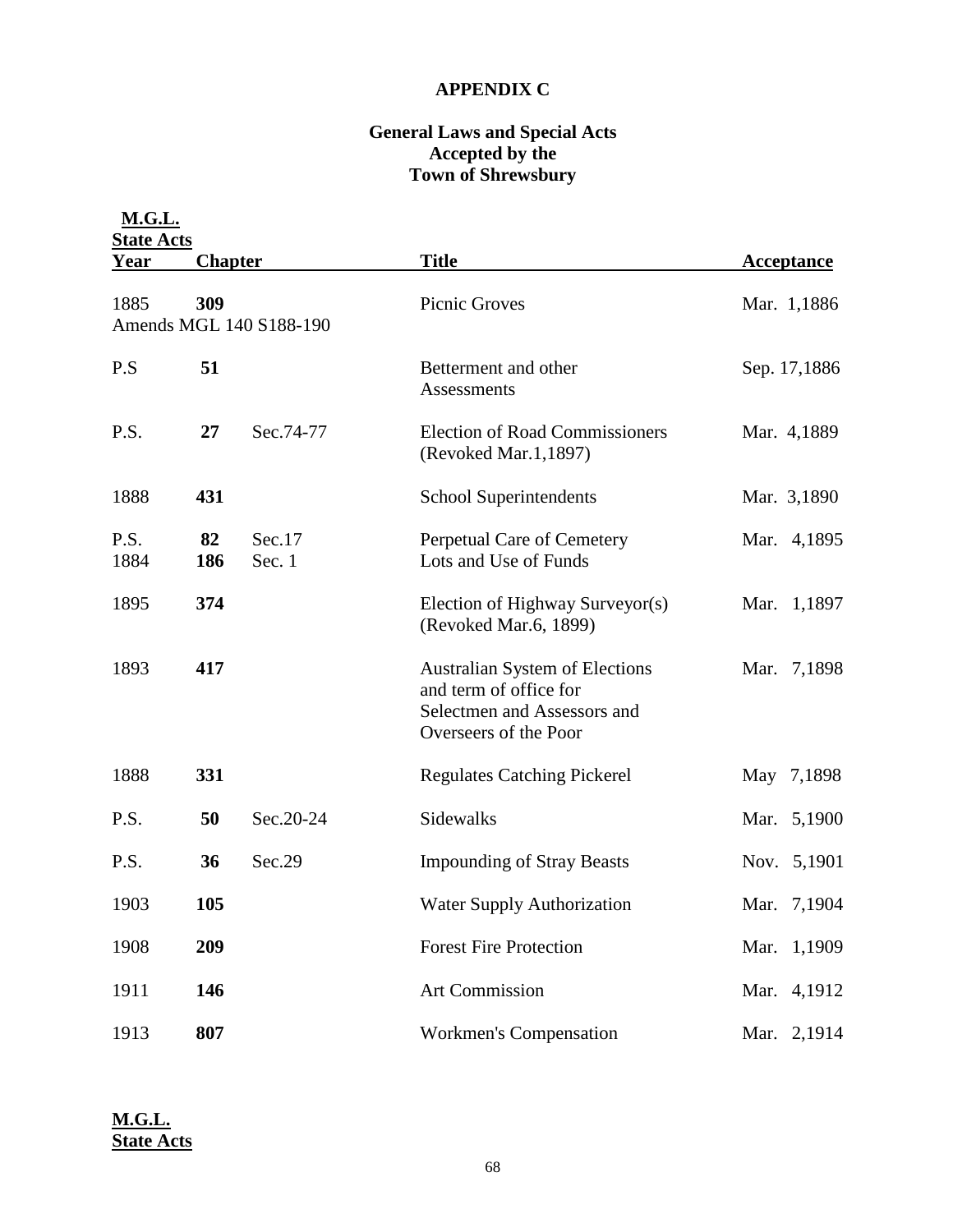**APPENDIX C**

**General Laws and Special Acts Accepted by the Town of Shrewsbury**

| M.G.L. State Acts Year | Chapter | | Title | Acceptance |
|---|---|---|---|---|
| 1885 | **309** Amends MGL 140 S188-190 | | Picnic Groves | Mar. 1,1886 |
| P.S | **51** | | Betterment and other Assessments | Sep. 17,1886 |
| P.S. | **27** | Sec.74-77 | Election of Road Commissioners (Revoked Mar.1,1897) | Mar. 4,1889 |
| 1888 | **431** | | School Superintendents | Mar. 3,1890 |
| P.S. 1884 | **82** **186** | Sec.17 Sec. 1 | Perpetual Care of Cemetery Lots and Use of Funds | Mar. 4,1895 |
| 1895 | **374** | | Election of Highway Surveyor(s) (Revoked Mar.6, 1899) | Mar. 1,1897 |
| 1893 | **417** | | Australian System of Elections and term of office for Selectmen and Assessors and Overseers of the Poor | Mar. 7,1898 |
| 1888 | **331** | | Regulates Catching Pickerel | May 7,1898 |
| P.S. | **50** | Sec.20-24 | Sidewalks | Mar. 5,1900 |
| P.S. | **36** | Sec.29 | Impounding of Stray Beasts | Nov. 5,1901 |
| 1903 | **105** | | Water Supply Authorization | Mar. 7,1904 |
| 1908 | **209** | | Forest Fire Protection | Mar. 1,1909 |
| 1911 | **146** | | Art Commission | Mar. 4,1912 |
| 1913 | **807** | | Workmen's Compensation | Mar. 2,1914 |

**M.G.L.**
**State Acts**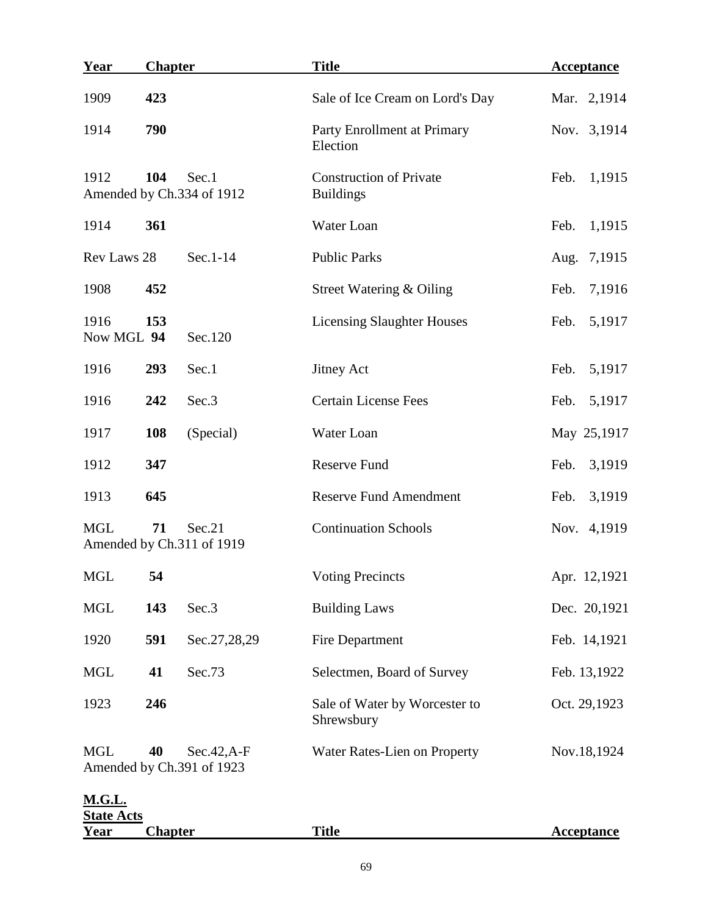| Year | Chapter | | Title | Acceptance |
|---|---|---|---|---|
| 1909 | **423** | | Sale of Ice Cream on Lord's Day | Mar. 2,1914 |
| 1914 | **790** | | Party Enrollment at Primary Election | Nov. 3,1914 |
| 1912 | **104** | Sec.1 Amended by Ch.334 of 1912 | Construction of Private Buildings | Feb. 1,1915 |
| 1914 | **361** | | Water Loan | Feb. 1,1915 |
| Rev Laws 28 | | Sec.1-14 | Public Parks | Aug. 7,1915 |
| 1908 | **452** | | Street Watering & Oiling | Feb. 7,1916 |
| 1916 Now MGL | **153** **94** | Sec.120 | Licensing Slaughter Houses | Feb. 5,1917 |
| 1916 | **293** | Sec.1 | Jitney Act | Feb. 5,1917 |
| 1916 | **242** | Sec.3 | Certain License Fees | Feb. 5,1917 |
| 1917 | **108** | (Special) | Water Loan | May 25,1917 |
| 1912 | **347** | | Reserve Fund | Feb. 3,1919 |
| 1913 | **645** | | Reserve Fund Amendment | Feb. 3,1919 |
| MGL | **71** | Sec.21 Amended by Ch.311 of 1919 | Continuation Schools | Nov. 4,1919 |
| MGL | **54** | | Voting Precincts | Apr. 12,1921 |
| MGL | **143** | Sec.3 | Building Laws | Dec. 20,1921 |
| 1920 | **591** | Sec.27,28,29 | Fire Department | Feb. 14,1921 |
| MGL | **41** | Sec.73 | Selectmen, Board of Survey | Feb. 13,1922 |
| 1923 | **246** | | Sale of Water by Worcester to Shrewsbury | Oct. 29,1923 |
| MGL | **40** | Sec.42,A-F Amended by Ch.391 of 1923 | Water Rates-Lien on Property | Nov.18,1924 |

**M.G.L.**
**State Acts**

| Year | Chapter | Title | Acceptance |
|---|---|---|---|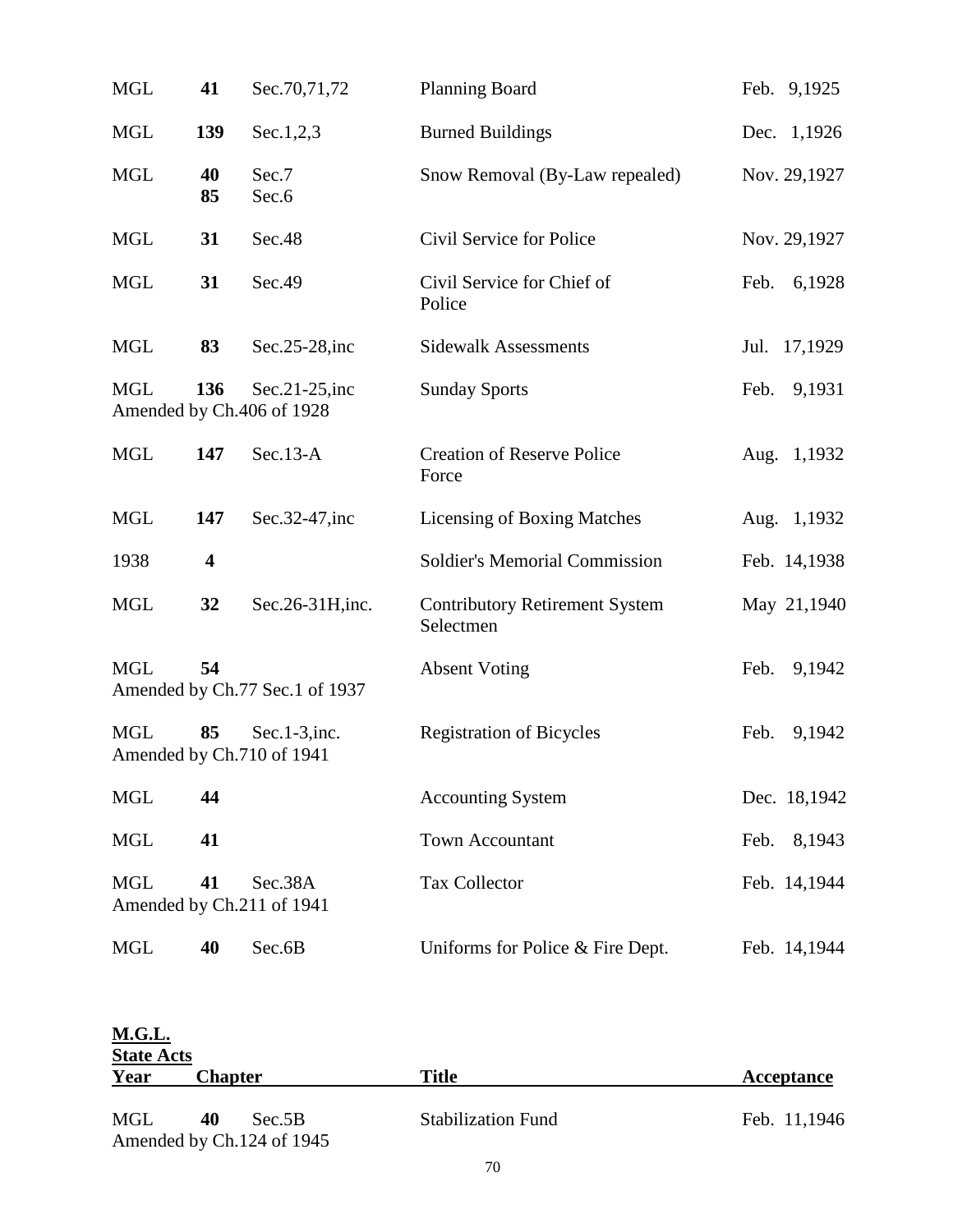| | | | | |
|---|---|---|---|---|
| MGL | **41** | Sec.70,71,72 | Planning Board | Feb. 9,1925 |
| MGL | **139** | Sec.1,2,3 | Burned Buildings | Dec. 1,1926 |
| MGL | **40**<br>**85** | Sec.7<br>Sec.6 | Snow Removal (By-Law repealed) | Nov. 29,1927 |
| MGL | **31** | Sec.48 | Civil Service for Police | Nov. 29,1927 |
| MGL | **31** | Sec.49 | Civil Service for Chief of Police | Feb. 6,1928 |
| MGL | **83** | Sec.25-28,inc | Sidewalk Assessments | Jul. 17,1929 |
| MGL | **136** | Sec.21-25,inc<br>Amended by Ch.406 of 1928 | Sunday Sports | Feb. 9,1931 |
| MGL | **147** | Sec.13-A | Creation of Reserve Police Force | Aug. 1,1932 |
| MGL | **147** | Sec.32-47,inc | Licensing of Boxing Matches | Aug. 1,1932 |
| 1938 | **4** | | Soldier's Memorial Commission | Feb. 14,1938 |
| MGL | **32** | Sec.26-31H,inc. | Contributory Retirement System Selectmen | May 21,1940 |
| MGL | **54** | Amended by Ch.77 Sec.1 of 1937 | Absent Voting | Feb. 9,1942 |
| MGL | **85** | Sec.1-3,inc.<br>Amended by Ch.710 of 1941 | Registration of Bicycles | Feb. 9,1942 |
| MGL | **44** | | Accounting System | Dec. 18,1942 |
| MGL | **41** | | Town Accountant | Feb. 8,1943 |
| MGL | **41** | Sec.38A<br>Amended by Ch.211 of 1941 | Tax Collector | Feb. 14,1944 |
| MGL | **40** | Sec.6B | Uniforms for Police & Fire Dept. | Feb. 14,1944 |

**M.G.L.**
**State Acts**

| Year | Chapter | | Title | Acceptance |
|---|---|---|---|---|
| MGL | **40** | Sec.5B<br>Amended by Ch.124 of 1945 | Stabilization Fund | Feb. 11,1946 |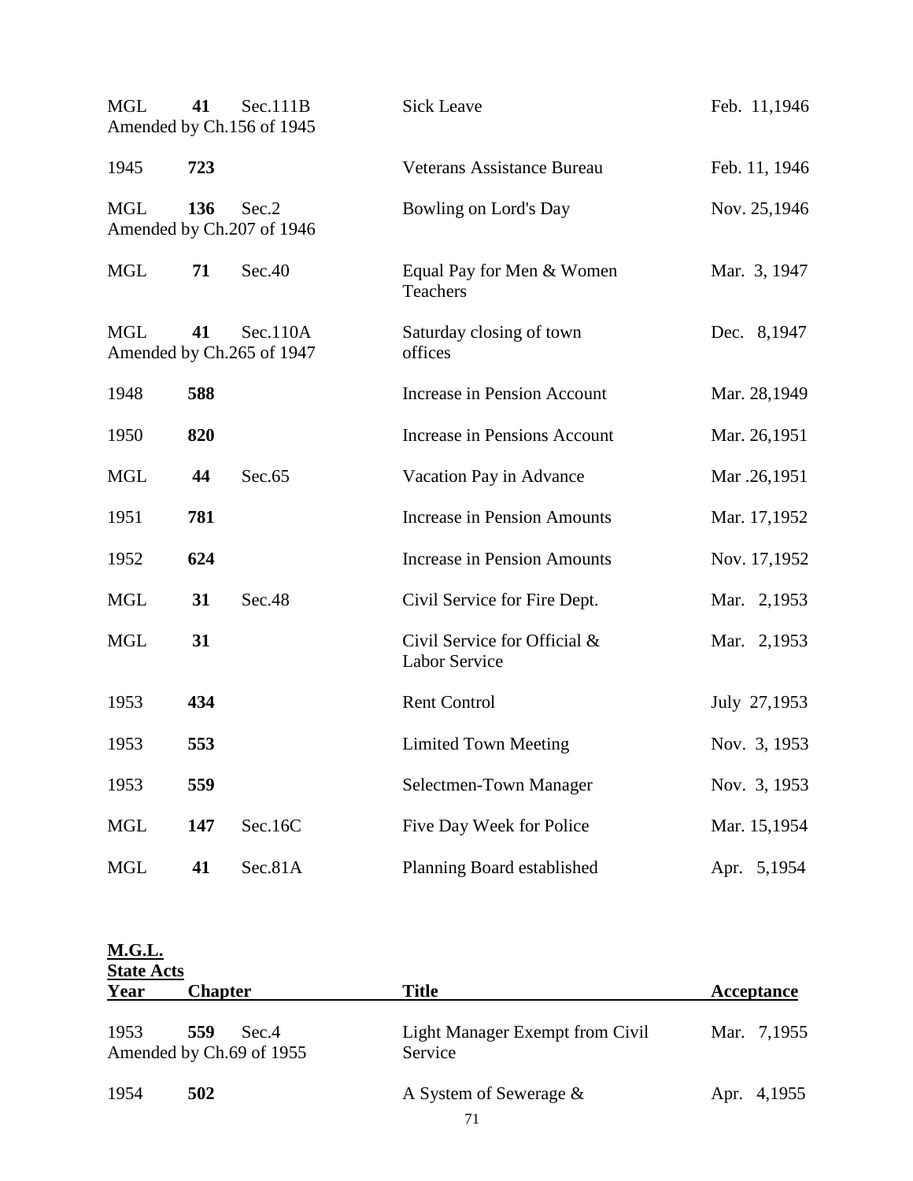| | | | | |
|---|---|---|---|---|
| MGL | **41** | Sec.111B Amended by Ch.156 of 1945 | Sick Leave | Feb. 11,1946 |
| 1945 | **723** | | Veterans Assistance Bureau | Feb. 11, 1946 |
| MGL | **136** | Sec.2 Amended by Ch.207 of 1946 | Bowling on Lord's Day | Nov. 25,1946 |
| MGL | **71** | Sec.40 | Equal Pay for Men & Women Teachers | Mar. 3, 1947 |
| MGL | **41** | Sec.110A Amended by Ch.265 of 1947 | Saturday closing of town offices | Dec. 8,1947 |
| 1948 | **588** | | Increase in Pension Account | Mar. 28,1949 |
| 1950 | **820** | | Increase in Pensions Account | Mar. 26,1951 |
| MGL | **44** | Sec.65 | Vacation Pay in Advance | Mar .26,1951 |
| 1951 | **781** | | Increase in Pension Amounts | Mar. 17,1952 |
| 1952 | **624** | | Increase in Pension Amounts | Nov. 17,1952 |
| MGL | **31** | Sec.48 | Civil Service for Fire Dept. | Mar. 2,1953 |
| MGL | **31** | | Civil Service for Official & Labor Service | Mar. 2,1953 |
| 1953 | **434** | | Rent Control | July 27,1953 |
| 1953 | **553** | | Limited Town Meeting | Nov. 3, 1953 |
| 1953 | **559** | | Selectmen-Town Manager | Nov. 3, 1953 |
| MGL | **147** | Sec.16C | Five Day Week for Police | Mar. 15,1954 |
| MGL | **41** | Sec.81A | Planning Board established | Apr. 5,1954 |

**M.G.L.**
**State Acts**

| Year | Chapter | | Title | Acceptance |
|---|---|---|---|---|
| 1953 | **559** | Sec.4 Amended by Ch.69 of 1955 | Light Manager Exempt from Civil Service | Mar. 7,1955 |
| 1954 | **502** | | A System of Sewerage & | Apr. 4,1955 |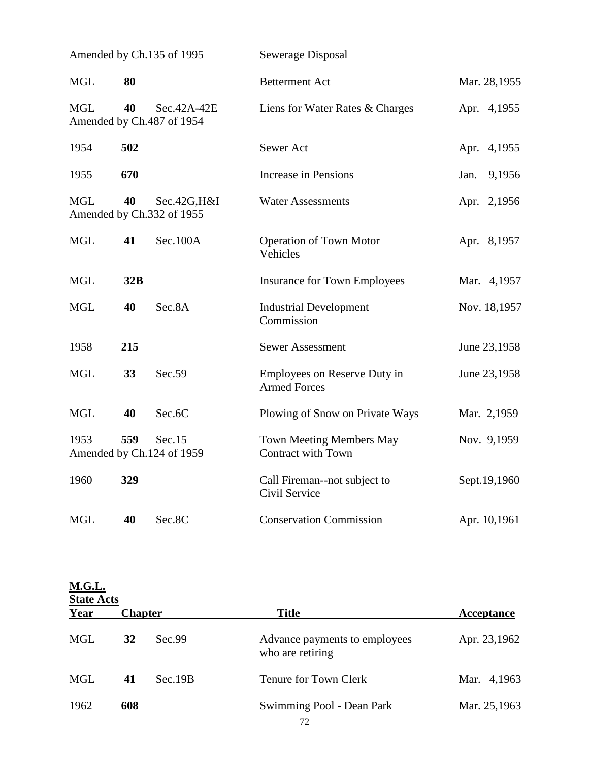| Year | Chapter | | Title | Acceptance |
|---|---|---|---|---|
| Amended by Ch.135 of 1995 | | | Sewerage Disposal | |
| MGL | **80** | | Betterment Act | Mar. 28,1955 |
| MGL | **40** | Sec.42A-42E | Liens for Water Rates & Charges | Apr. 4,1955 |
| Amended by Ch.487 of 1954 | | | | |
| 1954 | **502** | | Sewer Act | Apr. 4,1955 |
| 1955 | **670** | | Increase in Pensions | Jan. 9,1956 |
| MGL | **40** | Sec.42G,H&I | Water Assessments | Apr. 2,1956 |
| Amended by Ch.332 of 1955 | | | | |
| MGL | **41** | Sec.100A | Operation of Town Motor Vehicles | Apr. 8,1957 |
| MGL | **32B** | | Insurance for Town Employees | Mar. 4,1957 |
| MGL | **40** | Sec.8A | Industrial Development Commission | Nov. 18,1957 |
| 1958 | **215** | | Sewer Assessment | June 23,1958 |
| MGL | **33** | Sec.59 | Employees on Reserve Duty in Armed Forces | June 23,1958 |
| MGL | **40** | Sec.6C | Plowing of Snow on Private Ways | Mar. 2,1959 |
| 1953 | **559** | Sec.15 | Town Meeting Members May Contract with Town | Nov. 9,1959 |
| Amended by Ch.124 of 1959 | | | | |
| 1960 | **329** | | Call Fireman--not subject to Civil Service | Sept.19,1960 |
| MGL | **40** | Sec.8C | Conservation Commission | Apr. 10,1961 |

**M.G.L.**
**State Acts**

| Year | Chapter | | Title | Acceptance |
|---|---|---|---|---|
| MGL | **32** | Sec.99 | Advance payments to employees who are retiring | Apr. 23,1962 |
| MGL | **41** | Sec.19B | Tenure for Town Clerk | Mar. 4,1963 |
| 1962 | **608** | | Swimming Pool - Dean Park | Mar. 25,1963 |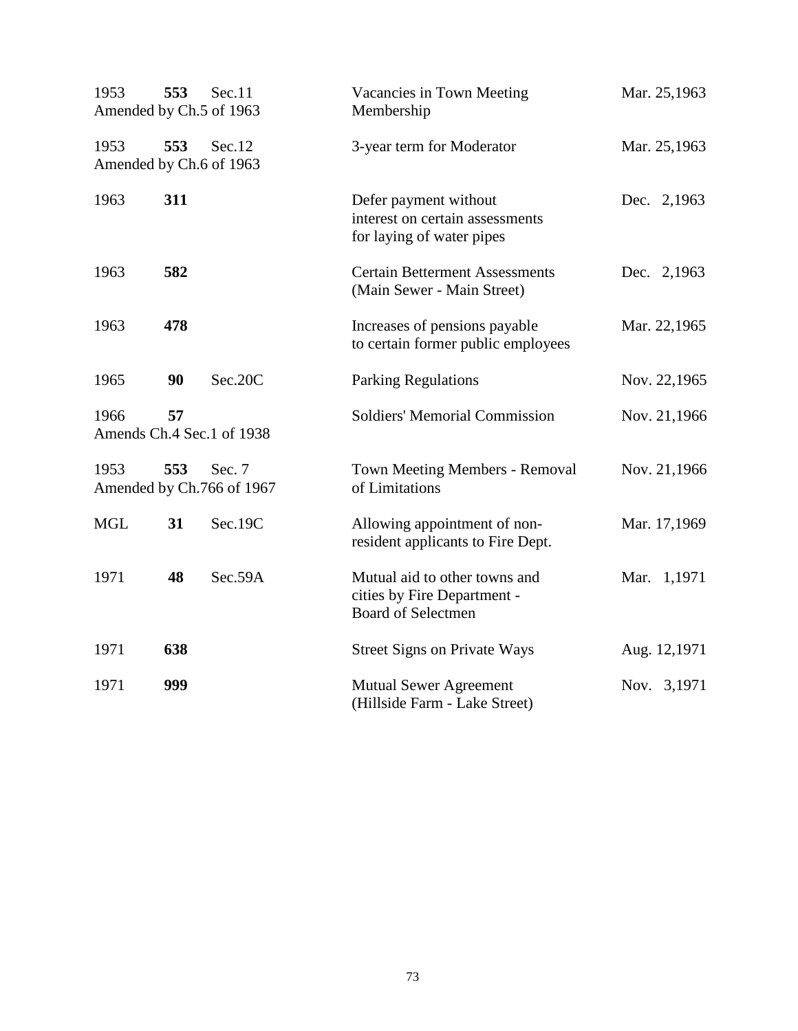| | | | | |
|---|---|---|---|---|
| 1953 | **553** | Sec.11 | Vacancies in Town Meeting Membership | Mar. 25,1963 |
| Amended by Ch.5 of 1963 | | | | |
| 1953 | **553** | Sec.12 | 3-year term for Moderator | Mar. 25,1963 |
| Amended by Ch.6 of 1963 | | | | |
| 1963 | **311** | | Defer payment without interest on certain assessments for laying of water pipes | Dec. 2,1963 |
| 1963 | **582** | | Certain Betterment Assessments (Main Sewer - Main Street) | Dec. 2,1963 |
| 1963 | **478** | | Increases of pensions payable to certain former public employees | Mar. 22,1965 |
| 1965 | **90** | Sec.20C | Parking Regulations | Nov. 22,1965 |
| 1966 | **57** | | Soldiers' Memorial Commission | Nov. 21,1966 |
| Amends Ch.4 Sec.1 of 1938 | | | | |
| 1953 | **553** | Sec. 7 | Town Meeting Members - Removal of Limitations | Nov. 21,1966 |
| Amended by Ch.766 of 1967 | | | | |
| MGL | **31** | Sec.19C | Allowing appointment of non-resident applicants to Fire Dept. | Mar. 17,1969 |
| 1971 | **48** | Sec.59A | Mutual aid to other towns and cities by Fire Department - Board of Selectmen | Mar. 1,1971 |
| 1971 | **638** | | Street Signs on Private Ways | Aug. 12,1971 |
| 1971 | **999** | | Mutual Sewer Agreement (Hillside Farm - Lake Street) | Nov. 3,1971 |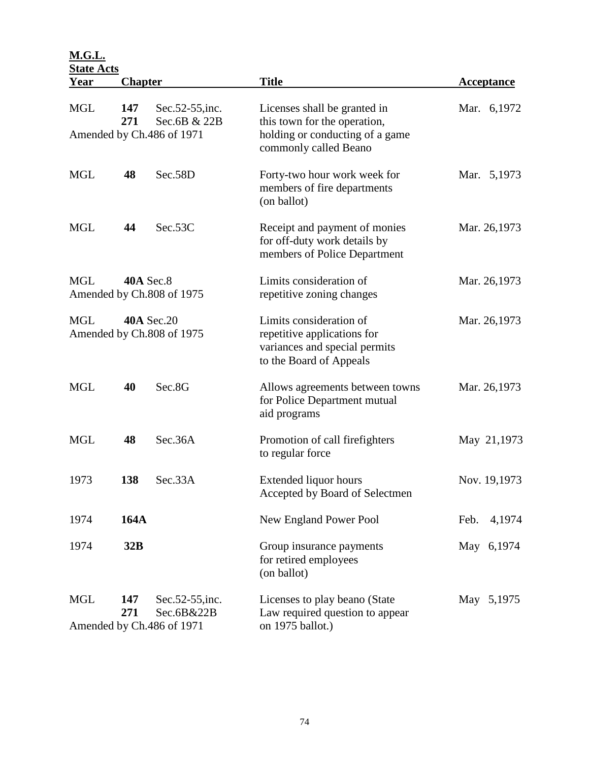**M.G.L.**
**State Acts**

| Year | Chapter | | Title | Acceptance |
|---|---|---|---|---|
| MGL | **147** **271** Amended by Ch.486 of 1971 | Sec.52-55,inc. Sec.6B & 22B | Licenses shall be granted in this town for the operation, holding or conducting of a game commonly called Beano | Mar. 6,1972 |
| MGL | **48** | Sec.58D | Forty-two hour work week for members of fire departments (on ballot) | Mar. 5,1973 |
| MGL | **44** | Sec.53C | Receipt and payment of monies for off-duty work details by members of Police Department | Mar. 26,1973 |
| MGL | **40A** Sec.8 Amended by Ch.808 of 1975 | | Limits consideration of repetitive zoning changes | Mar. 26,1973 |
| MGL | **40A** Sec.20 Amended by Ch.808 of 1975 | | Limits consideration of repetitive applications for variances and special permits to the Board of Appeals | Mar. 26,1973 |
| MGL | **40** | Sec.8G | Allows agreements between towns for Police Department mutual aid programs | Mar. 26,1973 |
| MGL | **48** | Sec.36A | Promotion of call firefighters to regular force | May 21,1973 |
| 1973 | **138** | Sec.33A | Extended liquor hours Accepted by Board of Selectmen | Nov. 19,1973 |
| 1974 | **164A** | | New England Power Pool | Feb. 4,1974 |
| 1974 | **32B** | | Group insurance payments for retired employees (on ballot) | May 6,1974 |
| MGL | **147** **271** Amended by Ch.486 of 1971 | Sec.52-55,inc. Sec.6B&22B | Licenses to play beano (State Law required question to appear on 1975 ballot.) | May 5,1975 |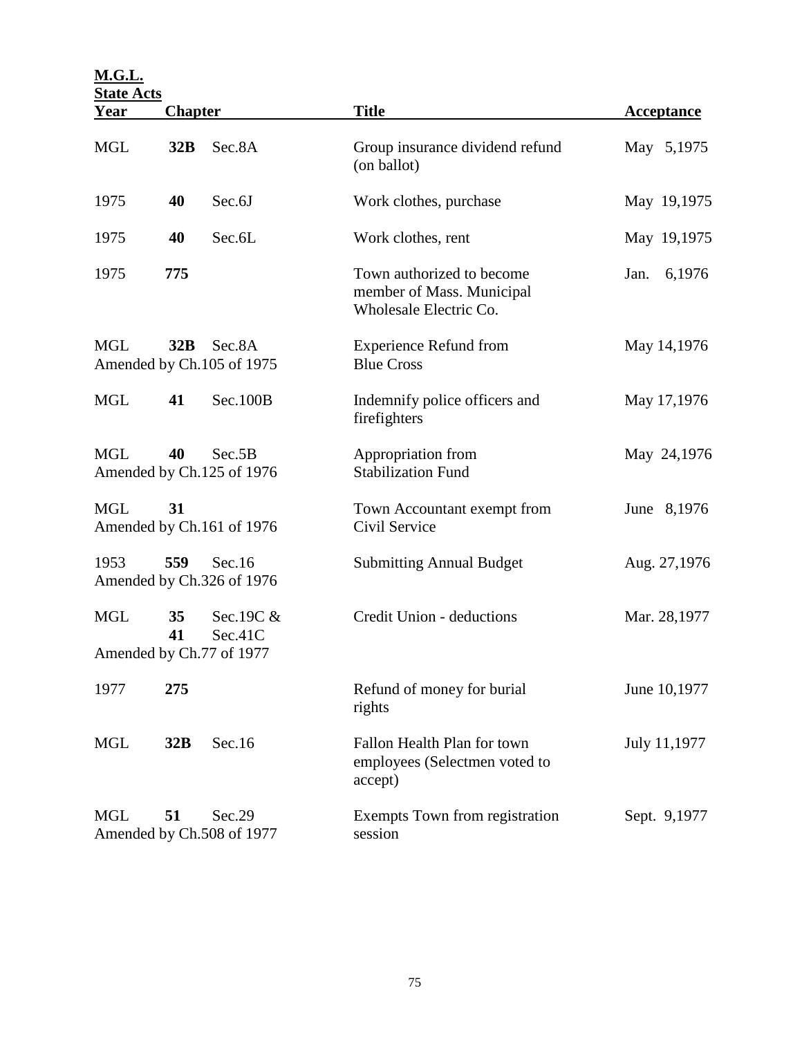**M.G.L.**
**State Acts**

| Year | Chapter | | Title | Acceptance |
|---|---|---|---|---|
| MGL | **32B** | Sec.8A | Group insurance dividend refund (on ballot) | May 5,1975 |
| 1975 | **40** | Sec.6J | Work clothes, purchase | May 19,1975 |
| 1975 | **40** | Sec.6L | Work clothes, rent | May 19,1975 |
| 1975 | **775** | | Town authorized to become member of Mass. Municipal Wholesale Electric Co. | Jan. 6,1976 |
| MGL | **32B** | Sec.8A Amended by Ch.105 of 1975 | Experience Refund from Blue Cross | May 14,1976 |
| MGL | **41** | Sec.100B | Indemnify police officers and firefighters | May 17,1976 |
| MGL | **40** | Sec.5B Amended by Ch.125 of 1976 | Appropriation from Stabilization Fund | May 24,1976 |
| MGL | **31** | Amended by Ch.161 of 1976 | Town Accountant exempt from Civil Service | June 8,1976 |
| 1953 | **559** | Sec.16 Amended by Ch.326 of 1976 | Submitting Annual Budget | Aug. 27,1976 |
| MGL | **35** **41** | Sec.19C & Sec.41C Amended by Ch.77 of 1977 | Credit Union - deductions | Mar. 28,1977 |
| 1977 | **275** | | Refund of money for burial rights | June 10,1977 |
| MGL | **32B** | Sec.16 | Fallon Health Plan for town employees (Selectmen voted to accept) | July 11,1977 |
| MGL | **51** | Sec.29 Amended by Ch.508 of 1977 | Exempts Town from registration session | Sept. 9,1977 |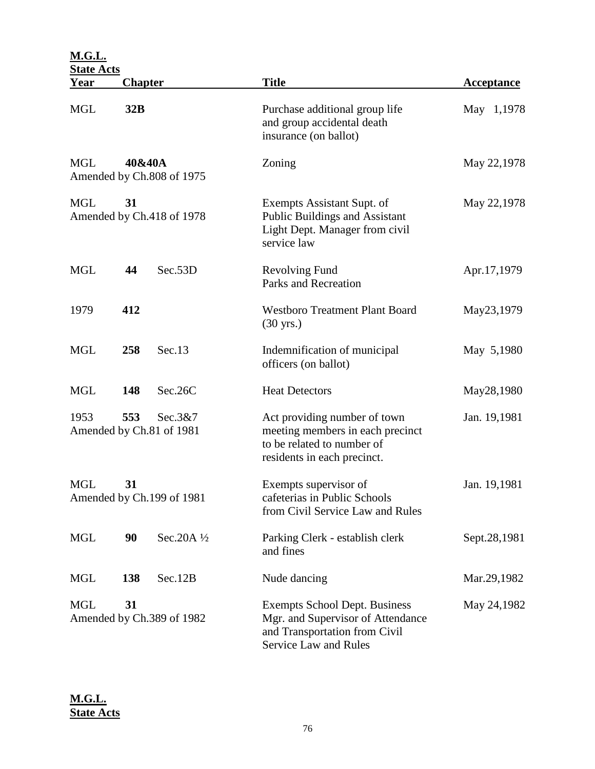**M.G.L.**
**State Acts**

| Year | Chapter | | Title | Acceptance |
|---|---|---|---|---|
| MGL | **32B** | | Purchase additional group life and group accidental death insurance (on ballot) | May 1,1978 |
| MGL | **40&40A** Amended by Ch.808 of 1975 | | Zoning | May 22,1978 |
| MGL | **31** Amended by Ch.418 of 1978 | | Exempts Assistant Supt. of Public Buildings and Assistant Light Dept. Manager from civil service law | May 22,1978 |
| MGL | **44** | Sec.53D | Revolving Fund Parks and Recreation | Apr.17,1979 |
| 1979 | **412** | | Westboro Treatment Plant Board (30 yrs.) | May23,1979 |
| MGL | **258** | Sec.13 | Indemnification of municipal officers (on ballot) | May 5,1980 |
| MGL | **148** | Sec.26C | Heat Detectors | May28,1980 |
| 1953 | **553** Amended by Ch.81 of 1981 | Sec.3&7 | Act providing number of town meeting members in each precinct to be related to number of residents in each precinct. | Jan. 19,1981 |
| MGL | **31** Amended by Ch.199 of 1981 | | Exempts supervisor of cafeterias in Public Schools from Civil Service Law and Rules | Jan. 19,1981 |
| MGL | **90** | Sec.20A ½ | Parking Clerk - establish clerk and fines | Sept.28,1981 |
| MGL | **138** | Sec.12B | Nude dancing | Mar.29,1982 |
| MGL | **31** Amended by Ch.389 of 1982 | | Exempts School Dept. Business Mgr. and Supervisor of Attendance and Transportation from Civil Service Law and Rules | May 24,1982 |

**M.G.L.**
**State Acts**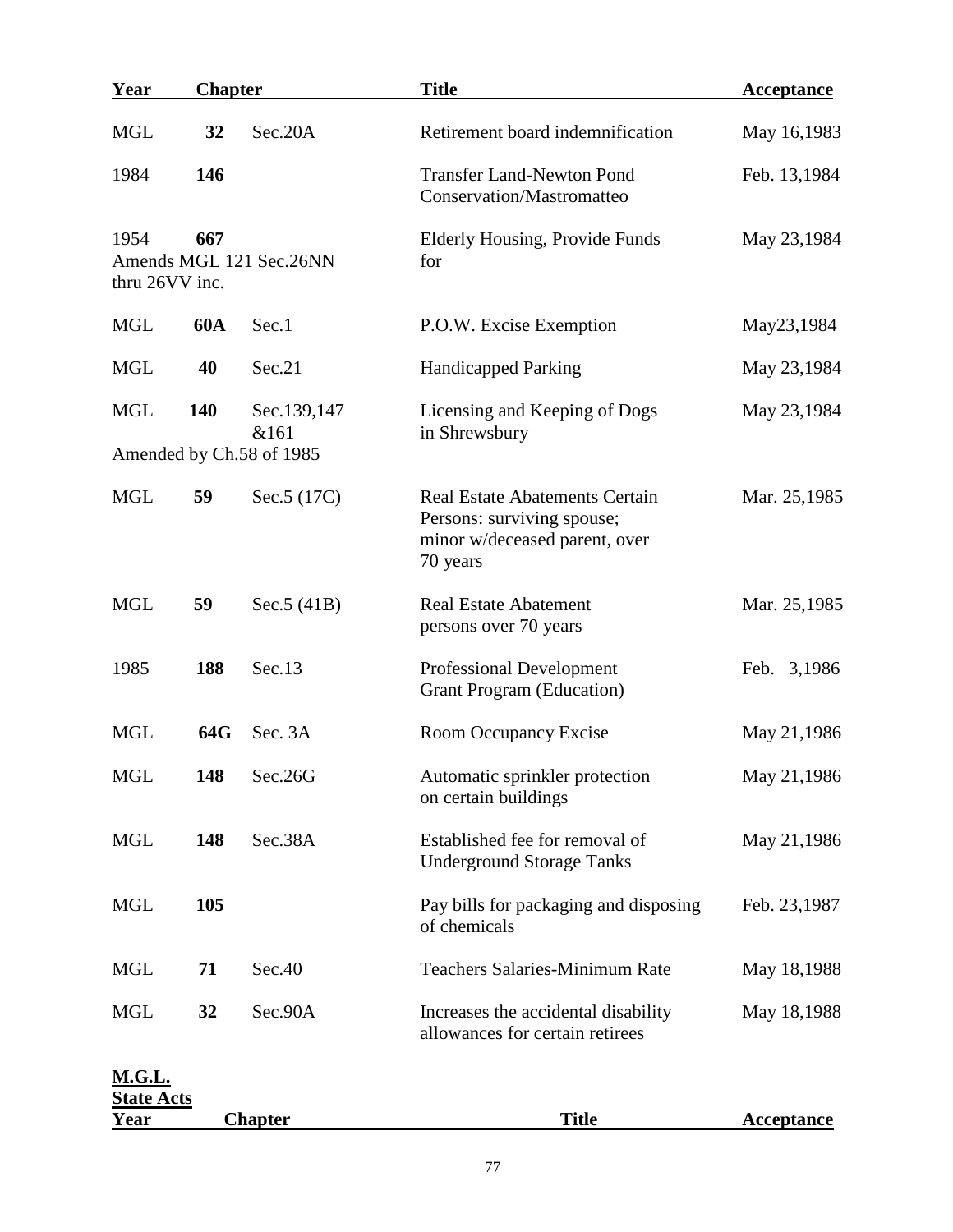| Year | Chapter | | Title | Acceptance |
|---|---|---|---|---|
| MGL | **32** | Sec.20A | Retirement board indemnification | May 16,1983 |
| 1984 | **146** | | Transfer Land-Newton Pond Conservation/Mastromatteo | Feb. 13,1984 |
| 1954 | **667** Amends MGL 121 Sec.26NN thru 26VV inc. | | Elderly Housing, Provide Funds for | May 23,1984 |
| MGL | **60A** | Sec.1 | P.O.W. Excise Exemption | May23,1984 |
| MGL | **40** | Sec.21 | Handicapped Parking | May 23,1984 |
| MGL | **140** | Sec.139,147 &161 Amended by Ch.58 of 1985 | Licensing and Keeping of Dogs in Shrewsbury | May 23,1984 |
| MGL | **59** | Sec.5 (17C) | Real Estate Abatements Certain Persons: surviving spouse; minor w/deceased parent, over 70 years | Mar. 25,1985 |
| MGL | **59** | Sec.5 (41B) | Real Estate Abatement persons over 70 years | Mar. 25,1985 |
| 1985 | **188** | Sec.13 | Professional Development Grant Program (Education) | Feb. 3,1986 |
| MGL | **64G** | Sec. 3A | Room Occupancy Excise | May 21,1986 |
| MGL | **148** | Sec.26G | Automatic sprinkler protection on certain buildings | May 21,1986 |
| MGL | **148** | Sec.38A | Established fee for removal of Underground Storage Tanks | May 21,1986 |
| MGL | **105** | | Pay bills for packaging and disposing of chemicals | Feb. 23,1987 |
| MGL | **71** | Sec.40 | Teachers Salaries-Minimum Rate | May 18,1988 |
| MGL | **32** | Sec.90A | Increases the accidental disability allowances for certain retirees | May 18,1988 |

**M.G.L.**
**State Acts**

| Year | Chapter | Title | Acceptance |
|---|---|---|---|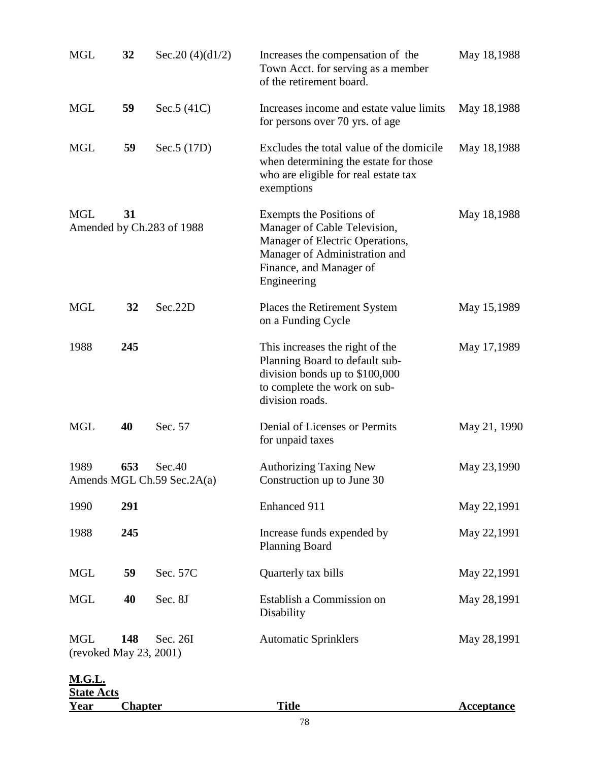| | | | | |
|---|---|---|---|---|
| MGL | **32** | Sec.20 (4)(d1/2) | Increases the compensation of the Town Acct. for serving as a member of the retirement board. | May 18,1988 |
| MGL | **59** | Sec.5 (41C) | Increases income and estate value limits for persons over 70 yrs. of age | May 18,1988 |
| MGL | **59** | Sec.5 (17D) | Excludes the total value of the domicile when determining the estate for those who are eligible for real estate tax exemptions | May 18,1988 |
| MGL Amended by Ch.283 of 1988 | **31** | | Exempts the Positions of Manager of Cable Television, Manager of Electric Operations, Manager of Administration and Finance, and Manager of Engineering | May 18,1988 |
| MGL | **32** | Sec.22D | Places the Retirement System on a Funding Cycle | May 15,1989 |
| 1988 | **245** | | This increases the right of the Planning Board to default sub-division bonds up to $100,000 to complete the work on sub-division roads. | May 17,1989 |
| MGL | **40** | Sec. 57 | Denial of Licenses or Permits for unpaid taxes | May 21, 1990 |
| 1989 | **653** | Sec.40 Amends MGL Ch.59 Sec.2A(a) | Authorizing Taxing New Construction up to June 30 | May 23,1990 |
| 1990 | **291** | | Enhanced 911 | May 22,1991 |
| 1988 | **245** | | Increase funds expended by Planning Board | May 22,1991 |
| MGL | **59** | Sec. 57C | Quarterly tax bills | May 22,1991 |
| MGL | **40** | Sec. 8J | Establish a Commission on Disability | May 28,1991 |
| MGL (revoked May 23, 2001) | **148** | Sec. 26I | Automatic Sprinklers | May 28,1991 |

**M.G.L.**
**State Acts**

| **Year** | **Chapter** | **Title** | **Acceptance** |
|---|---|---|---|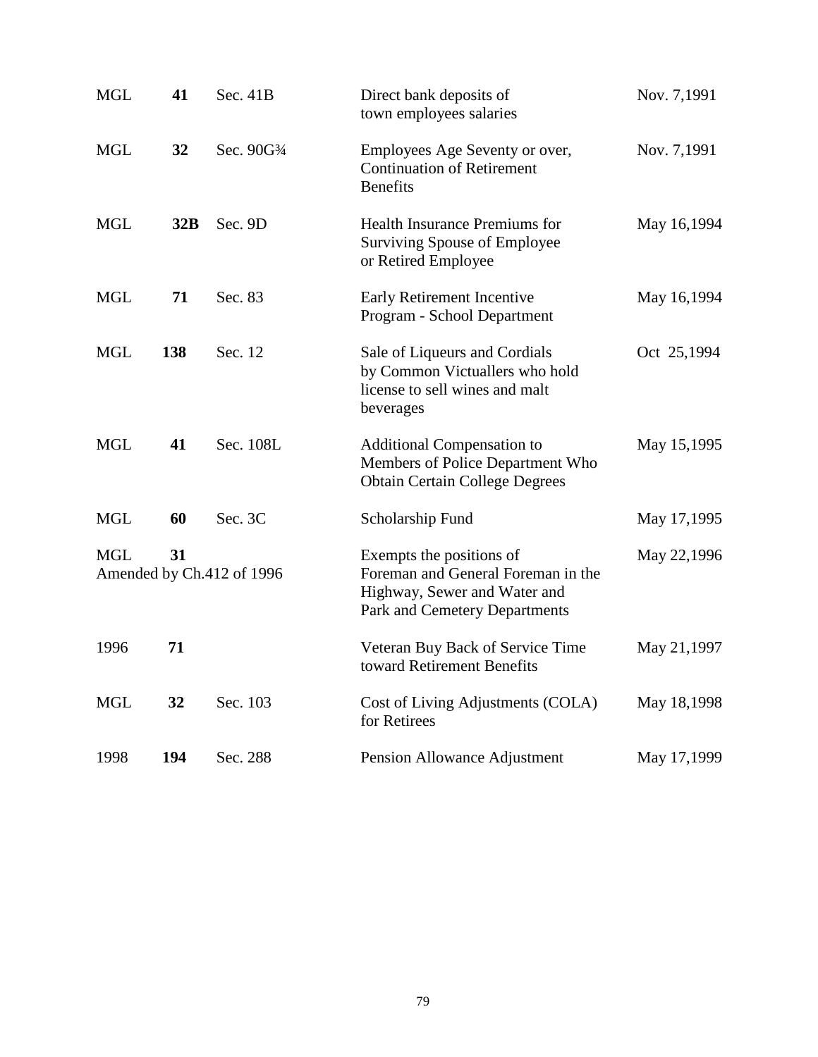| | | | | |
|---|---|---|---|---|
| MGL | **41** | Sec. 41B | Direct bank deposits of town employees salaries | Nov. 7,1991 |
| MGL | **32** | Sec. 90G¾ | Employees Age Seventy or over, Continuation of Retirement Benefits | Nov. 7,1991 |
| MGL | **32B** | Sec. 9D | Health Insurance Premiums for Surviving Spouse of Employee or Retired Employee | May 16,1994 |
| MGL | **71** | Sec. 83 | Early Retirement Incentive Program - School Department | May 16,1994 |
| MGL | **138** | Sec. 12 | Sale of Liqueurs and Cordials by Common Victuallers who hold license to sell wines and malt beverages | Oct 25,1994 |
| MGL | **41** | Sec. 108L | Additional Compensation to Members of Police Department Who Obtain Certain College Degrees | May 15,1995 |
| MGL | **60** | Sec. 3C | Scholarship Fund | May 17,1995 |
| MGL | **31** Amended by Ch.412 of 1996 | | Exempts the positions of Foreman and General Foreman in the Highway, Sewer and Water and Park and Cemetery Departments | May 22,1996 |
| 1996 | **71** | | Veteran Buy Back of Service Time toward Retirement Benefits | May 21,1997 |
| MGL | **32** | Sec. 103 | Cost of Living Adjustments (COLA) for Retirees | May 18,1998 |
| 1998 | **194** | Sec. 288 | Pension Allowance Adjustment | May 17,1999 |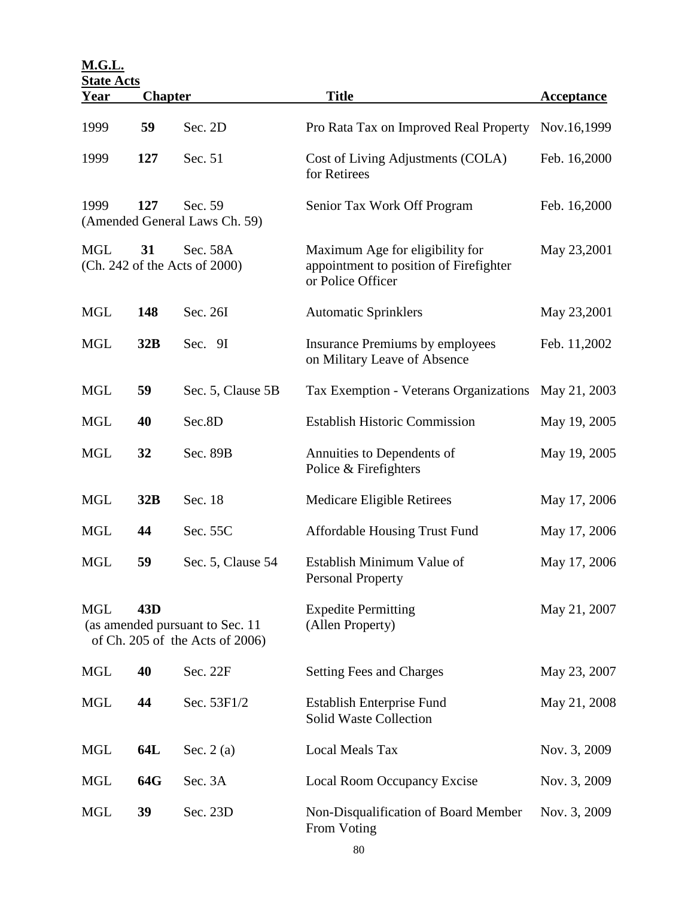| **M.G.L. State Acts Year** | **Chapter** | | **Title** | **Acceptance** |
|---|---|---|---|---|
| 1999 | **59** | Sec. 2D | Pro Rata Tax on Improved Real Property | Nov.16,1999 |
| 1999 | **127** | Sec. 51 | Cost of Living Adjustments (COLA) for Retirees | Feb. 16,2000 |
| 1999 | **127** | Sec. 59 (Amended General Laws Ch. 59) | Senior Tax Work Off Program | Feb. 16,2000 |
| MGL | **31** | Sec. 58A (Ch. 242 of the Acts of 2000) | Maximum Age for eligibility for appointment to position of Firefighter or Police Officer | May 23,2001 |
| MGL | **148** | Sec. 26I | Automatic Sprinklers | May 23,2001 |
| MGL | **32B** | Sec. 9I | Insurance Premiums by employees on Military Leave of Absence | Feb. 11,2002 |
| MGL | **59** | Sec. 5, Clause 5B | Tax Exemption - Veterans Organizations | May 21, 2003 |
| MGL | **40** | Sec.8D | Establish Historic Commission | May 19, 2005 |
| MGL | **32** | Sec. 89B | Annuities to Dependents of Police & Firefighters | May 19, 2005 |
| MGL | **32B** | Sec. 18 | Medicare Eligible Retirees | May 17, 2006 |
| MGL | **44** | Sec. 55C | Affordable Housing Trust Fund | May 17, 2006 |
| MGL | **59** | Sec. 5, Clause 54 | Establish Minimum Value of Personal Property | May 17, 2006 |
| MGL | **43D** | (as amended pursuant to Sec. 11 of Ch. 205 of the Acts of 2006) | Expedite Permitting (Allen Property) | May 21, 2007 |
| MGL | **40** | Sec. 22F | Setting Fees and Charges | May 23, 2007 |
| MGL | **44** | Sec. 53F1/2 | Establish Enterprise Fund Solid Waste Collection | May 21, 2008 |
| MGL | **64L** | Sec. 2 (a) | Local Meals Tax | Nov. 3, 2009 |
| MGL | **64G** | Sec. 3A | Local Room Occupancy Excise | Nov. 3, 2009 |
| MGL | **39** | Sec. 23D | Non-Disqualification of Board Member From Voting | Nov. 3, 2009 |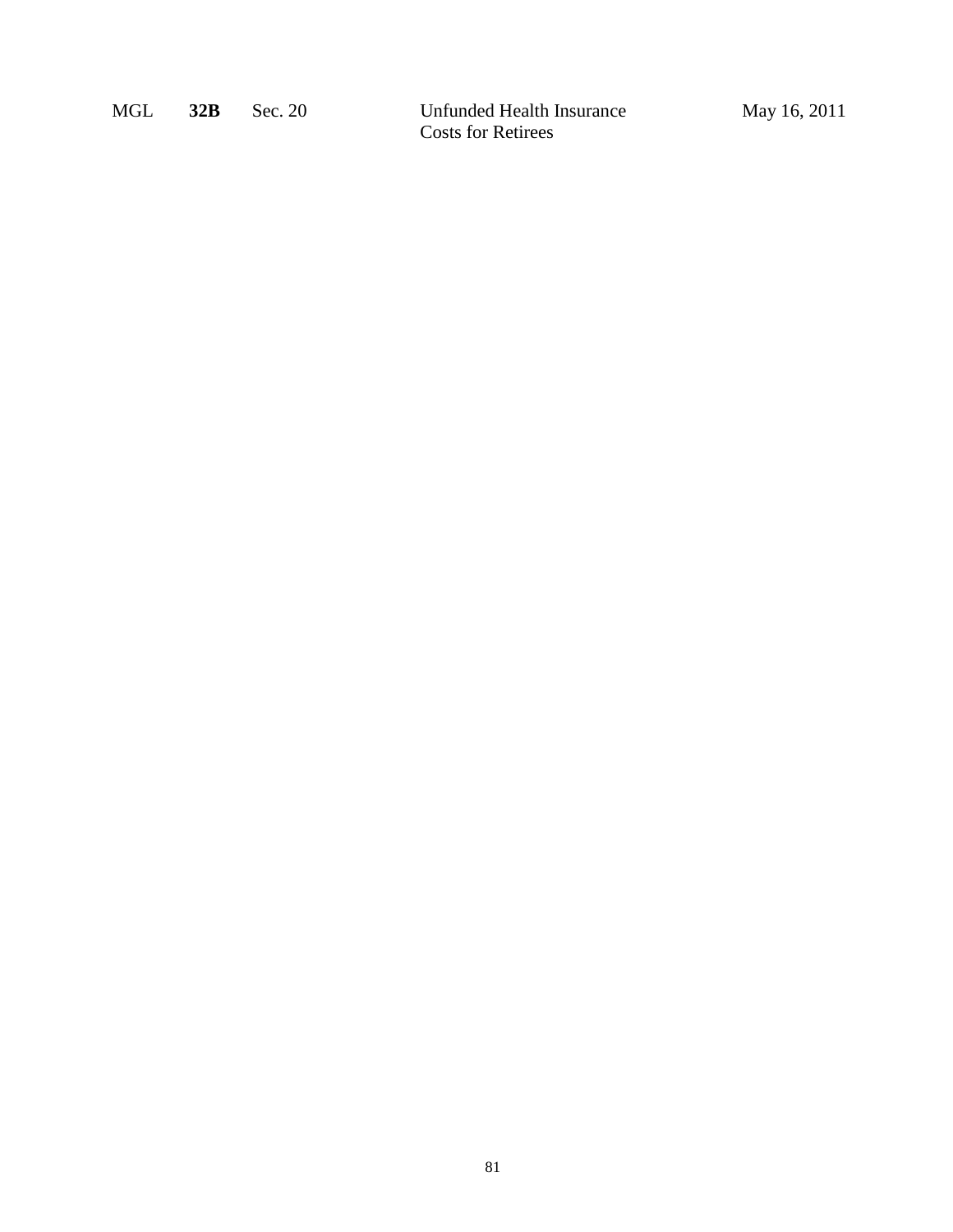| | | | | |
|---|---|---|---|---|
| MGL | **32B** | Sec. 20 | Unfunded Health Insurance Costs for Retirees | May 16, 2011 |